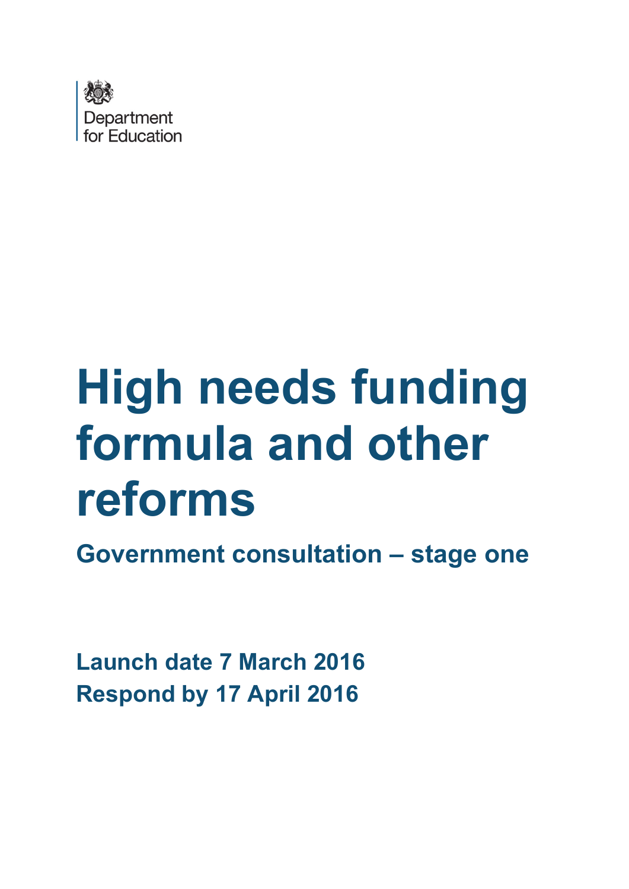Department for Education

# High needs funding formula and other reforms

## Government consultation – stage one

**Launch date 7 March 2016**
**Respond by 17 April 2016**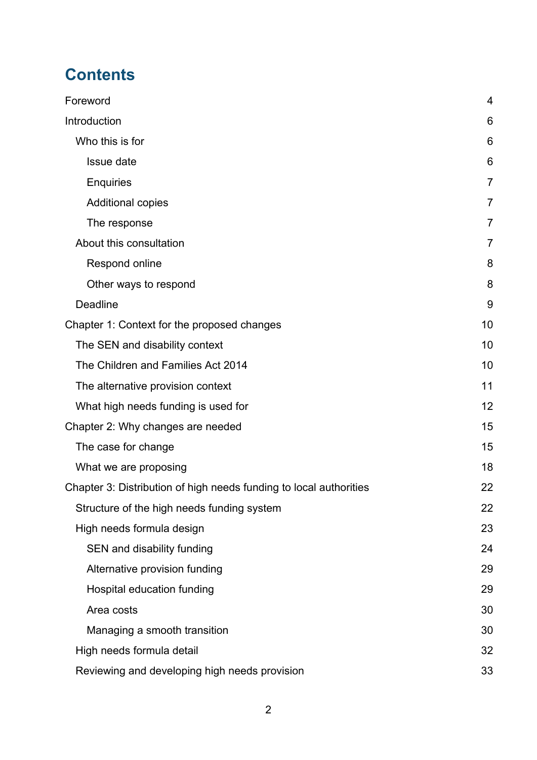# Contents

Foreword 4

Introduction 6

- Who this is for 6
  - Issue date 6
  - Enquiries 7
  - Additional copies 7
  - The response 7
- About this consultation 7
  - Respond online 8
  - Other ways to respond 8
- Deadline 9

Chapter 1: Context for the proposed changes 10

- The SEN and disability context 10
- The Children and Families Act 2014 10
- The alternative provision context 11
- What high needs funding is used for 12

Chapter 2: Why changes are needed 15

- The case for change 15
- What we are proposing 18

Chapter 3: Distribution of high needs funding to local authorities 22

- Structure of the high needs funding system 22
- High needs formula design 23
  - SEN and disability funding 24
  - Alternative provision funding 29
  - Hospital education funding 29
  - Area costs 30
  - Managing a smooth transition 30
- High needs formula detail 32
- Reviewing and developing high needs provision 33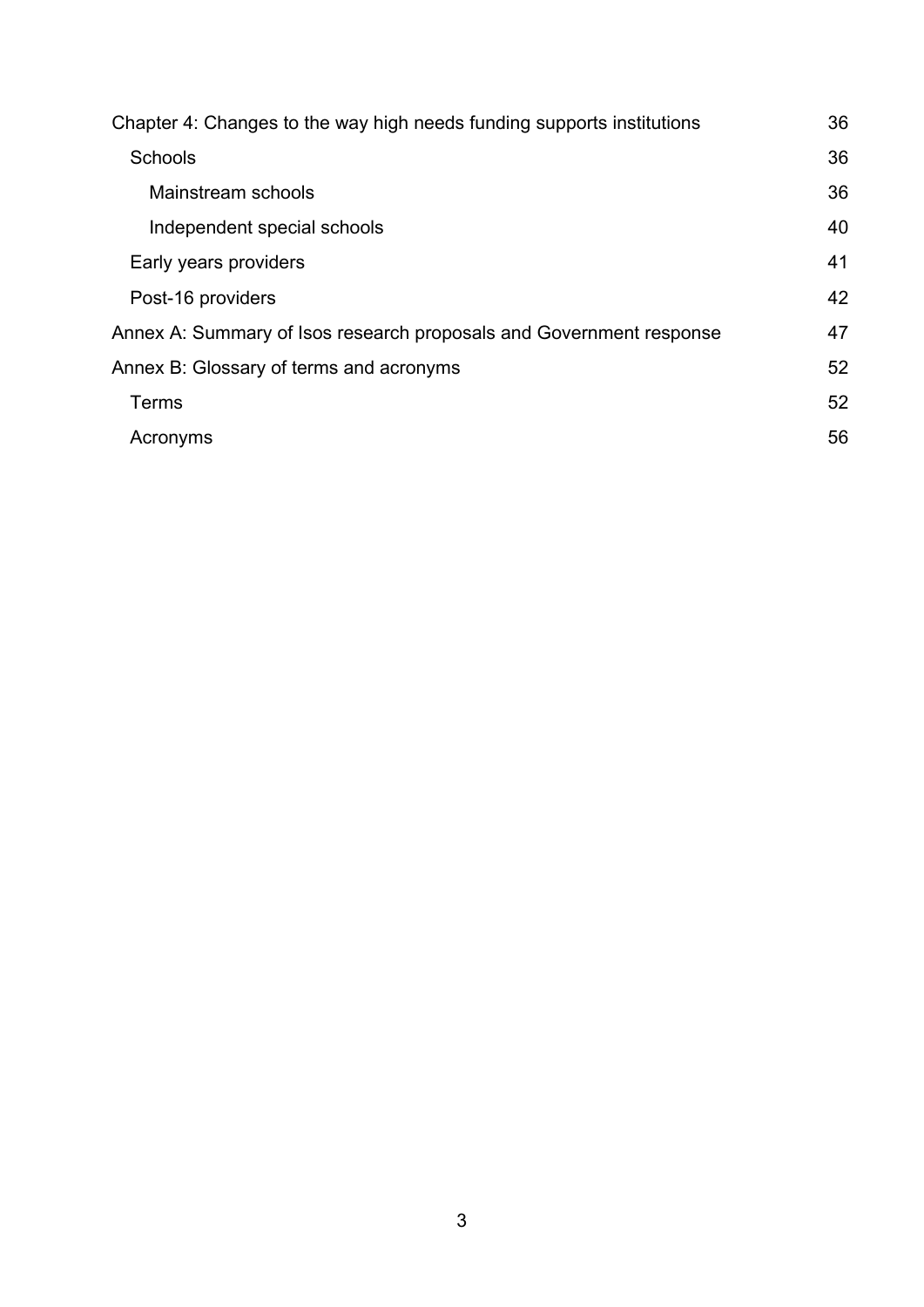| | |
|---|---|
| Chapter 4: Changes to the way high needs funding supports institutions | 36 |
| Schools | 36 |
| Mainstream schools | 36 |
| Independent special schools | 40 |
| Early years providers | 41 |
| Post-16 providers | 42 |
| Annex A: Summary of Isos research proposals and Government response | 47 |
| Annex B: Glossary of terms and acronyms | 52 |
| Terms | 52 |
| Acronyms | 56 |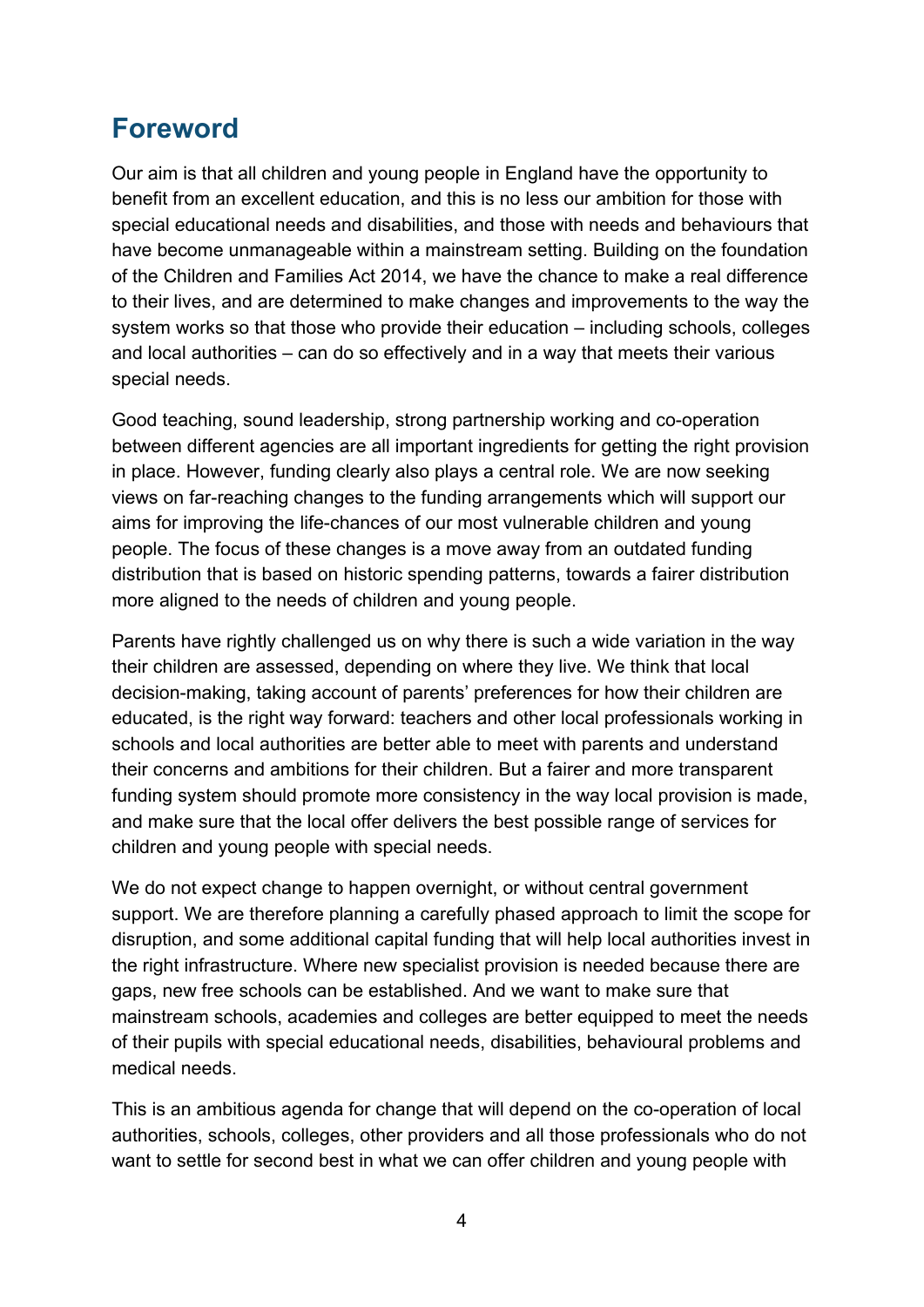## Foreword

Our aim is that all children and young people in England have the opportunity to benefit from an excellent education, and this is no less our ambition for those with special educational needs and disabilities, and those with needs and behaviours that have become unmanageable within a mainstream setting. Building on the foundation of the Children and Families Act 2014, we have the chance to make a real difference to their lives, and are determined to make changes and improvements to the way the system works so that those who provide their education – including schools, colleges and local authorities – can do so effectively and in a way that meets their various special needs.

Good teaching, sound leadership, strong partnership working and co-operation between different agencies are all important ingredients for getting the right provision in place. However, funding clearly also plays a central role. We are now seeking views on far-reaching changes to the funding arrangements which will support our aims for improving the life-chances of our most vulnerable children and young people. The focus of these changes is a move away from an outdated funding distribution that is based on historic spending patterns, towards a fairer distribution more aligned to the needs of children and young people.

Parents have rightly challenged us on why there is such a wide variation in the way their children are assessed, depending on where they live. We think that local decision-making, taking account of parents' preferences for how their children are educated, is the right way forward: teachers and other local professionals working in schools and local authorities are better able to meet with parents and understand their concerns and ambitions for their children. But a fairer and more transparent funding system should promote more consistency in the way local provision is made, and make sure that the local offer delivers the best possible range of services for children and young people with special needs.

We do not expect change to happen overnight, or without central government support. We are therefore planning a carefully phased approach to limit the scope for disruption, and some additional capital funding that will help local authorities invest in the right infrastructure. Where new specialist provision is needed because there are gaps, new free schools can be established. And we want to make sure that mainstream schools, academies and colleges are better equipped to meet the needs of their pupils with special educational needs, disabilities, behavioural problems and medical needs.

This is an ambitious agenda for change that will depend on the co-operation of local authorities, schools, colleges, other providers and all those professionals who do not want to settle for second best in what we can offer children and young people with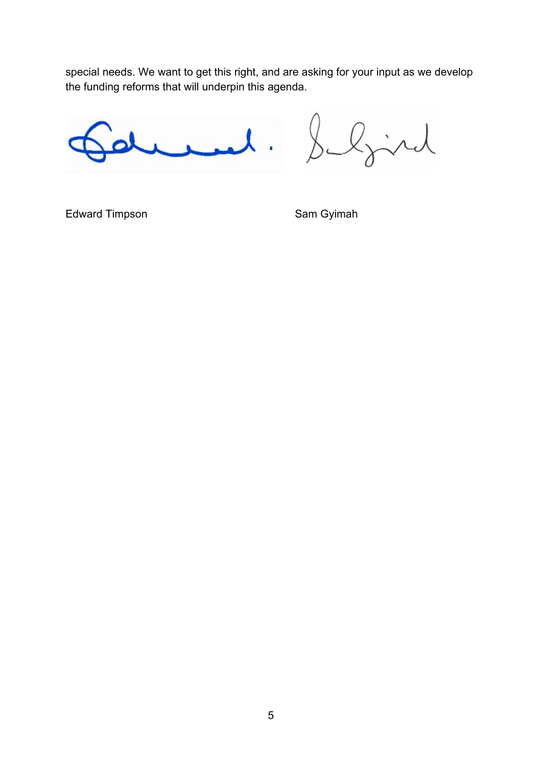special needs. We want to get this right, and are asking for your input as we develop the funding reforms that will underpin this agenda.

Edward Timpson

Sam Gyimah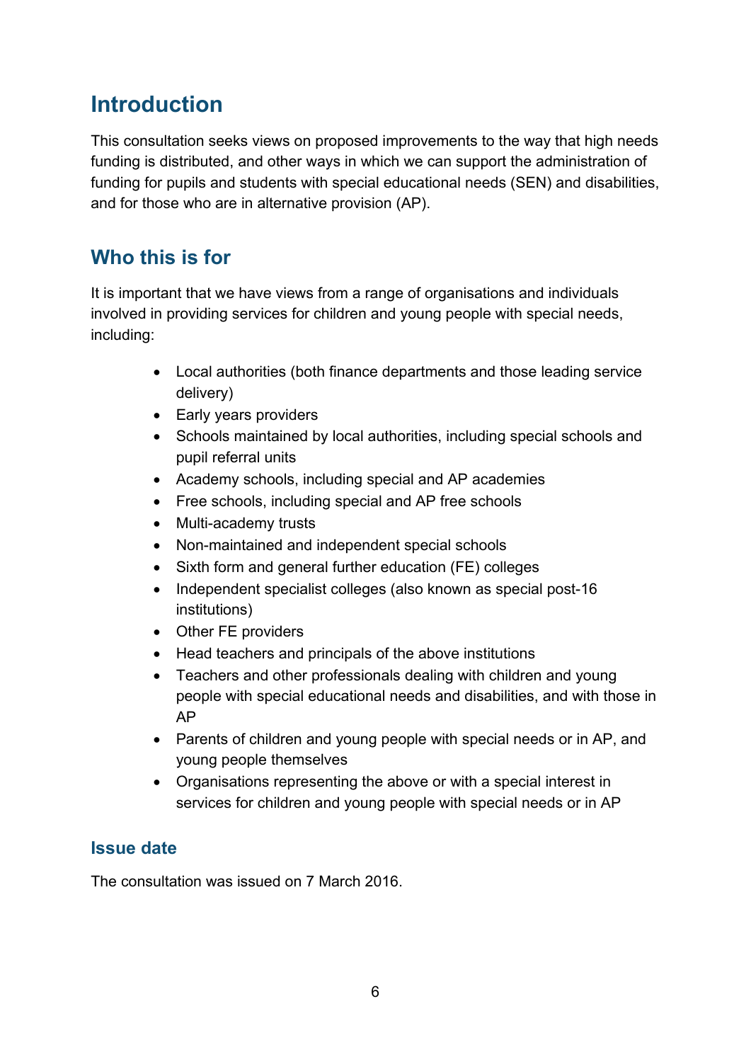# Introduction

This consultation seeks views on proposed improvements to the way that high needs funding is distributed, and other ways in which we can support the administration of funding for pupils and students with special educational needs (SEN) and disabilities, and for those who are in alternative provision (AP).

## Who this is for

It is important that we have views from a range of organisations and individuals involved in providing services for children and young people with special needs, including:

- Local authorities (both finance departments and those leading service delivery)
- Early years providers
- Schools maintained by local authorities, including special schools and pupil referral units
- Academy schools, including special and AP academies
- Free schools, including special and AP free schools
- Multi-academy trusts
- Non-maintained and independent special schools
- Sixth form and general further education (FE) colleges
- Independent specialist colleges (also known as special post-16 institutions)
- Other FE providers
- Head teachers and principals of the above institutions
- Teachers and other professionals dealing with children and young people with special educational needs and disabilities, and with those in AP
- Parents of children and young people with special needs or in AP, and young people themselves
- Organisations representing the above or with a special interest in services for children and young people with special needs or in AP

### Issue date

The consultation was issued on 7 March 2016.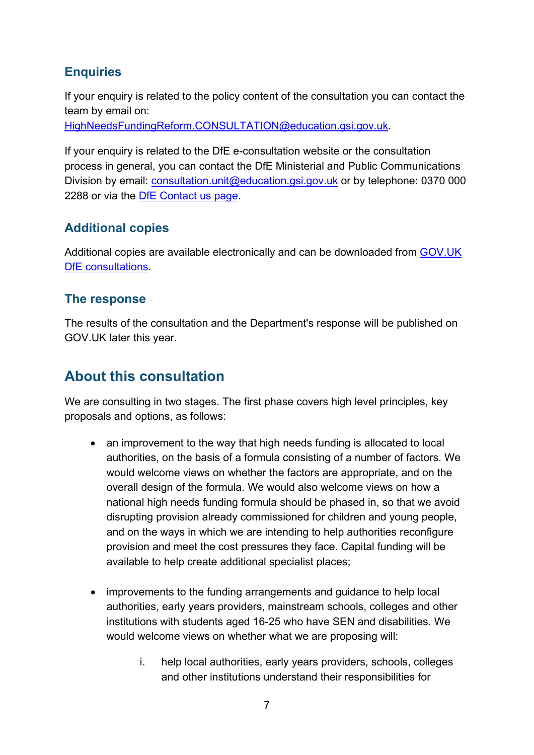### Enquiries

If your enquiry is related to the policy content of the consultation you can contact the team by email on: HighNeedsFundingReform.CONSULTATION@education.gsi.gov.uk.

If your enquiry is related to the DfE e-consultation website or the consultation process in general, you can contact the DfE Ministerial and Public Communications Division by email: consultation.unit@education.gsi.gov.uk or by telephone: 0370 000 2288 or via the DfE Contact us page.

### Additional copies

Additional copies are available electronically and can be downloaded from GOV.UK DfE consultations.

### The response

The results of the consultation and the Department's response will be published on GOV.UK later this year.

## About this consultation

We are consulting in two stages. The first phase covers high level principles, key proposals and options, as follows:

- an improvement to the way that high needs funding is allocated to local authorities, on the basis of a formula consisting of a number of factors. We would welcome views on whether the factors are appropriate, and on the overall design of the formula. We would also welcome views on how a national high needs funding formula should be phased in, so that we avoid disrupting provision already commissioned for children and young people, and on the ways in which we are intending to help authorities reconfigure provision and meet the cost pressures they face. Capital funding will be available to help create additional specialist places;

- improvements to the funding arrangements and guidance to help local authorities, early years providers, mainstream schools, colleges and other institutions with students aged 16-25 who have SEN and disabilities. We would welcome views on whether what we are proposing will:

    i. help local authorities, early years providers, schools, colleges and other institutions understand their responsibilities for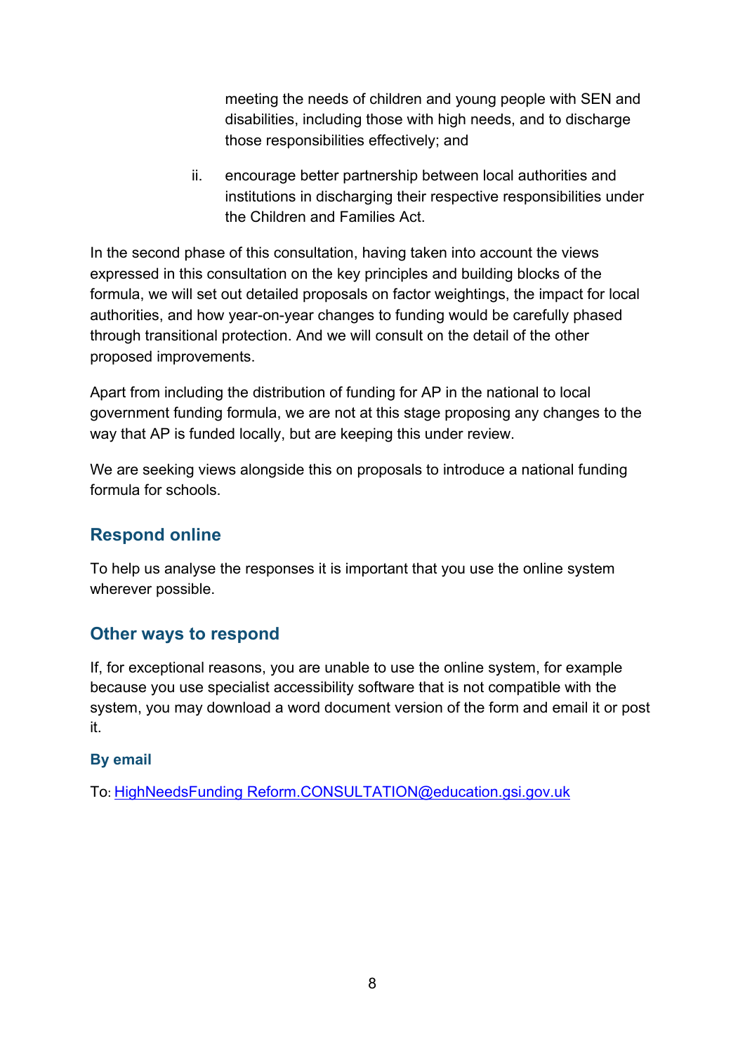meeting the needs of children and young people with SEN and disabilities, including those with high needs, and to discharge those responsibilities effectively; and

ii. encourage better partnership between local authorities and institutions in discharging their respective responsibilities under the Children and Families Act.

In the second phase of this consultation, having taken into account the views expressed in this consultation on the key principles and building blocks of the formula, we will set out detailed proposals on factor weightings, the impact for local authorities, and how year-on-year changes to funding would be carefully phased through transitional protection. And we will consult on the detail of the other proposed improvements.

Apart from including the distribution of funding for AP in the national to local government funding formula, we are not at this stage proposing any changes to the way that AP is funded locally, but are keeping this under review.

We are seeking views alongside this on proposals to introduce a national funding formula for schools.

## Respond online

To help us analyse the responses it is important that you use the online system wherever possible.

## Other ways to respond

If, for exceptional reasons, you are unable to use the online system, for example because you use specialist accessibility software that is not compatible with the system, you may download a word document version of the form and email it or post it.

### By email

To: [HighNeedsFunding Reform.CONSULTATION@education.gsi.gov.uk](mailto:HighNeedsFundingReform.CONSULTATION@education.gsi.gov.uk)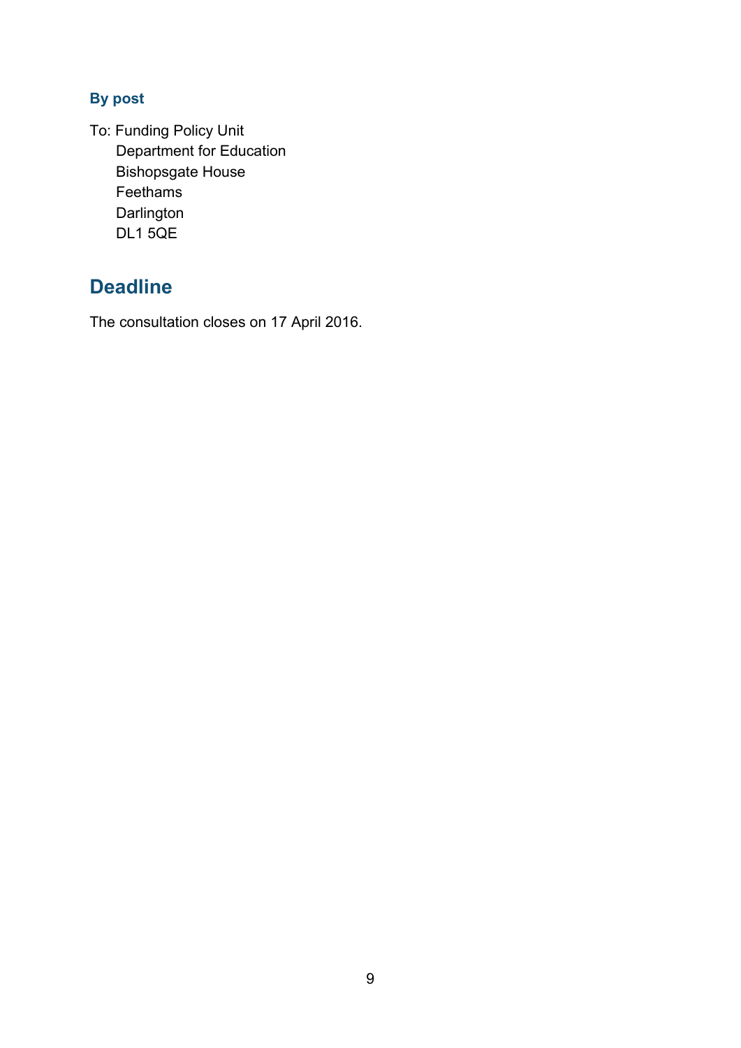### By post

To: Funding Policy Unit
Department for Education
Bishopsgate House
Feethams
Darlington
DL1 5QE

## Deadline

The consultation closes on 17 April 2016.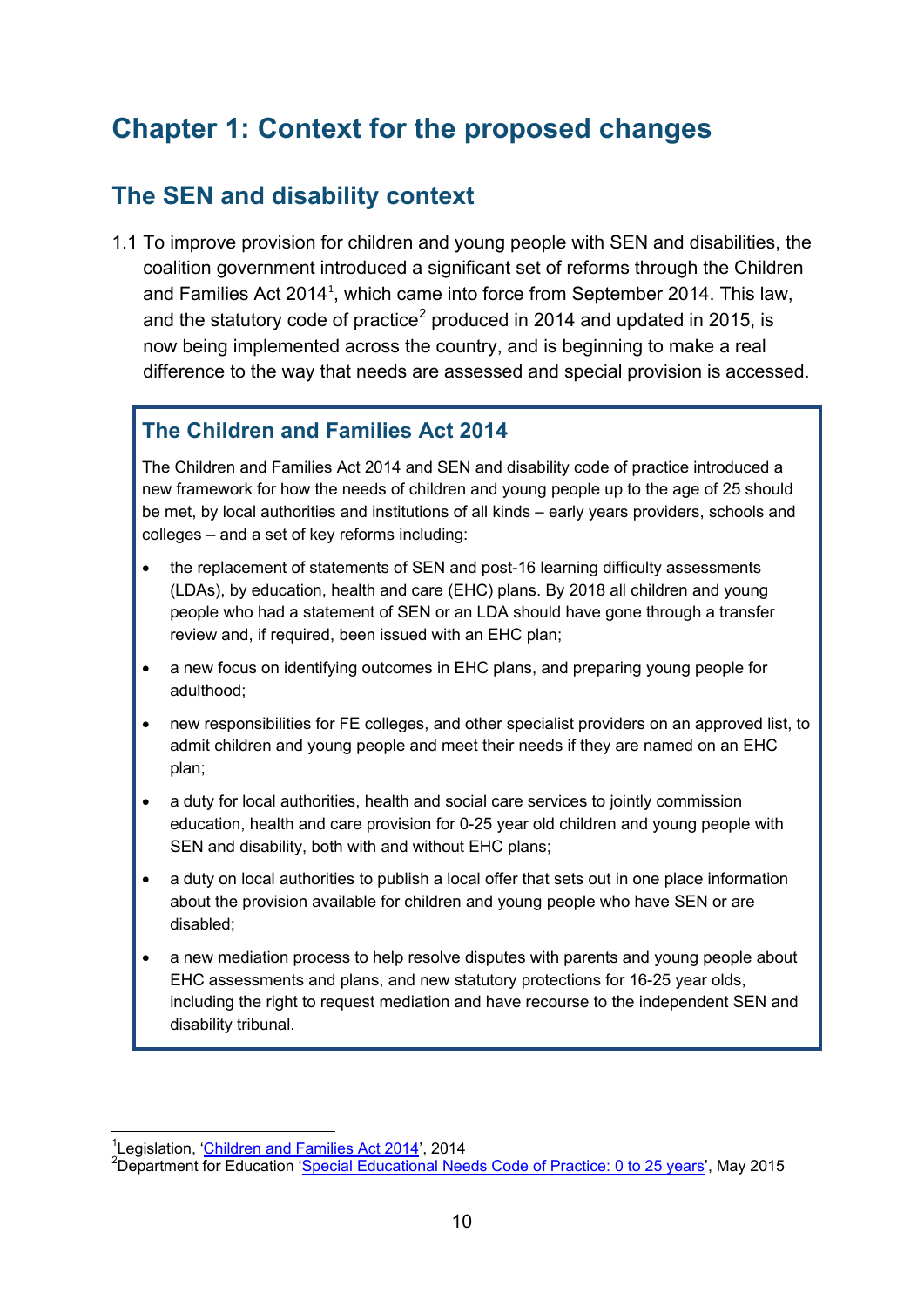# Chapter 1: Context for the proposed changes

## The SEN and disability context

1.1 To improve provision for children and young people with SEN and disabilities, the coalition government introduced a significant set of reforms through the Children and Families Act 2014[1], which came into force from September 2014. This law, and the statutory code of practice[2] produced in 2014 and updated in 2015, is now being implemented across the country, and is beginning to make a real difference to the way that needs are assessed and special provision is accessed.

### The Children and Families Act 2014

The Children and Families Act 2014 and SEN and disability code of practice introduced a new framework for how the needs of children and young people up to the age of 25 should be met, by local authorities and institutions of all kinds – early years providers, schools and colleges – and a set of key reforms including:

- the replacement of statements of SEN and post-16 learning difficulty assessments (LDAs), by education, health and care (EHC) plans. By 2018 all children and young people who had a statement of SEN or an LDA should have gone through a transfer review and, if required, been issued with an EHC plan;
- a new focus on identifying outcomes in EHC plans, and preparing young people for adulthood;
- new responsibilities for FE colleges, and other specialist providers on an approved list, to admit children and young people and meet their needs if they are named on an EHC plan;
- a duty for local authorities, health and social care services to jointly commission education, health and care provision for 0-25 year old children and young people with SEN and disability, both with and without EHC plans;
- a duty on local authorities to publish a local offer that sets out in one place information about the provision available for children and young people who have SEN or are disabled;
- a new mediation process to help resolve disputes with parents and young people about EHC assessments and plans, and new statutory protections for 16-25 year olds, including the right to request mediation and have recourse to the independent SEN and disability tribunal.

---

[1] Legislation, 'Children and Families Act 2014', 2014

[2] Department for Education 'Special Educational Needs Code of Practice: 0 to 25 years', May 2015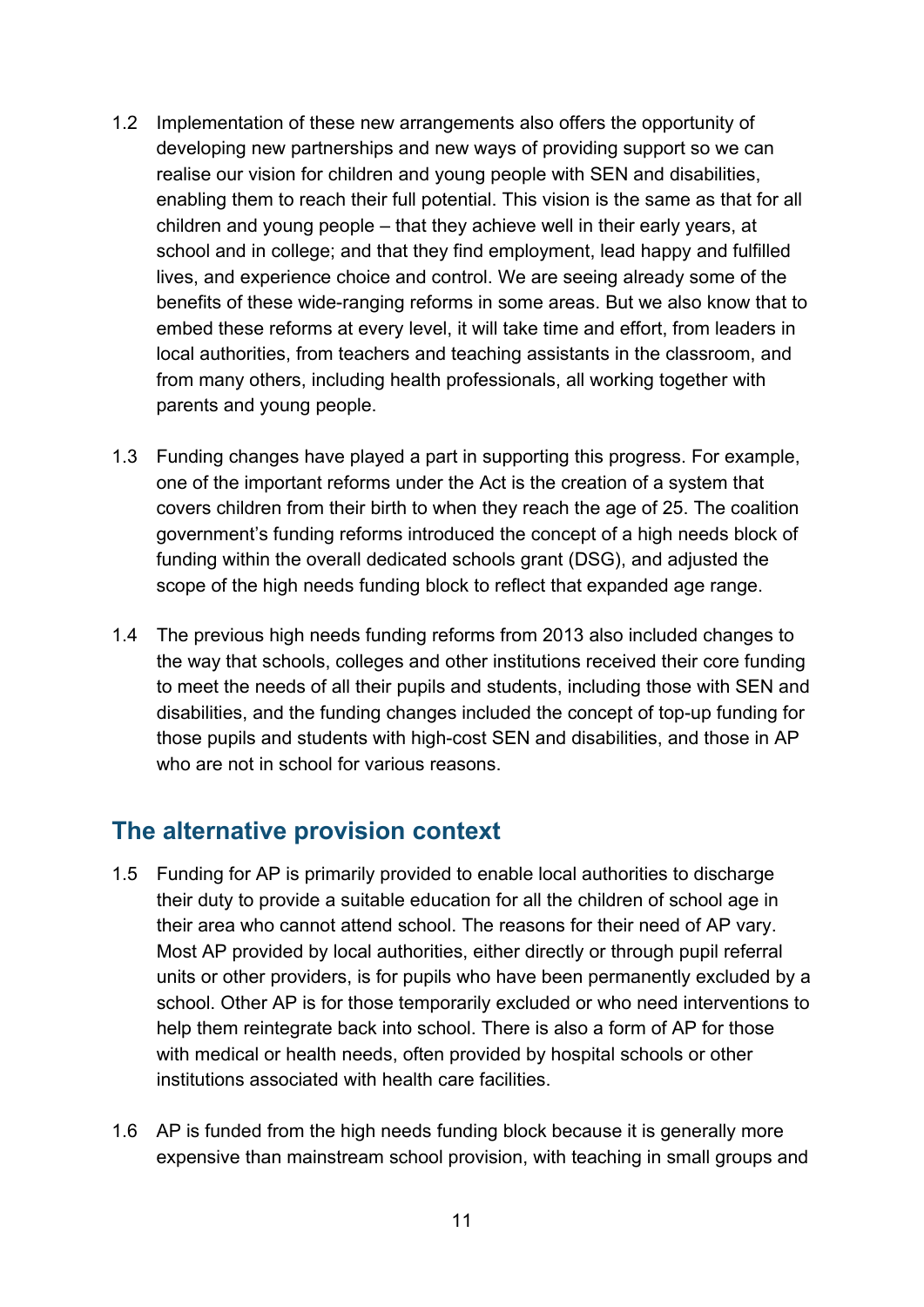1.2 Implementation of these new arrangements also offers the opportunity of developing new partnerships and new ways of providing support so we can realise our vision for children and young people with SEN and disabilities, enabling them to reach their full potential. This vision is the same as that for all children and young people – that they achieve well in their early years, at school and in college; and that they find employment, lead happy and fulfilled lives, and experience choice and control. We are seeing already some of the benefits of these wide-ranging reforms in some areas. But we also know that to embed these reforms at every level, it will take time and effort, from leaders in local authorities, from teachers and teaching assistants in the classroom, and from many others, including health professionals, all working together with parents and young people.

1.3 Funding changes have played a part in supporting this progress. For example, one of the important reforms under the Act is the creation of a system that covers children from their birth to when they reach the age of 25. The coalition government's funding reforms introduced the concept of a high needs block of funding within the overall dedicated schools grant (DSG), and adjusted the scope of the high needs funding block to reflect that expanded age range.

1.4 The previous high needs funding reforms from 2013 also included changes to the way that schools, colleges and other institutions received their core funding to meet the needs of all their pupils and students, including those with SEN and disabilities, and the funding changes included the concept of top-up funding for those pupils and students with high-cost SEN and disabilities, and those in AP who are not in school for various reasons.

## The alternative provision context

1.5 Funding for AP is primarily provided to enable local authorities to discharge their duty to provide a suitable education for all the children of school age in their area who cannot attend school. The reasons for their need of AP vary. Most AP provided by local authorities, either directly or through pupil referral units or other providers, is for pupils who have been permanently excluded by a school. Other AP is for those temporarily excluded or who need interventions to help them reintegrate back into school. There is also a form of AP for those with medical or health needs, often provided by hospital schools or other institutions associated with health care facilities.

1.6 AP is funded from the high needs funding block because it is generally more expensive than mainstream school provision, with teaching in small groups and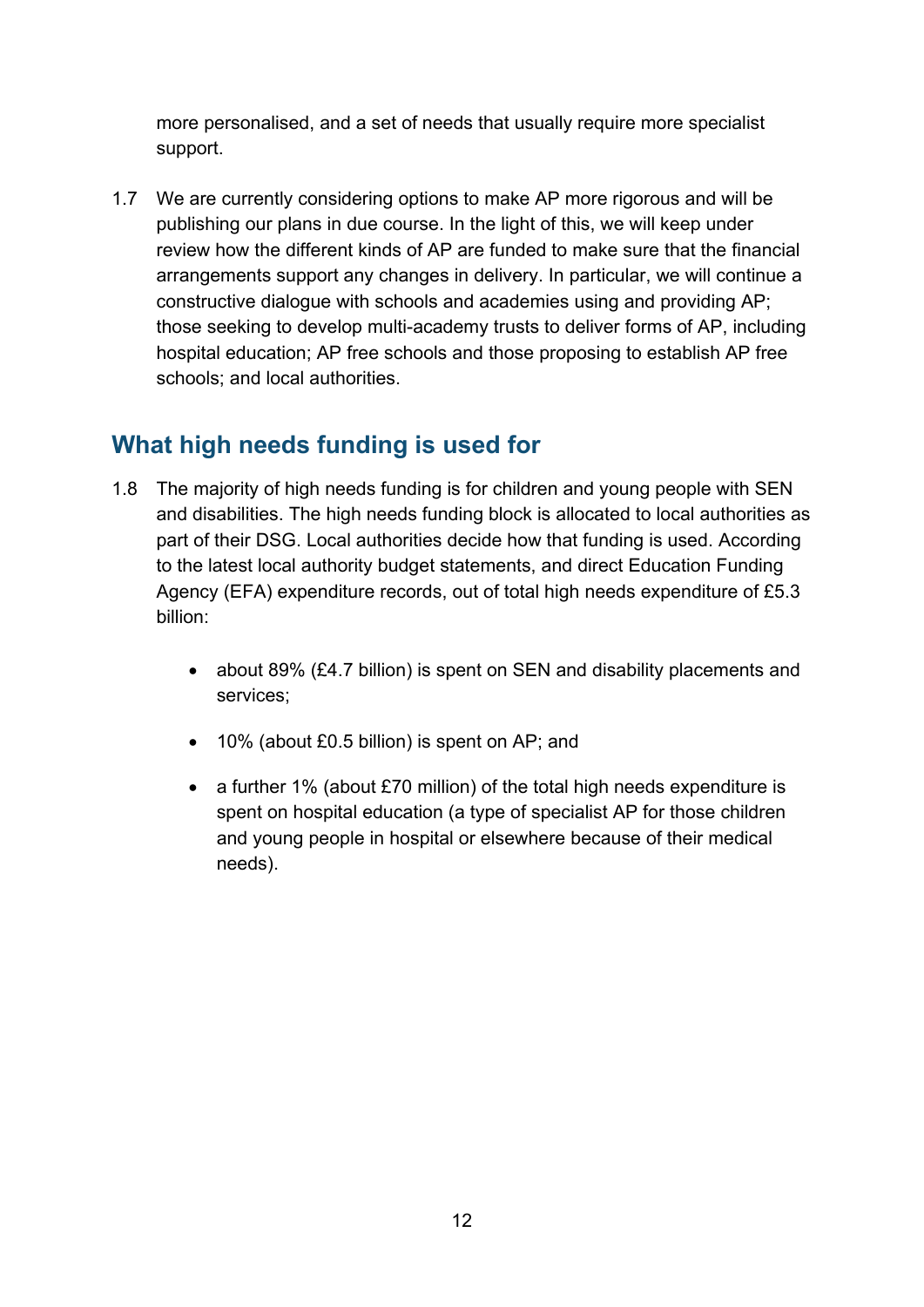more personalised, and a set of needs that usually require more specialist support.

1.7 We are currently considering options to make AP more rigorous and will be publishing our plans in due course. In the light of this, we will keep under review how the different kinds of AP are funded to make sure that the financial arrangements support any changes in delivery. In particular, we will continue a constructive dialogue with schools and academies using and providing AP; those seeking to develop multi-academy trusts to deliver forms of AP, including hospital education; AP free schools and those proposing to establish AP free schools; and local authorities.

## What high needs funding is used for

1.8 The majority of high needs funding is for children and young people with SEN and disabilities. The high needs funding block is allocated to local authorities as part of their DSG. Local authorities decide how that funding is used. According to the latest local authority budget statements, and direct Education Funding Agency (EFA) expenditure records, out of total high needs expenditure of £5.3 billion:

- about 89% (£4.7 billion) is spent on SEN and disability placements and services;
- 10% (about £0.5 billion) is spent on AP; and
- a further 1% (about £70 million) of the total high needs expenditure is spent on hospital education (a type of specialist AP for those children and young people in hospital or elsewhere because of their medical needs).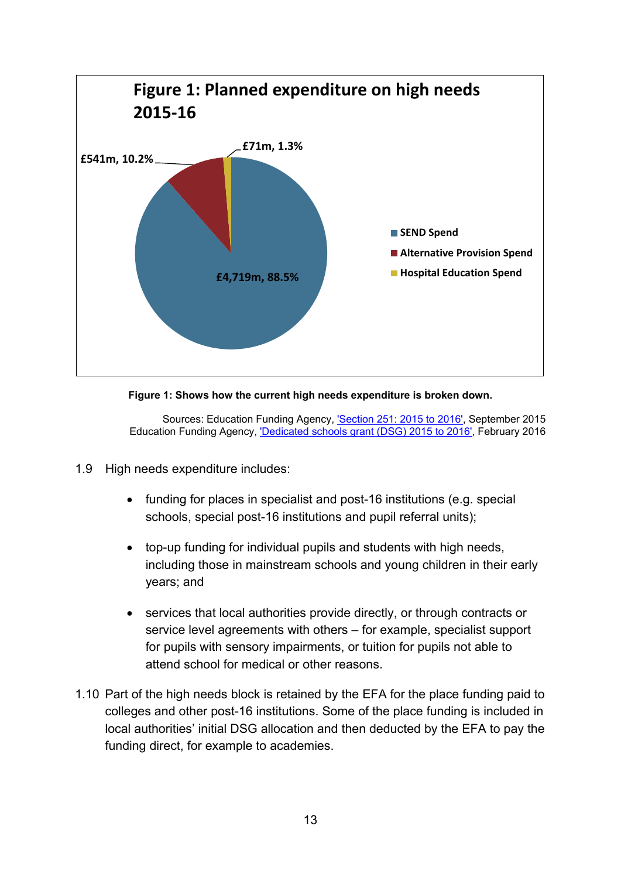**Figure 1: Planned expenditure on high needs 2015-16**

| Category | Amount | Percentage |
|---|---|---|
| SEND Spend | £4,719m | 88.5% |
| Alternative Provision Spend | £541m | 10.2% |
| Hospital Education Spend | £71m | 1.3% |

**Figure 1: Shows how the current high needs expenditure is broken down.**

Sources: Education Funding Agency, 'Section 251: 2015 to 2016', September 2015
Education Funding Agency, 'Dedicated schools grant (DSG) 2015 to 2016', February 2016

1.9 High needs expenditure includes:

- funding for places in specialist and post-16 institutions (e.g. special schools, special post-16 institutions and pupil referral units);
- top-up funding for individual pupils and students with high needs, including those in mainstream schools and young children in their early years; and
- services that local authorities provide directly, or through contracts or service level agreements with others – for example, specialist support for pupils with sensory impairments, or tuition for pupils not able to attend school for medical or other reasons.

1.10 Part of the high needs block is retained by the EFA for the place funding paid to colleges and other post-16 institutions. Some of the place funding is included in local authorities' initial DSG allocation and then deducted by the EFA to pay the funding direct, for example to academies.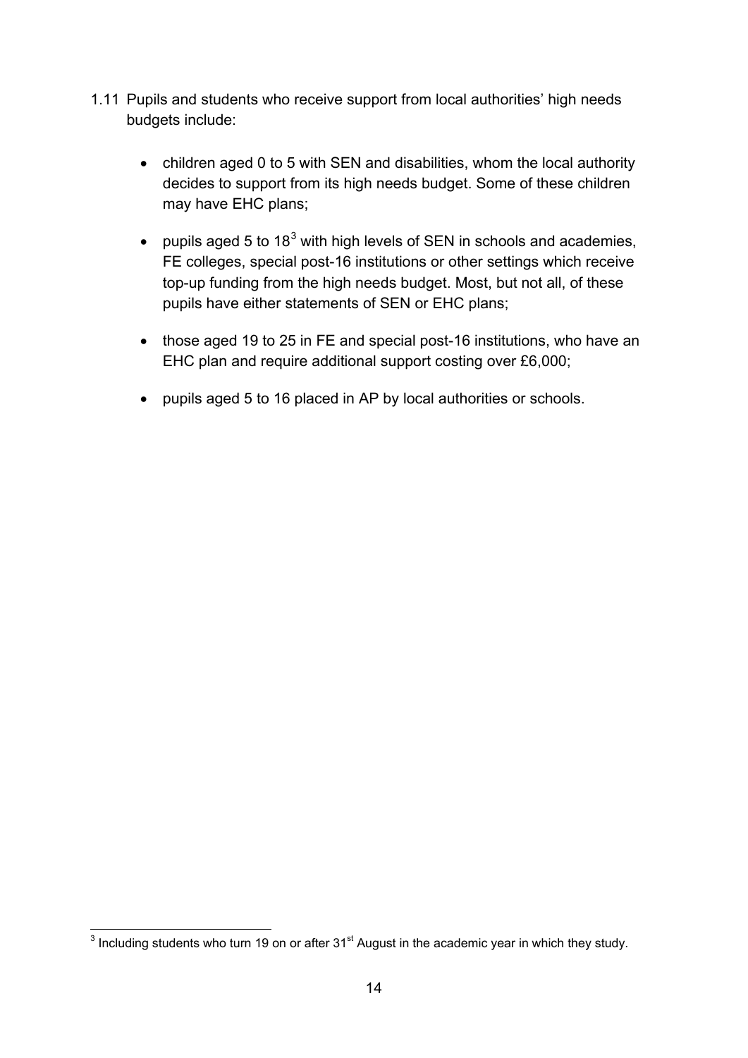1.11 Pupils and students who receive support from local authorities' high needs budgets include:

- children aged 0 to 5 with SEN and disabilities, whom the local authority decides to support from its high needs budget. Some of these children may have EHC plans;
- pupils aged 5 to 18[3] with high levels of SEN in schools and academies, FE colleges, special post-16 institutions or other settings which receive top-up funding from the high needs budget. Most, but not all, of these pupils have either statements of SEN or EHC plans;
- those aged 19 to 25 in FE and special post-16 institutions, who have an EHC plan and require additional support costing over £6,000;
- pupils aged 5 to 16 placed in AP by local authorities or schools.

[3] Including students who turn 19 on or after 31st August in the academic year in which they study.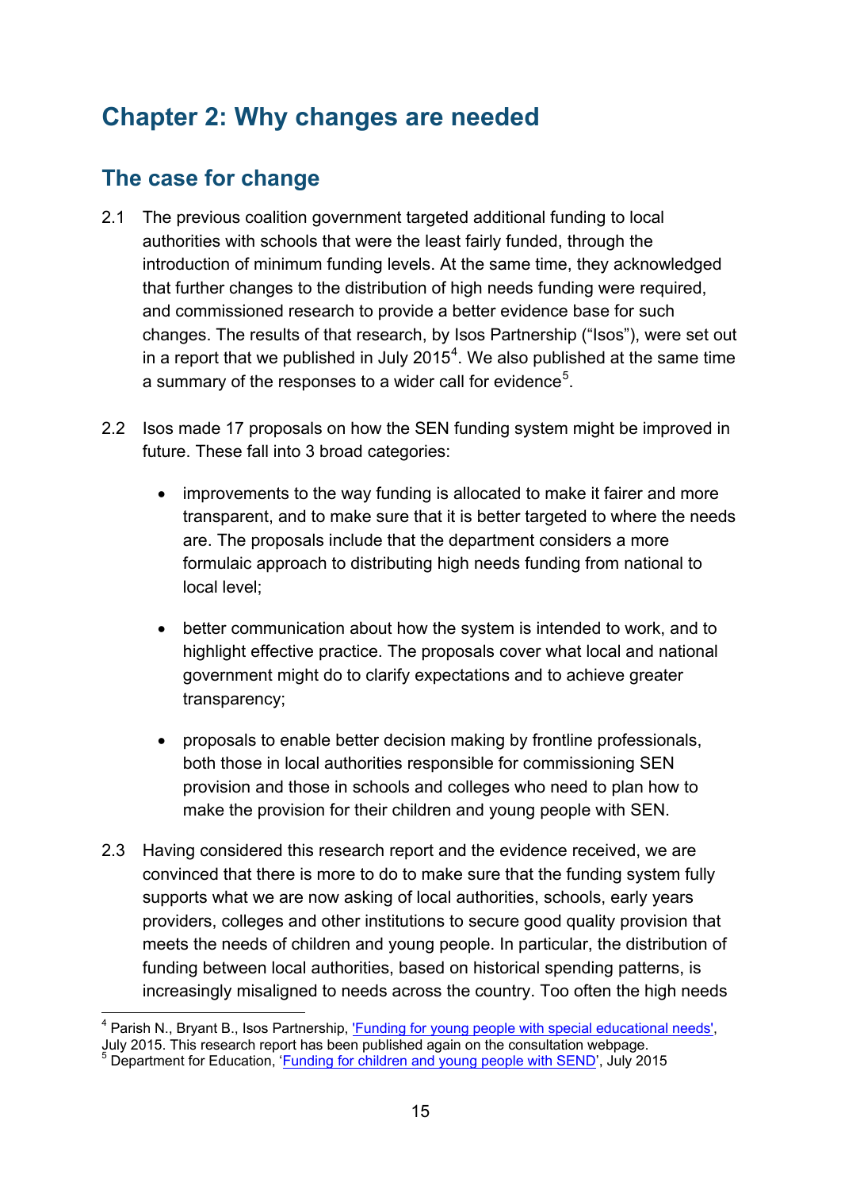# Chapter 2: Why changes are needed

## The case for change

2.1 The previous coalition government targeted additional funding to local authorities with schools that were the least fairly funded, through the introduction of minimum funding levels. At the same time, they acknowledged that further changes to the distribution of high needs funding were required, and commissioned research to provide a better evidence base for such changes. The results of that research, by Isos Partnership ("Isos"), were set out in a report that we published in July 2015[4]. We also published at the same time a summary of the responses to a wider call for evidence[5].

2.2 Isos made 17 proposals on how the SEN funding system might be improved in future. These fall into 3 broad categories:

- improvements to the way funding is allocated to make it fairer and more transparent, and to make sure that it is better targeted to where the needs are. The proposals include that the department considers a more formulaic approach to distributing high needs funding from national to local level;
- better communication about how the system is intended to work, and to highlight effective practice. The proposals cover what local and national government might do to clarify expectations and to achieve greater transparency;
- proposals to enable better decision making by frontline professionals, both those in local authorities responsible for commissioning SEN provision and those in schools and colleges who need to plan how to make the provision for their children and young people with SEN.

2.3 Having considered this research report and the evidence received, we are convinced that there is more to do to make sure that the funding system fully supports what we are now asking of local authorities, schools, early years providers, colleges and other institutions to secure good quality provision that meets the needs of children and young people. In particular, the distribution of funding between local authorities, based on historical spending patterns, is increasingly misaligned to needs across the country. Too often the high needs

---

[4] Parish N., Bryant B., Isos Partnership, 'Funding for young people with special educational needs', July 2015. This research report has been published again on the consultation webpage.

[5] Department for Education, 'Funding for children and young people with SEND', July 2015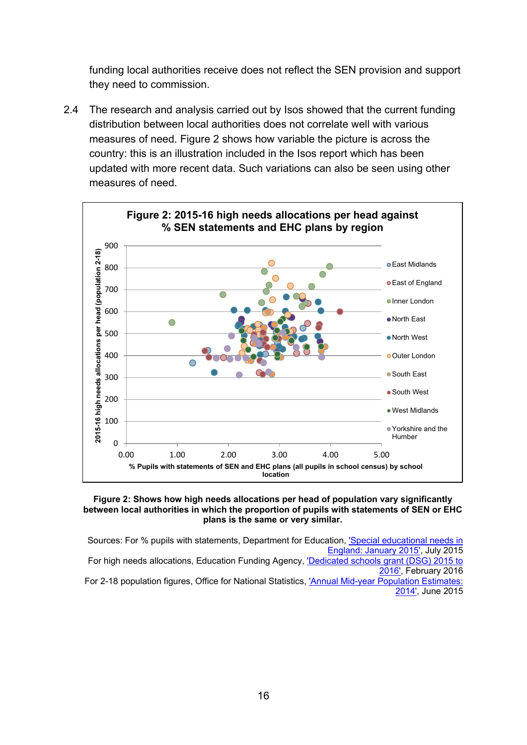funding local authorities receive does not reflect the SEN provision and support they need to commission.

2.4 The research and analysis carried out by Isos showed that the current funding distribution between local authorities does not correlate well with various measures of need. Figure 2 shows how variable the picture is across the country: this is an illustration included in the Isos report which has been updated with more recent data. Such variations can also be seen using other measures of need.

**Figure 2: 2015-16 high needs allocations per head against % SEN statements and EHC plans by region**

**Figure 2: Shows how high needs allocations per head of population vary significantly between local authorities in which the proportion of pupils with statements of SEN or EHC plans is the same or very similar.**

Sources: For % pupils with statements, Department for Education, 'Special educational needs in England: January 2015', July 2015
For high needs allocations, Education Funding Agency, 'Dedicated schools grant (DSG) 2015 to 2016', February 2016
For 2-18 population figures, Office for National Statistics, 'Annual Mid-year Population Estimates: 2014', June 2015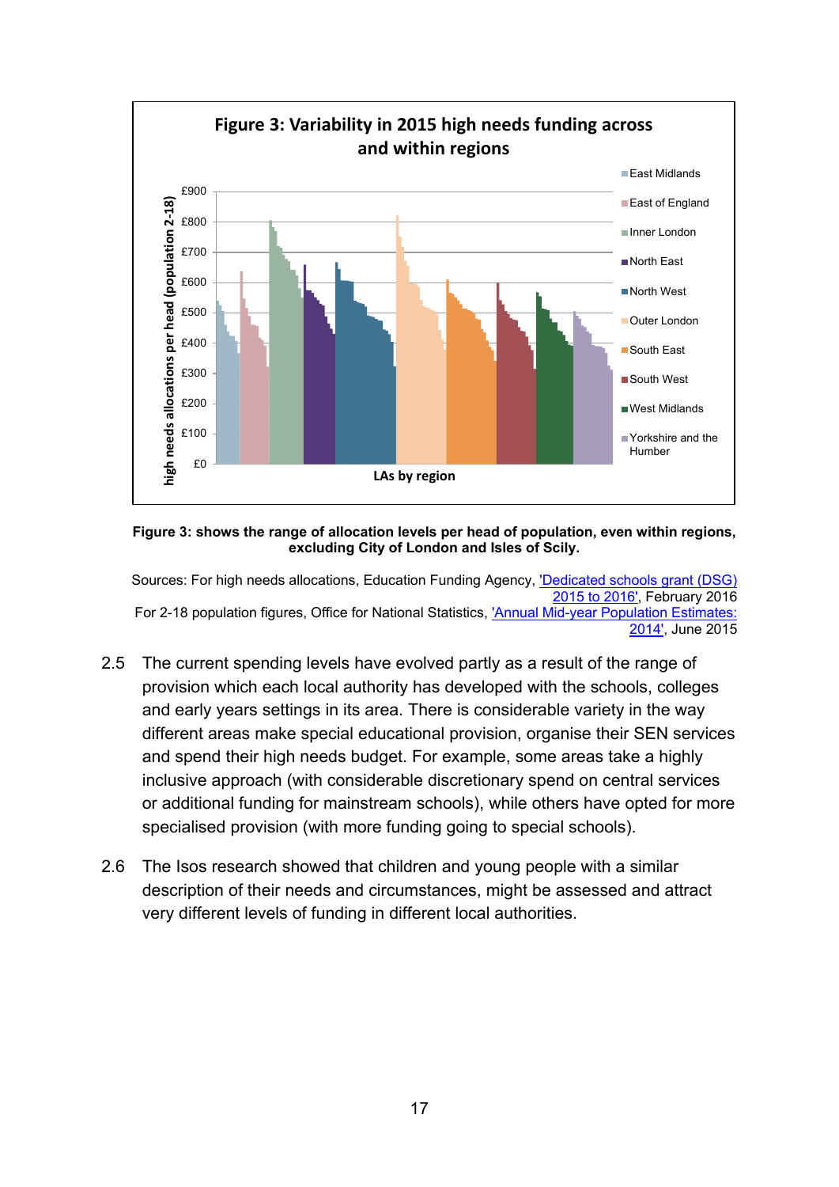**Figure 3: Variability in 2015 high needs funding across and within regions**

**Figure 3: shows the range of allocation levels per head of population, even within regions, excluding City of London and Isles of Scily.**

Sources: For high needs allocations, Education Funding Agency, ['Dedicated schools grant (DSG) 2015 to 2016'](), February 2016
For 2-18 population figures, Office for National Statistics, ['Annual Mid-year Population Estimates: 2014'](), June 2015

2.5 The current spending levels have evolved partly as a result of the range of provision which each local authority has developed with the schools, colleges and early years settings in its area. There is considerable variety in the way different areas make special educational provision, organise their SEN services and spend their high needs budget. For example, some areas take a highly inclusive approach (with considerable discretionary spend on central services or additional funding for mainstream schools), while others have opted for more specialised provision (with more funding going to special schools).

2.6 The Isos research showed that children and young people with a similar description of their needs and circumstances, might be assessed and attract very different levels of funding in different local authorities.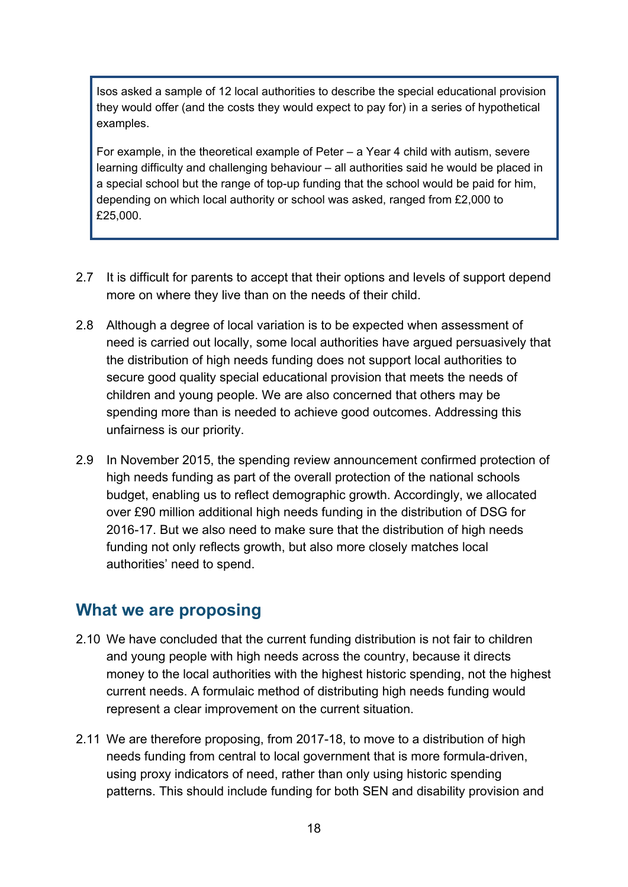> Isos asked a sample of 12 local authorities to describe the special educational provision they would offer (and the costs they would expect to pay for) in a series of hypothetical examples.
>
> For example, in the theoretical example of Peter – a Year 4 child with autism, severe learning difficulty and challenging behaviour – all authorities said he would be placed in a special school but the range of top-up funding that the school would be paid for him, depending on which local authority or school was asked, ranged from £2,000 to £25,000.

2.7 It is difficult for parents to accept that their options and levels of support depend more on where they live than on the needs of their child.

2.8 Although a degree of local variation is to be expected when assessment of need is carried out locally, some local authorities have argued persuasively that the distribution of high needs funding does not support local authorities to secure good quality special educational provision that meets the needs of children and young people. We are also concerned that others may be spending more than is needed to achieve good outcomes. Addressing this unfairness is our priority.

2.9 In November 2015, the spending review announcement confirmed protection of high needs funding as part of the overall protection of the national schools budget, enabling us to reflect demographic growth. Accordingly, we allocated over £90 million additional high needs funding in the distribution of DSG for 2016-17. But we also need to make sure that the distribution of high needs funding not only reflects growth, but also more closely matches local authorities' need to spend.

## What we are proposing

2.10 We have concluded that the current funding distribution is not fair to children and young people with high needs across the country, because it directs money to the local authorities with the highest historic spending, not the highest current needs. A formulaic method of distributing high needs funding would represent a clear improvement on the current situation.

2.11 We are therefore proposing, from 2017-18, to move to a distribution of high needs funding from central to local government that is more formula-driven, using proxy indicators of need, rather than only using historic spending patterns. This should include funding for both SEN and disability provision and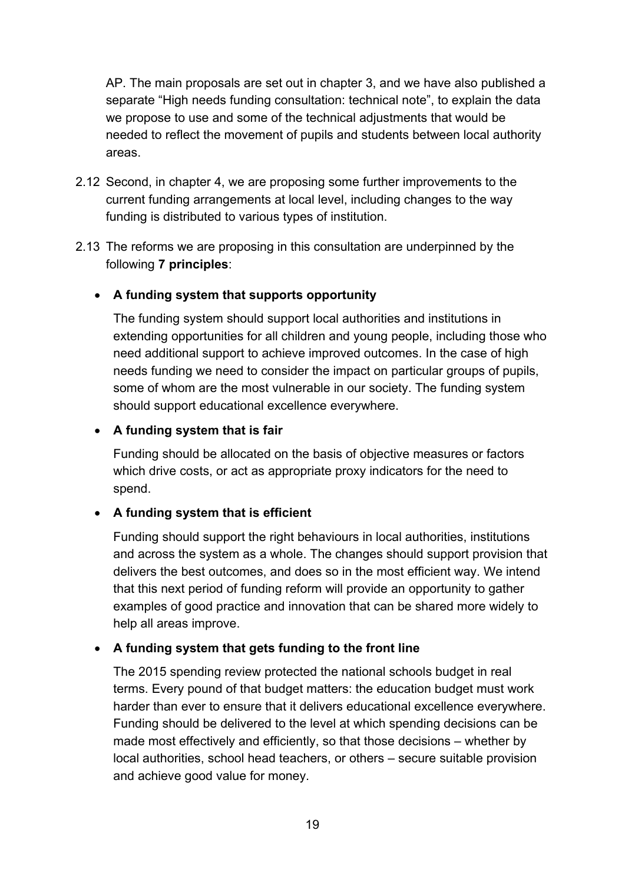AP. The main proposals are set out in chapter 3, and we have also published a separate "High needs funding consultation: technical note", to explain the data we propose to use and some of the technical adjustments that would be needed to reflect the movement of pupils and students between local authority areas.

2.12 Second, in chapter 4, we are proposing some further improvements to the current funding arrangements at local level, including changes to the way funding is distributed to various types of institution.

2.13 The reforms we are proposing in this consultation are underpinned by the following **7 principles**:

- **A funding system that supports opportunity**

  The funding system should support local authorities and institutions in extending opportunities for all children and young people, including those who need additional support to achieve improved outcomes. In the case of high needs funding we need to consider the impact on particular groups of pupils, some of whom are the most vulnerable in our society. The funding system should support educational excellence everywhere.

- **A funding system that is fair**

  Funding should be allocated on the basis of objective measures or factors which drive costs, or act as appropriate proxy indicators for the need to spend.

- **A funding system that is efficient**

  Funding should support the right behaviours in local authorities, institutions and across the system as a whole. The changes should support provision that delivers the best outcomes, and does so in the most efficient way. We intend that this next period of funding reform will provide an opportunity to gather examples of good practice and innovation that can be shared more widely to help all areas improve.

- **A funding system that gets funding to the front line**

  The 2015 spending review protected the national schools budget in real terms. Every pound of that budget matters: the education budget must work harder than ever to ensure that it delivers educational excellence everywhere. Funding should be delivered to the level at which spending decisions can be made most effectively and efficiently, so that those decisions – whether by local authorities, school head teachers, or others – secure suitable provision and achieve good value for money.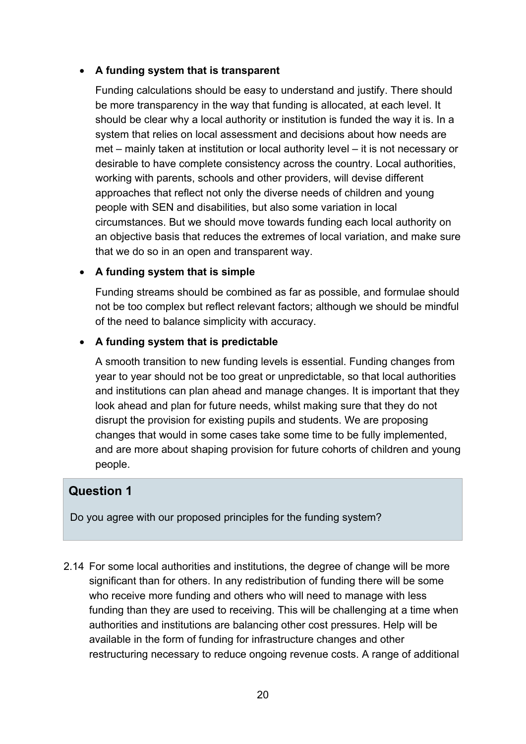- **A funding system that is transparent**

  Funding calculations should be easy to understand and justify. There should be more transparency in the way that funding is allocated, at each level. It should be clear why a local authority or institution is funded the way it is. In a system that relies on local assessment and decisions about how needs are met – mainly taken at institution or local authority level – it is not necessary or desirable to have complete consistency across the country. Local authorities, working with parents, schools and other providers, will devise different approaches that reflect not only the diverse needs of children and young people with SEN and disabilities, but also some variation in local circumstances. But we should move towards funding each local authority on an objective basis that reduces the extremes of local variation, and make sure that we do so in an open and transparent way.

- **A funding system that is simple**

  Funding streams should be combined as far as possible, and formulae should not be too complex but reflect relevant factors; although we should be mindful of the need to balance simplicity with accuracy.

- **A funding system that is predictable**

  A smooth transition to new funding levels is essential. Funding changes from year to year should not be too great or unpredictable, so that local authorities and institutions can plan ahead and manage changes. It is important that they look ahead and plan for future needs, whilst making sure that they do not disrupt the provision for existing pupils and students. We are proposing changes that would in some cases take some time to be fully implemented, and are more about shaping provision for future cohorts of children and young people.

### Question 1

Do you agree with our proposed principles for the funding system?

2.14 For some local authorities and institutions, the degree of change will be more significant than for others. In any redistribution of funding there will be some who receive more funding and others who will need to manage with less funding than they are used to receiving. This will be challenging at a time when authorities and institutions are balancing other cost pressures. Help will be available in the form of funding for infrastructure changes and other restructuring necessary to reduce ongoing revenue costs. A range of additional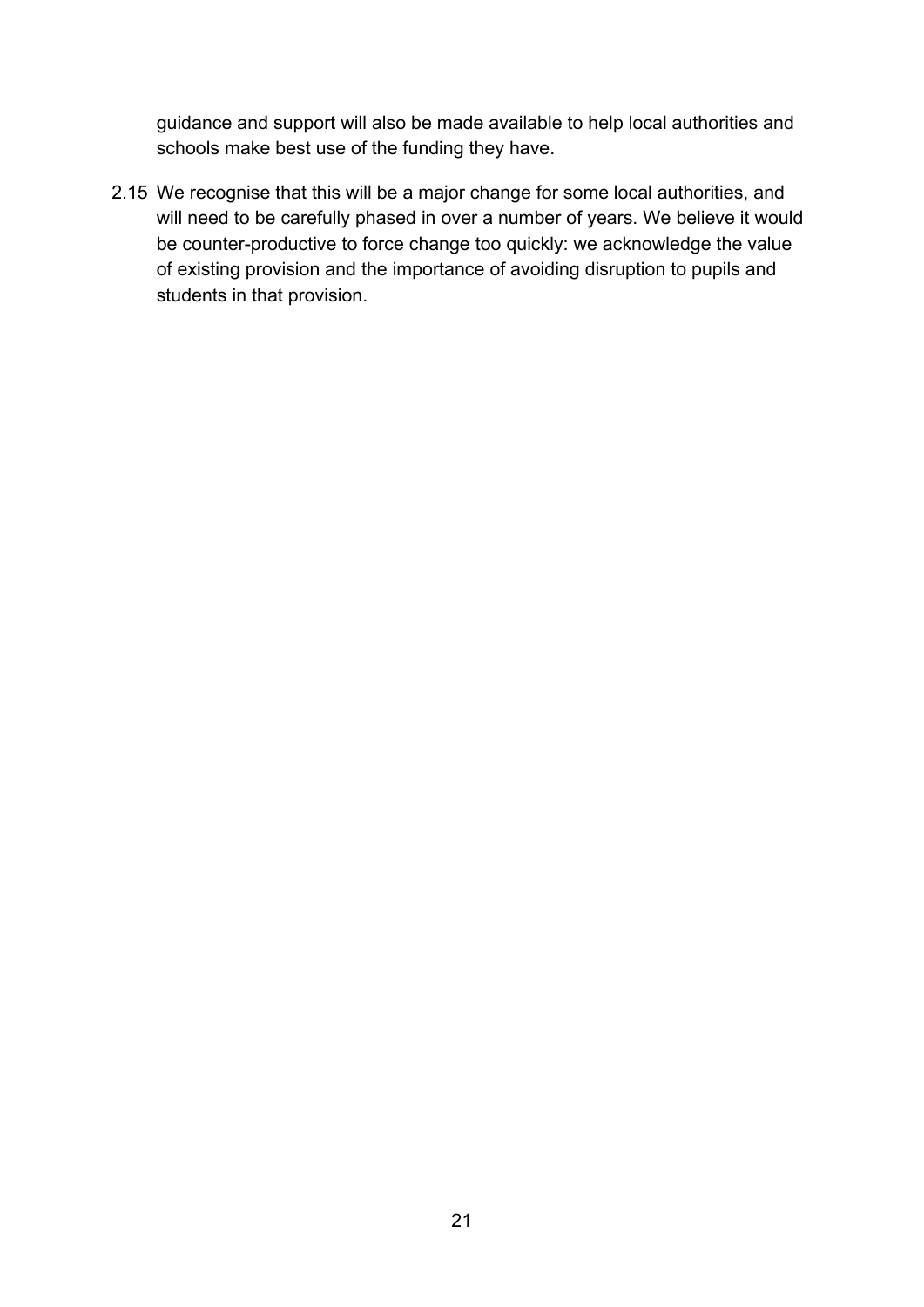guidance and support will also be made available to help local authorities and schools make best use of the funding they have.

2.15 We recognise that this will be a major change for some local authorities, and will need to be carefully phased in over a number of years. We believe it would be counter-productive to force change too quickly: we acknowledge the value of existing provision and the importance of avoiding disruption to pupils and students in that provision.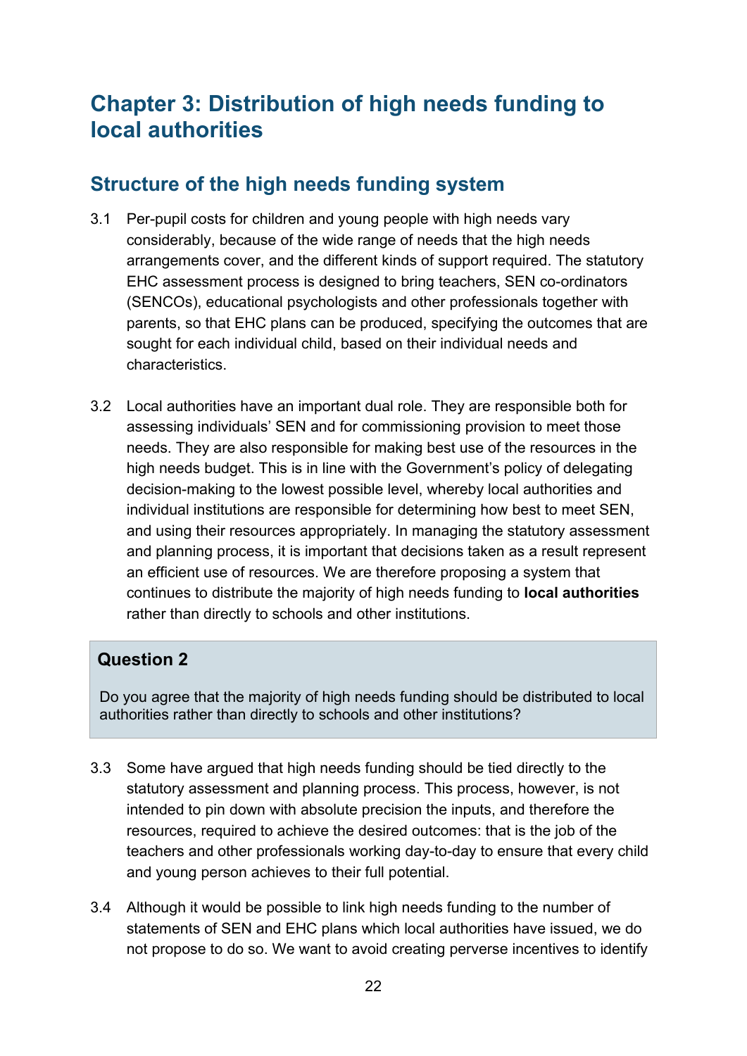# Chapter 3: Distribution of high needs funding to local authorities

## Structure of the high needs funding system

3.1 Per-pupil costs for children and young people with high needs vary considerably, because of the wide range of needs that the high needs arrangements cover, and the different kinds of support required. The statutory EHC assessment process is designed to bring teachers, SEN co-ordinators (SENCOs), educational psychologists and other professionals together with parents, so that EHC plans can be produced, specifying the outcomes that are sought for each individual child, based on their individual needs and characteristics.

3.2 Local authorities have an important dual role. They are responsible both for assessing individuals' SEN and for commissioning provision to meet those needs. They are also responsible for making best use of the resources in the high needs budget. This is in line with the Government's policy of delegating decision-making to the lowest possible level, whereby local authorities and individual institutions are responsible for determining how best to meet SEN, and using their resources appropriately. In managing the statutory assessment and planning process, it is important that decisions taken as a result represent an efficient use of resources. We are therefore proposing a system that continues to distribute the majority of high needs funding to **local authorities** rather than directly to schools and other institutions.

> **Question 2**
>
> Do you agree that the majority of high needs funding should be distributed to local authorities rather than directly to schools and other institutions?

3.3 Some have argued that high needs funding should be tied directly to the statutory assessment and planning process. This process, however, is not intended to pin down with absolute precision the inputs, and therefore the resources, required to achieve the desired outcomes: that is the job of the teachers and other professionals working day-to-day to ensure that every child and young person achieves to their full potential.

3.4 Although it would be possible to link high needs funding to the number of statements of SEN and EHC plans which local authorities have issued, we do not propose to do so. We want to avoid creating perverse incentives to identify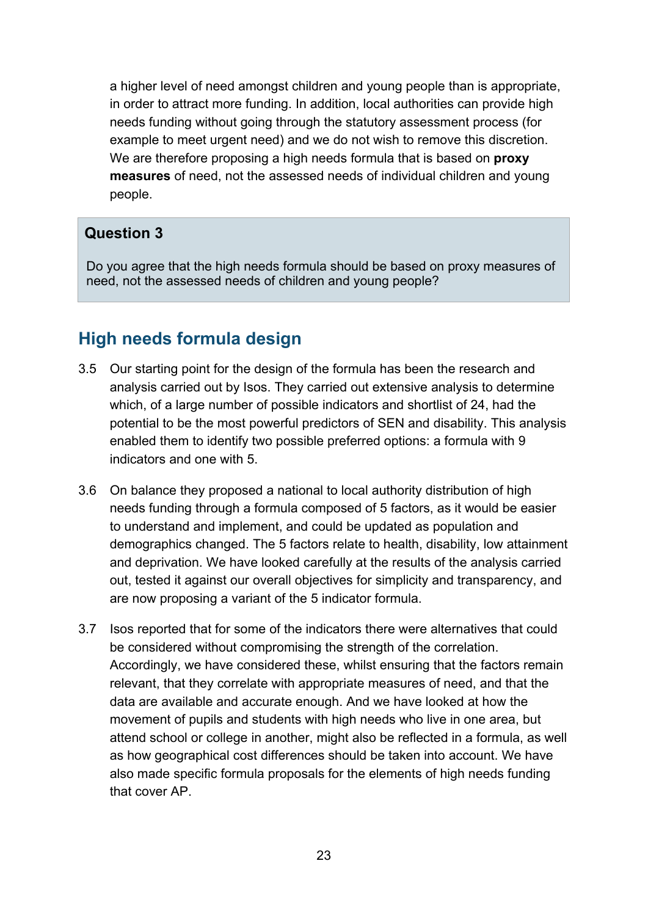a higher level of need amongst children and young people than is appropriate, in order to attract more funding. In addition, local authorities can provide high needs funding without going through the statutory assessment process (for example to meet urgent need) and we do not wish to remove this discretion. We are therefore proposing a high needs formula that is based on **proxy measures** of need, not the assessed needs of individual children and young people.

> **Question 3**
>
> Do you agree that the high needs formula should be based on proxy measures of need, not the assessed needs of children and young people?

## High needs formula design

3.5 Our starting point for the design of the formula has been the research and analysis carried out by Isos. They carried out extensive analysis to determine which, of a large number of possible indicators and shortlist of 24, had the potential to be the most powerful predictors of SEN and disability. This analysis enabled them to identify two possible preferred options: a formula with 9 indicators and one with 5.

3.6 On balance they proposed a national to local authority distribution of high needs funding through a formula composed of 5 factors, as it would be easier to understand and implement, and could be updated as population and demographics changed. The 5 factors relate to health, disability, low attainment and deprivation. We have looked carefully at the results of the analysis carried out, tested it against our overall objectives for simplicity and transparency, and are now proposing a variant of the 5 indicator formula.

3.7 Isos reported that for some of the indicators there were alternatives that could be considered without compromising the strength of the correlation. Accordingly, we have considered these, whilst ensuring that the factors remain relevant, that they correlate with appropriate measures of need, and that the data are available and accurate enough. And we have looked at how the movement of pupils and students with high needs who live in one area, but attend school or college in another, might also be reflected in a formula, as well as how geographical cost differences should be taken into account. We have also made specific formula proposals for the elements of high needs funding that cover AP.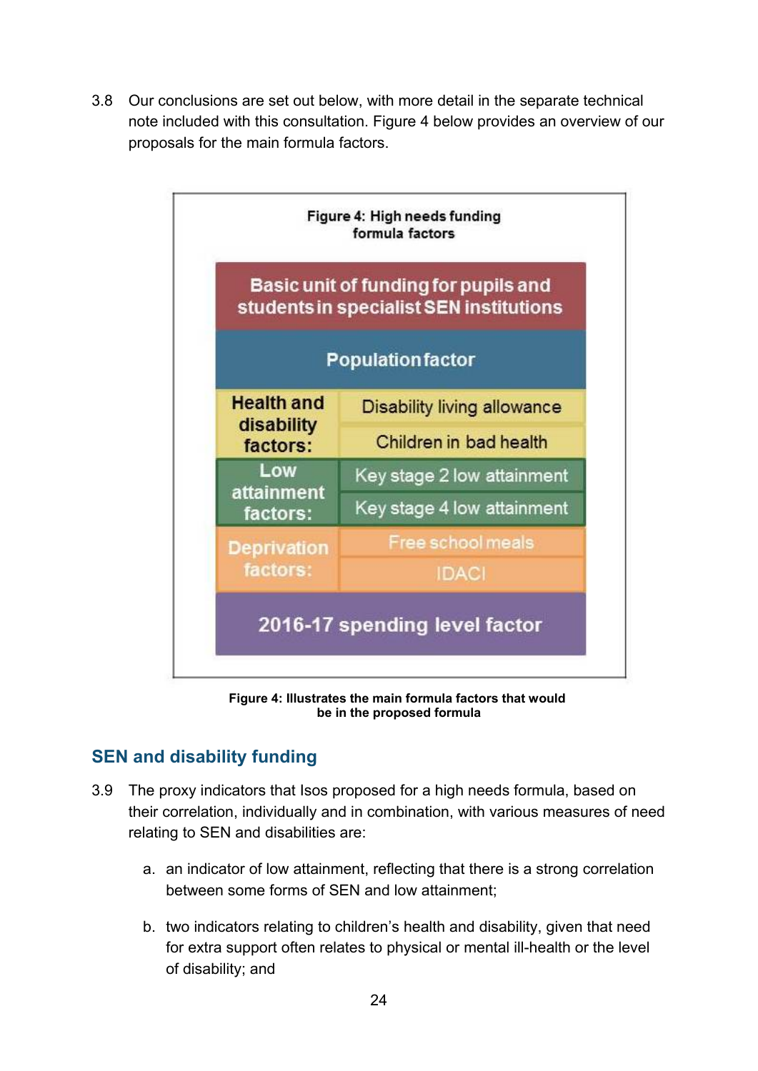3.8 Our conclusions are set out below, with more detail in the separate technical note included with this consultation. Figure 4 below provides an overview of our proposals for the main formula factors.

**Figure 4: High needs funding formula factors**

| Basic unit of funding for pupils and students in specialist SEN institutions | |
|---|---|
| Population factor | |
| Health and disability factors: | Disability living allowance |
| | Children in bad health |
| Low attainment factors: | Key stage 2 low attainment |
| | Key stage 4 low attainment |
| Deprivation factors: | Free school meals |
| | IDACI |
| 2016-17 spending level factor | |

**Figure 4: Illustrates the main formula factors that would be in the proposed formula**

## SEN and disability funding

3.9 The proxy indicators that Isos proposed for a high needs formula, based on their correlation, individually and in combination, with various measures of need relating to SEN and disabilities are:

a. an indicator of low attainment, reflecting that there is a strong correlation between some forms of SEN and low attainment;

b. two indicators relating to children's health and disability, given that need for extra support often relates to physical or mental ill-health or the level of disability; and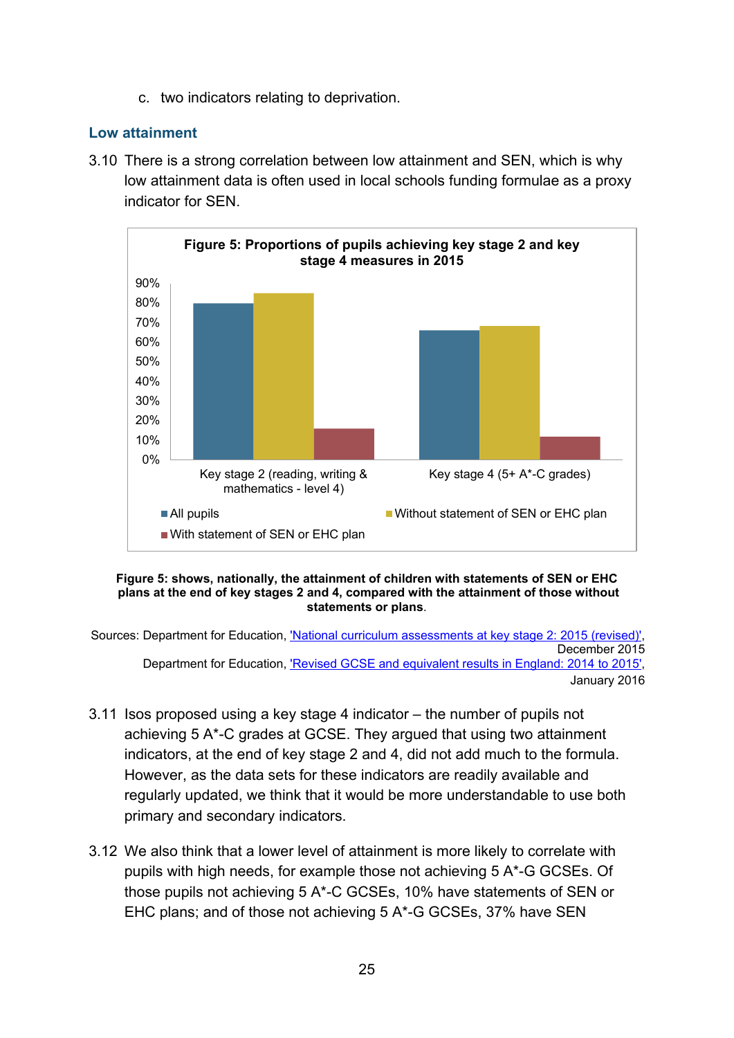c. two indicators relating to deprivation.

### Low attainment

3.10 There is a strong correlation between low attainment and SEN, which is why low attainment data is often used in local schools funding formulae as a proxy indicator for SEN.

**Figure 5: Proportions of pupils achieving key stage 2 and key stage 4 measures in 2015**

**Figure 5: shows, nationally, the attainment of children with statements of SEN or EHC plans at the end of key stages 2 and 4, compared with the attainment of those without statements or plans.**

Sources: Department for Education, 'National curriculum assessments at key stage 2: 2015 (revised)', December 2015
Department for Education, 'Revised GCSE and equivalent results in England: 2014 to 2015', January 2016

3.11 Isos proposed using a key stage 4 indicator – the number of pupils not achieving 5 A*-C grades at GCSE. They argued that using two attainment indicators, at the end of key stage 2 and 4, did not add much to the formula. However, as the data sets for these indicators are readily available and regularly updated, we think that it would be more understandable to use both primary and secondary indicators.

3.12 We also think that a lower level of attainment is more likely to correlate with pupils with high needs, for example those not achieving 5 A*-G GCSEs. Of those pupils not achieving 5 A*-C GCSEs, 10% have statements of SEN or EHC plans; and of those not achieving 5 A*-G GCSEs, 37% have SEN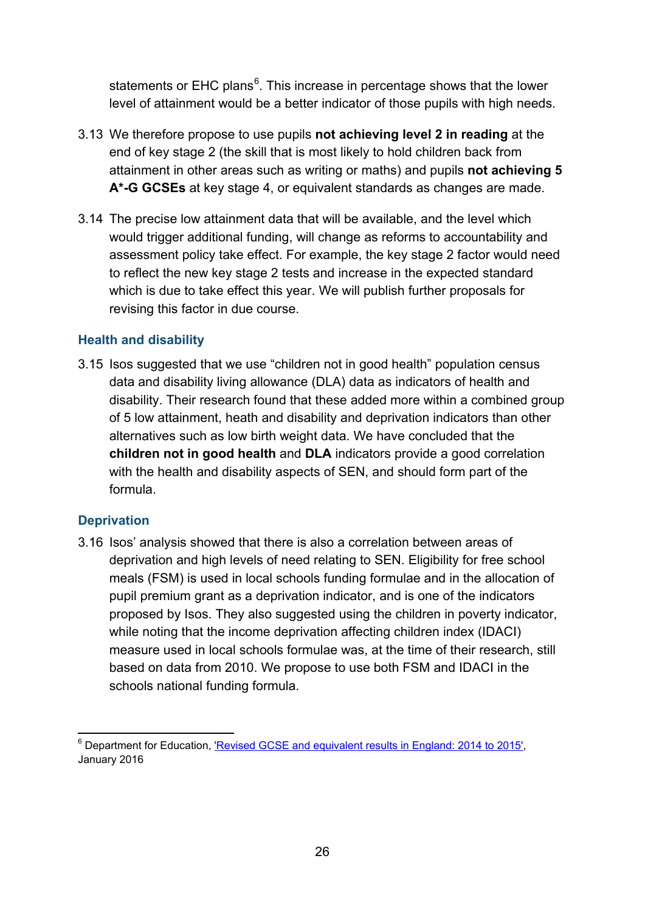statements or EHC plans[6]. This increase in percentage shows that the lower level of attainment would be a better indicator of those pupils with high needs.

3.13 We therefore propose to use pupils **not achieving level 2 in reading** at the end of key stage 2 (the skill that is most likely to hold children back from attainment in other areas such as writing or maths) and pupils **not achieving 5 A*-G GCSEs** at key stage 4, or equivalent standards as changes are made.

3.14 The precise low attainment data that will be available, and the level which would trigger additional funding, will change as reforms to accountability and assessment policy take effect. For example, the key stage 2 factor would need to reflect the new key stage 2 tests and increase in the expected standard which is due to take effect this year. We will publish further proposals for revising this factor in due course.

### Health and disability

3.15 Isos suggested that we use "children not in good health" population census data and disability living allowance (DLA) data as indicators of health and disability. Their research found that these added more within a combined group of 5 low attainment, heath and disability and deprivation indicators than other alternatives such as low birth weight data. We have concluded that the **children not in good health** and **DLA** indicators provide a good correlation with the health and disability aspects of SEN, and should form part of the formula.

### Deprivation

3.16 Isos' analysis showed that there is also a correlation between areas of deprivation and high levels of need relating to SEN. Eligibility for free school meals (FSM) is used in local schools funding formulae and in the allocation of pupil premium grant as a deprivation indicator, and is one of the indicators proposed by Isos. They also suggested using the children in poverty indicator, while noting that the income deprivation affecting children index (IDACI) measure used in local schools formulae was, at the time of their research, still based on data from 2010. We propose to use both FSM and IDACI in the schools national funding formula.

---

[6] Department for Education, ['Revised GCSE and equivalent results in England: 2014 to 2015'](), January 2016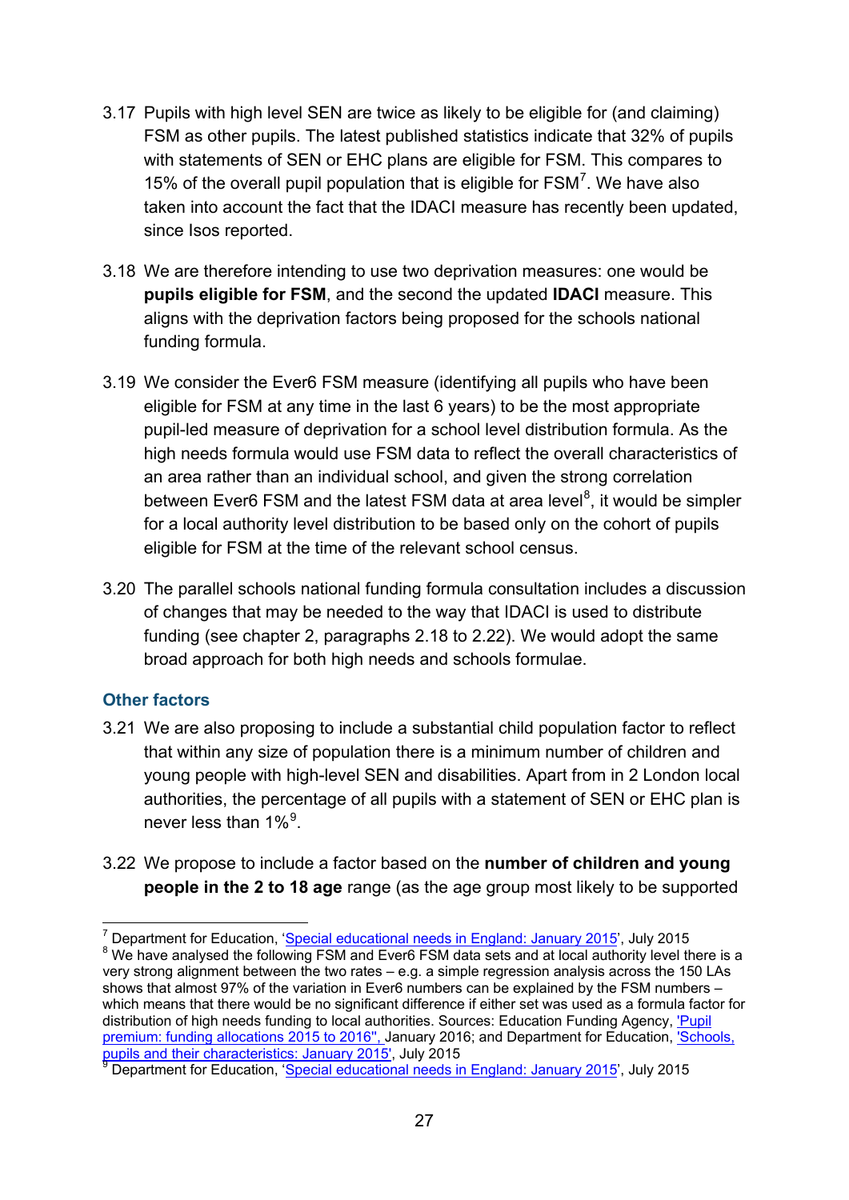3.17 Pupils with high level SEN are twice as likely to be eligible for (and claiming) FSM as other pupils. The latest published statistics indicate that 32% of pupils with statements of SEN or EHC plans are eligible for FSM. This compares to 15% of the overall pupil population that is eligible for FSM[7]. We have also taken into account the fact that the IDACI measure has recently been updated, since Isos reported.

3.18 We are therefore intending to use two deprivation measures: one would be **pupils eligible for FSM**, and the second the updated **IDACI** measure. This aligns with the deprivation factors being proposed for the schools national funding formula.

3.19 We consider the Ever6 FSM measure (identifying all pupils who have been eligible for FSM at any time in the last 6 years) to be the most appropriate pupil-led measure of deprivation for a school level distribution formula. As the high needs formula would use FSM data to reflect the overall characteristics of an area rather than an individual school, and given the strong correlation between Ever6 FSM and the latest FSM data at area level[8], it would be simpler for a local authority level distribution to be based only on the cohort of pupils eligible for FSM at the time of the relevant school census.

3.20 The parallel schools national funding formula consultation includes a discussion of changes that may be needed to the way that IDACI is used to distribute funding (see chapter 2, paragraphs 2.18 to 2.22). We would adopt the same broad approach for both high needs and schools formulae.

### Other factors

3.21 We are also proposing to include a substantial child population factor to reflect that within any size of population there is a minimum number of children and young people with high-level SEN and disabilities. Apart from in 2 London local authorities, the percentage of all pupils with a statement of SEN or EHC plan is never less than 1%[9].

3.22 We propose to include a factor based on the **number of children and young people in the 2 to 18 age** range (as the age group most likely to be supported

---

[7] Department for Education, 'Special educational needs in England: January 2015', July 2015

[8] We have analysed the following FSM and Ever6 FSM data sets and at local authority level there is a very strong alignment between the two rates – e.g. a simple regression analysis across the 150 LAs shows that almost 97% of the variation in Ever6 numbers can be explained by the FSM numbers – which means that there would be no significant difference if either set was used as a formula factor for distribution of high needs funding to local authorities. Sources: Education Funding Agency, 'Pupil premium: funding allocations 2015 to 2016'', January 2016; and Department for Education, 'Schools, pupils and their characteristics: January 2015', July 2015

[9] Department for Education, 'Special educational needs in England: January 2015', July 2015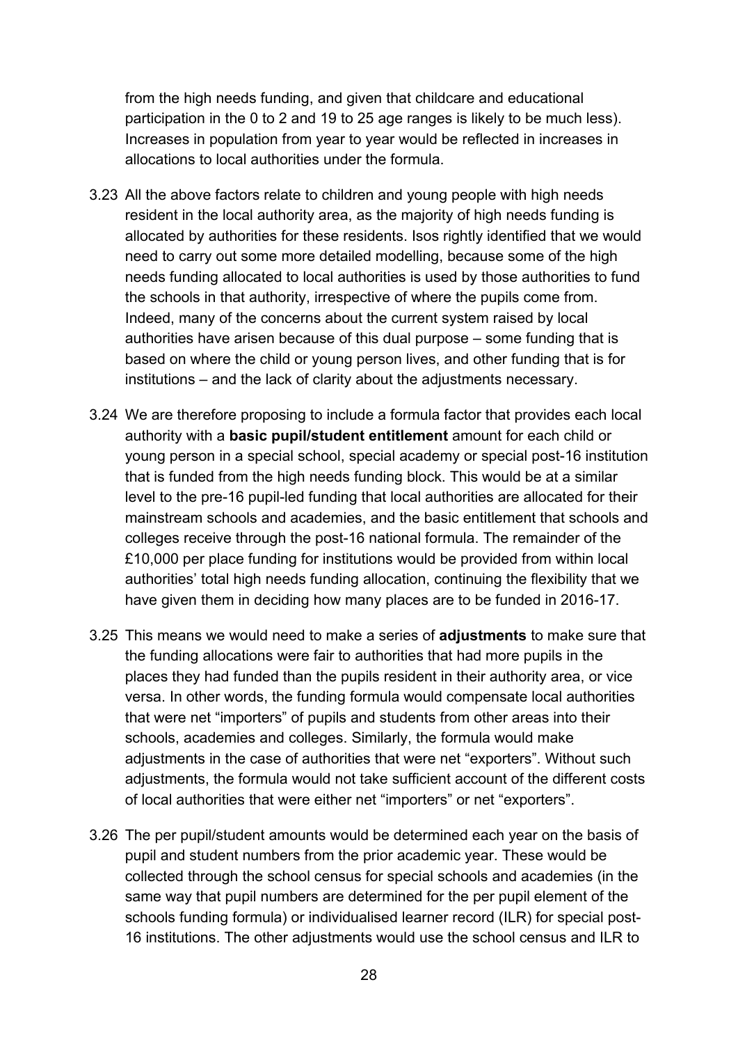from the high needs funding, and given that childcare and educational participation in the 0 to 2 and 19 to 25 age ranges is likely to be much less). Increases in population from year to year would be reflected in increases in allocations to local authorities under the formula.

3.23 All the above factors relate to children and young people with high needs resident in the local authority area, as the majority of high needs funding is allocated by authorities for these residents. Isos rightly identified that we would need to carry out some more detailed modelling, because some of the high needs funding allocated to local authorities is used by those authorities to fund the schools in that authority, irrespective of where the pupils come from. Indeed, many of the concerns about the current system raised by local authorities have arisen because of this dual purpose – some funding that is based on where the child or young person lives, and other funding that is for institutions – and the lack of clarity about the adjustments necessary.

3.24 We are therefore proposing to include a formula factor that provides each local authority with a **basic pupil/student entitlement** amount for each child or young person in a special school, special academy or special post-16 institution that is funded from the high needs funding block. This would be at a similar level to the pre-16 pupil-led funding that local authorities are allocated for their mainstream schools and academies, and the basic entitlement that schools and colleges receive through the post-16 national formula. The remainder of the £10,000 per place funding for institutions would be provided from within local authorities' total high needs funding allocation, continuing the flexibility that we have given them in deciding how many places are to be funded in 2016-17.

3.25 This means we would need to make a series of **adjustments** to make sure that the funding allocations were fair to authorities that had more pupils in the places they had funded than the pupils resident in their authority area, or vice versa. In other words, the funding formula would compensate local authorities that were net "importers" of pupils and students from other areas into their schools, academies and colleges. Similarly, the formula would make adjustments in the case of authorities that were net "exporters". Without such adjustments, the formula would not take sufficient account of the different costs of local authorities that were either net "importers" or net "exporters".

3.26 The per pupil/student amounts would be determined each year on the basis of pupil and student numbers from the prior academic year. These would be collected through the school census for special schools and academies (in the same way that pupil numbers are determined for the per pupil element of the schools funding formula) or individualised learner record (ILR) for special post-16 institutions. The other adjustments would use the school census and ILR to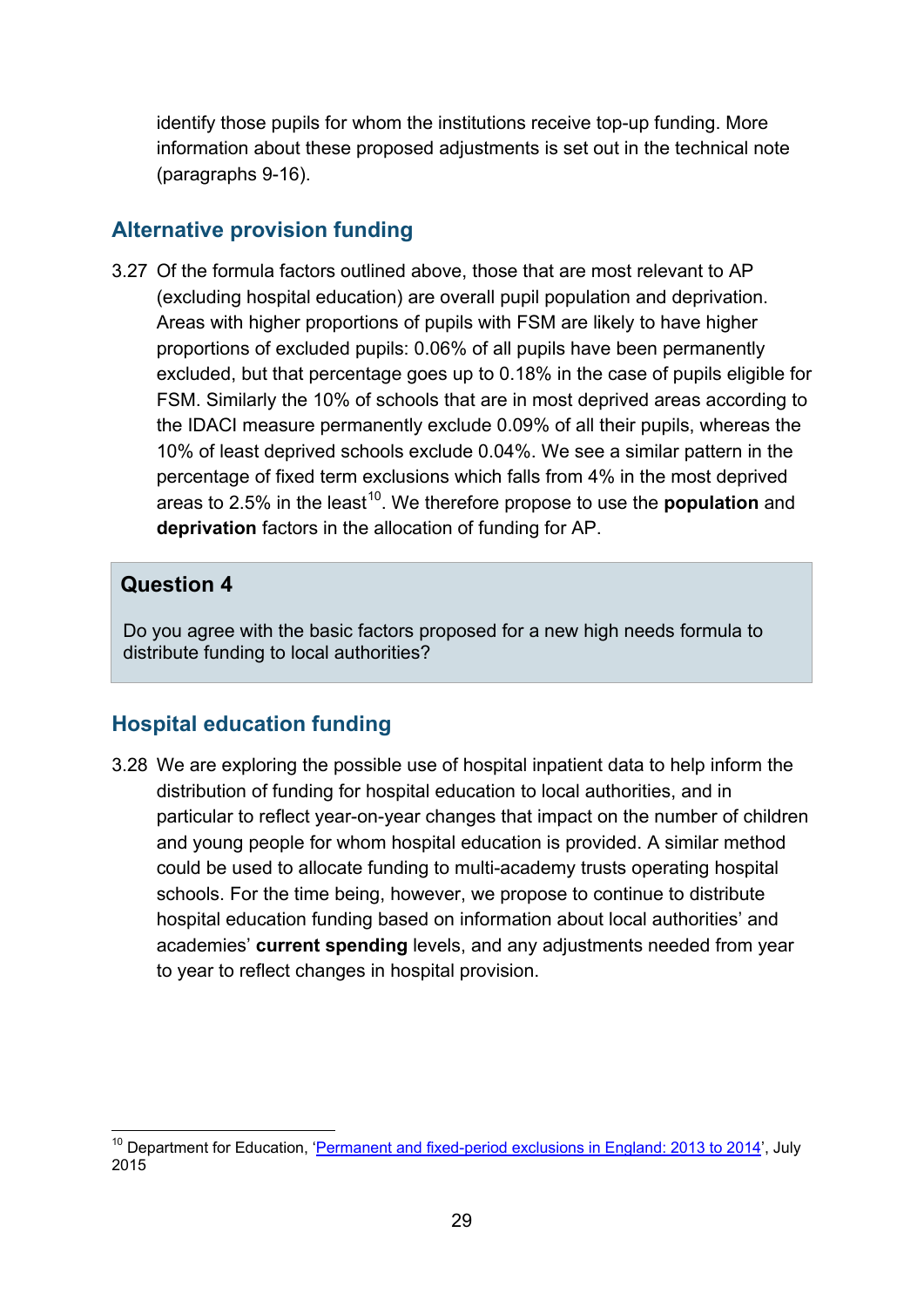identify those pupils for whom the institutions receive top-up funding. More information about these proposed adjustments is set out in the technical note (paragraphs 9-16).

## Alternative provision funding

3.27 Of the formula factors outlined above, those that are most relevant to AP (excluding hospital education) are overall pupil population and deprivation. Areas with higher proportions of pupils with FSM are likely to have higher proportions of excluded pupils: 0.06% of all pupils have been permanently excluded, but that percentage goes up to 0.18% in the case of pupils eligible for FSM. Similarly the 10% of schools that are in most deprived areas according to the IDACI measure permanently exclude 0.09% of all their pupils, whereas the 10% of least deprived schools exclude 0.04%. We see a similar pattern in the percentage of fixed term exclusions which falls from 4% in the most deprived areas to 2.5% in the least[10]. We therefore propose to use the **population** and **deprivation** factors in the allocation of funding for AP.

> **Question 4**
>
> Do you agree with the basic factors proposed for a new high needs formula to distribute funding to local authorities?

## Hospital education funding

3.28 We are exploring the possible use of hospital inpatient data to help inform the distribution of funding for hospital education to local authorities, and in particular to reflect year-on-year changes that impact on the number of children and young people for whom hospital education is provided. A similar method could be used to allocate funding to multi-academy trusts operating hospital schools. For the time being, however, we propose to continue to distribute hospital education funding based on information about local authorities' and academies' **current spending** levels, and any adjustments needed from year to year to reflect changes in hospital provision.

---

[10] Department for Education, 'Permanent and fixed-period exclusions in England: 2013 to 2014', July 2015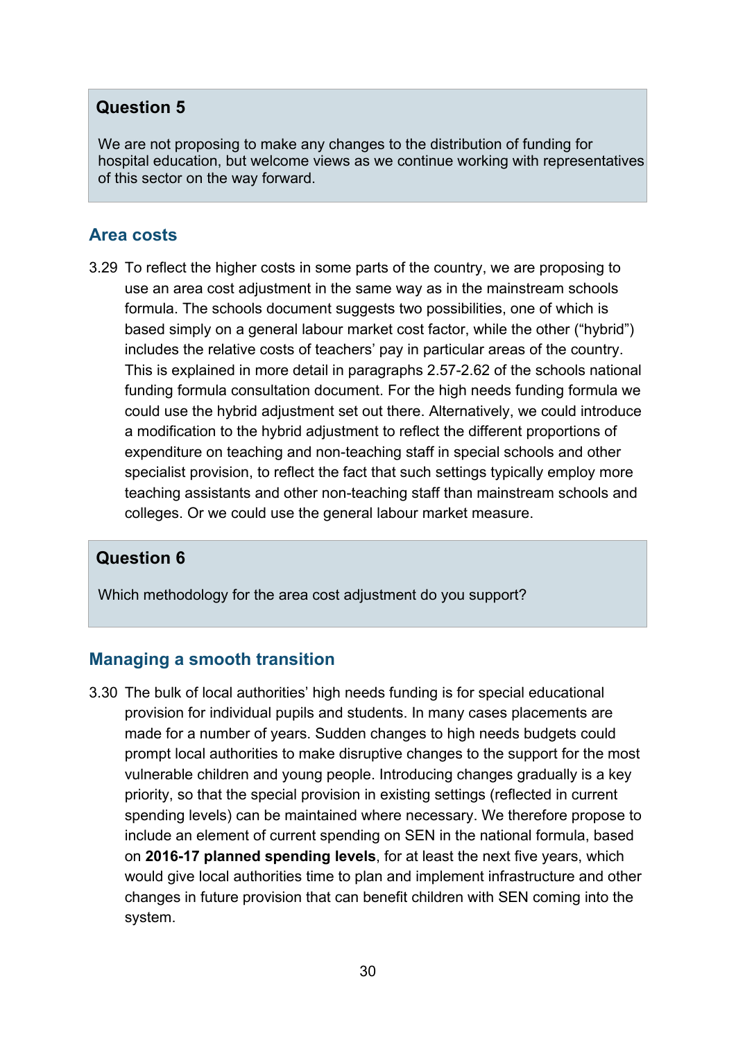**Question 5**

We are not proposing to make any changes to the distribution of funding for hospital education, but welcome views as we continue working with representatives of this sector on the way forward.

## Area costs

3.29 To reflect the higher costs in some parts of the country, we are proposing to use an area cost adjustment in the same way as in the mainstream schools formula. The schools document suggests two possibilities, one of which is based simply on a general labour market cost factor, while the other ("hybrid") includes the relative costs of teachers' pay in particular areas of the country. This is explained in more detail in paragraphs 2.57-2.62 of the schools national funding formula consultation document. For the high needs funding formula we could use the hybrid adjustment set out there. Alternatively, we could introduce a modification to the hybrid adjustment to reflect the different proportions of expenditure on teaching and non-teaching staff in special schools and other specialist provision, to reflect the fact that such settings typically employ more teaching assistants and other non-teaching staff than mainstream schools and colleges. Or we could use the general labour market measure.

**Question 6**

Which methodology for the area cost adjustment do you support?

## Managing a smooth transition

3.30 The bulk of local authorities' high needs funding is for special educational provision for individual pupils and students. In many cases placements are made for a number of years. Sudden changes to high needs budgets could prompt local authorities to make disruptive changes to the support for the most vulnerable children and young people. Introducing changes gradually is a key priority, so that the special provision in existing settings (reflected in current spending levels) can be maintained where necessary. We therefore propose to include an element of current spending on SEN in the national formula, based on **2016-17 planned spending levels**, for at least the next five years, which would give local authorities time to plan and implement infrastructure and other changes in future provision that can benefit children with SEN coming into the system.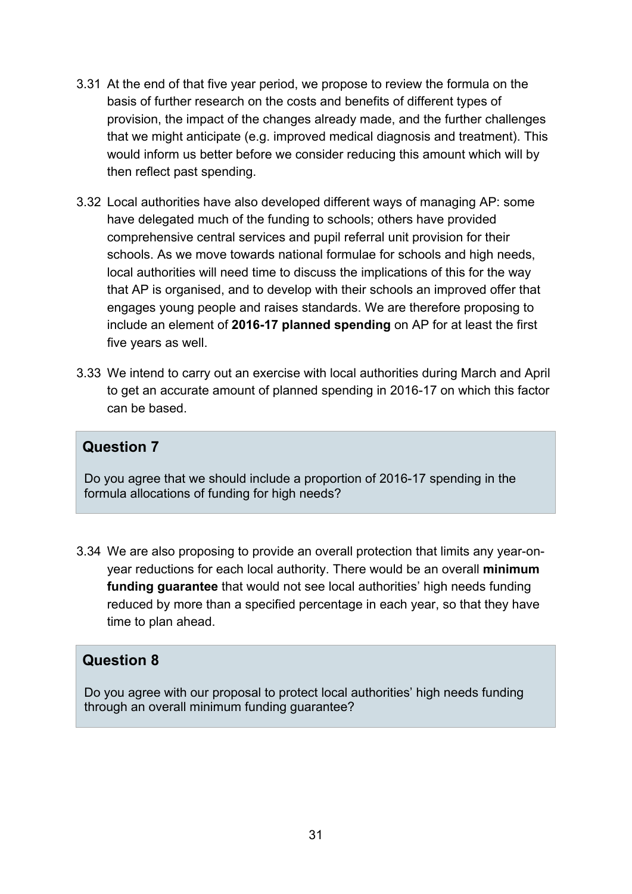3.31 At the end of that five year period, we propose to review the formula on the basis of further research on the costs and benefits of different types of provision, the impact of the changes already made, and the further challenges that we might anticipate (e.g. improved medical diagnosis and treatment). This would inform us better before we consider reducing this amount which will by then reflect past spending.

3.32 Local authorities have also developed different ways of managing AP: some have delegated much of the funding to schools; others have provided comprehensive central services and pupil referral unit provision for their schools. As we move towards national formulae for schools and high needs, local authorities will need time to discuss the implications of this for the way that AP is organised, and to develop with their schools an improved offer that engages young people and raises standards. We are therefore proposing to include an element of **2016-17 planned spending** on AP for at least the first five years as well.

3.33 We intend to carry out an exercise with local authorities during March and April to get an accurate amount of planned spending in 2016-17 on which this factor can be based.

### Question 7

Do you agree that we should include a proportion of 2016-17 spending in the formula allocations of funding for high needs?

3.34 We are also proposing to provide an overall protection that limits any year-on-year reductions for each local authority. There would be an overall **minimum funding guarantee** that would not see local authorities' high needs funding reduced by more than a specified percentage in each year, so that they have time to plan ahead.

### Question 8

Do you agree with our proposal to protect local authorities' high needs funding through an overall minimum funding guarantee?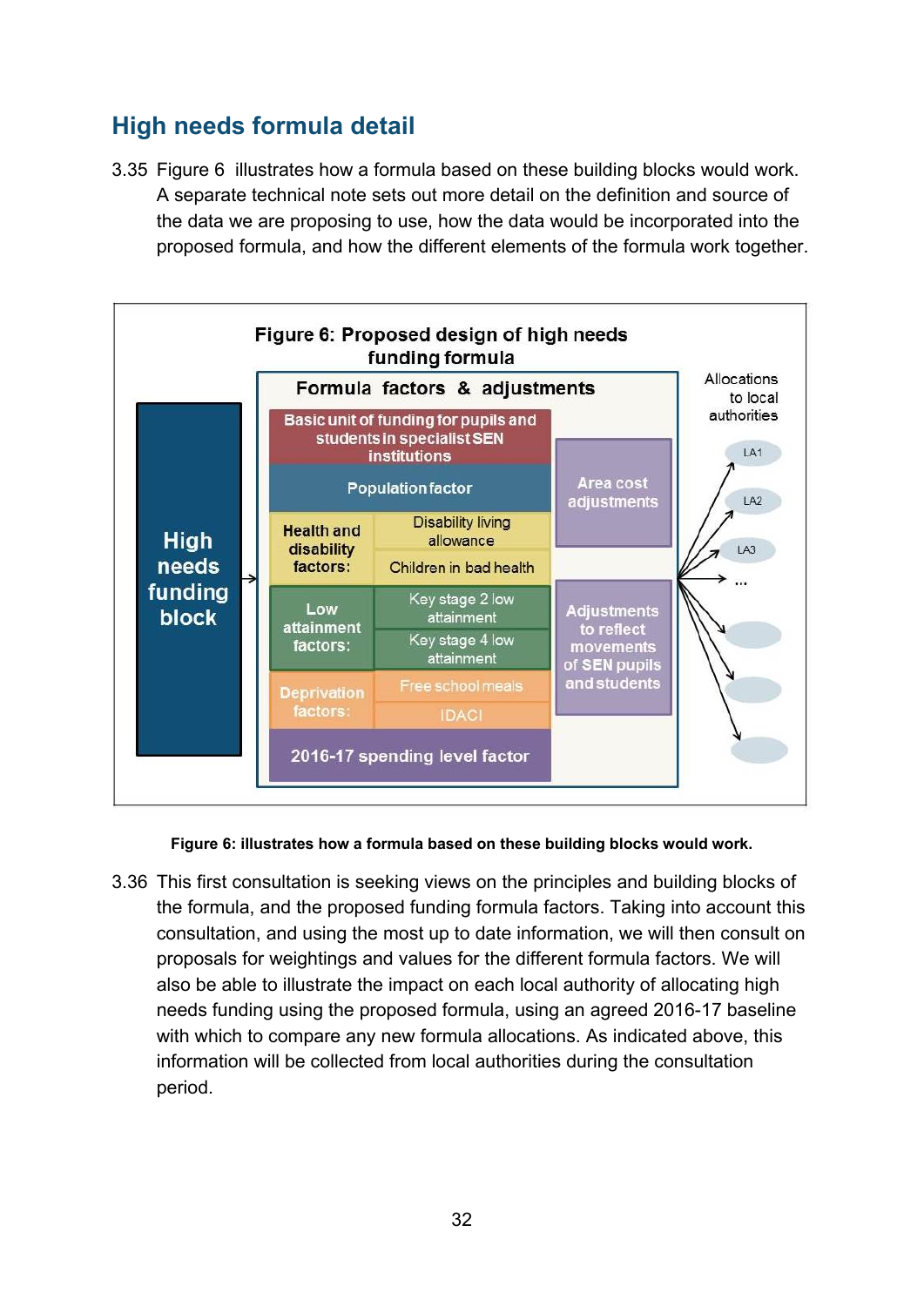## High needs formula detail

3.35 Figure 6 illustrates how a formula based on these building blocks would work. A separate technical note sets out more detail on the definition and source of the data we are proposing to use, how the data would be incorporated into the proposed formula, and how the different elements of the formula work together.

**Figure 6: Proposed design of high needs funding formula**

High needs funding block → Formula factors & adjustments → Allocations to local authorities (LA1, LA2, LA3, ...)

Formula factors & adjustments:

- Basic unit of funding for pupils and students in specialist SEN institutions
- Population factor
- Health and disability factors:
  - Disability living allowance
  - Children in bad health
- Low attainment factors:
  - Key stage 2 low attainment
  - Key stage 4 low attainment
- Deprivation factors:
  - Free school meals
  - IDACI
- 2016-17 spending level factor
- Area cost adjustments
- Adjustments to reflect movements of SEN pupils and students

**Figure 6: illustrates how a formula based on these building blocks would work.**

3.36 This first consultation is seeking views on the principles and building blocks of the formula, and the proposed funding formula factors. Taking into account this consultation, and using the most up to date information, we will then consult on proposals for weightings and values for the different formula factors. We will also be able to illustrate the impact on each local authority of allocating high needs funding using the proposed formula, using an agreed 2016-17 baseline with which to compare any new formula allocations. As indicated above, this information will be collected from local authorities during the consultation period.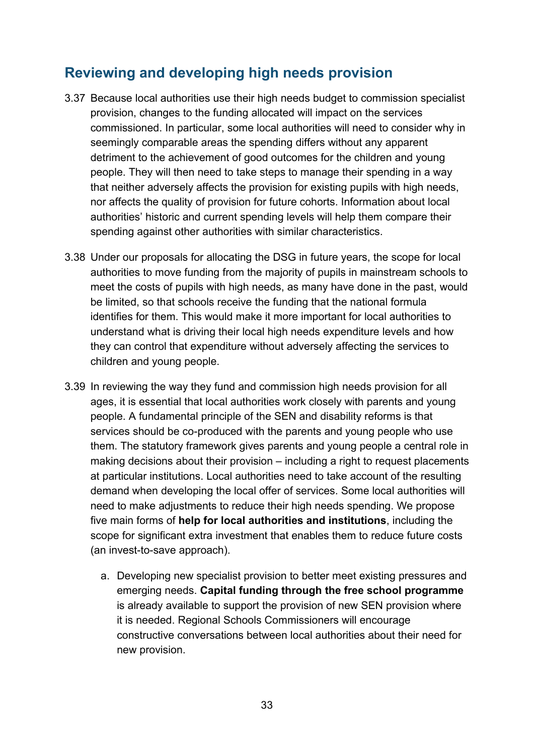## Reviewing and developing high needs provision

3.37 Because local authorities use their high needs budget to commission specialist provision, changes to the funding allocated will impact on the services commissioned. In particular, some local authorities will need to consider why in seemingly comparable areas the spending differs without any apparent detriment to the achievement of good outcomes for the children and young people. They will then need to take steps to manage their spending in a way that neither adversely affects the provision for existing pupils with high needs, nor affects the quality of provision for future cohorts. Information about local authorities' historic and current spending levels will help them compare their spending against other authorities with similar characteristics.

3.38 Under our proposals for allocating the DSG in future years, the scope for local authorities to move funding from the majority of pupils in mainstream schools to meet the costs of pupils with high needs, as many have done in the past, would be limited, so that schools receive the funding that the national formula identifies for them. This would make it more important for local authorities to understand what is driving their local high needs expenditure levels and how they can control that expenditure without adversely affecting the services to children and young people.

3.39 In reviewing the way they fund and commission high needs provision for all ages, it is essential that local authorities work closely with parents and young people. A fundamental principle of the SEN and disability reforms is that services should be co-produced with the parents and young people who use them. The statutory framework gives parents and young people a central role in making decisions about their provision – including a right to request placements at particular institutions. Local authorities need to take account of the resulting demand when developing the local offer of services. Some local authorities will need to make adjustments to reduce their high needs spending. We propose five main forms of **help for local authorities and institutions**, including the scope for significant extra investment that enables them to reduce future costs (an invest-to-save approach).

   a. Developing new specialist provision to better meet existing pressures and emerging needs. **Capital funding through the free school programme** is already available to support the provision of new SEN provision where it is needed. Regional Schools Commissioners will encourage constructive conversations between local authorities about their need for new provision.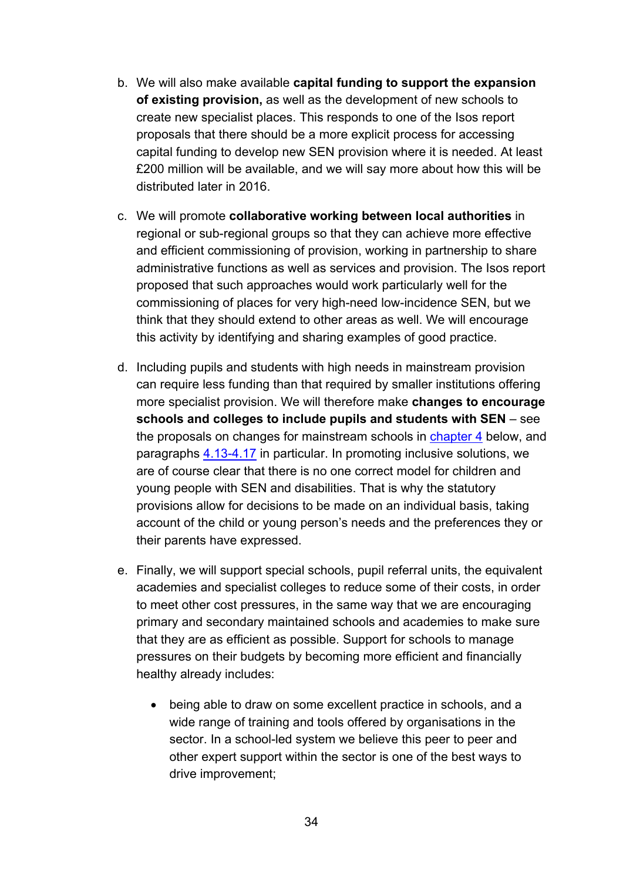b. We will also make available **capital funding to support the expansion of existing provision,** as well as the development of new schools to create new specialist places. This responds to one of the Isos report proposals that there should be a more explicit process for accessing capital funding to develop new SEN provision where it is needed. At least £200 million will be available, and we will say more about how this will be distributed later in 2016.

c. We will promote **collaborative working between local authorities** in regional or sub-regional groups so that they can achieve more effective and efficient commissioning of provision, working in partnership to share administrative functions as well as services and provision. The Isos report proposed that such approaches would work particularly well for the commissioning of places for very high-need low-incidence SEN, but we think that they should extend to other areas as well. We will encourage this activity by identifying and sharing examples of good practice.

d. Including pupils and students with high needs in mainstream provision can require less funding than that required by smaller institutions offering more specialist provision. We will therefore make **changes to encourage schools and colleges to include pupils and students with SEN** – see the proposals on changes for mainstream schools in chapter 4 below, and paragraphs 4.13-4.17 in particular. In promoting inclusive solutions, we are of course clear that there is no one correct model for children and young people with SEN and disabilities. That is why the statutory provisions allow for decisions to be made on an individual basis, taking account of the child or young person's needs and the preferences they or their parents have expressed.

e. Finally, we will support special schools, pupil referral units, the equivalent academies and specialist colleges to reduce some of their costs, in order to meet other cost pressures, in the same way that we are encouraging primary and secondary maintained schools and academies to make sure that they are as efficient as possible. Support for schools to manage pressures on their budgets by becoming more efficient and financially healthy already includes:

   - being able to draw on some excellent practice in schools, and a wide range of training and tools offered by organisations in the sector. In a school-led system we believe this peer to peer and other expert support within the sector is one of the best ways to drive improvement;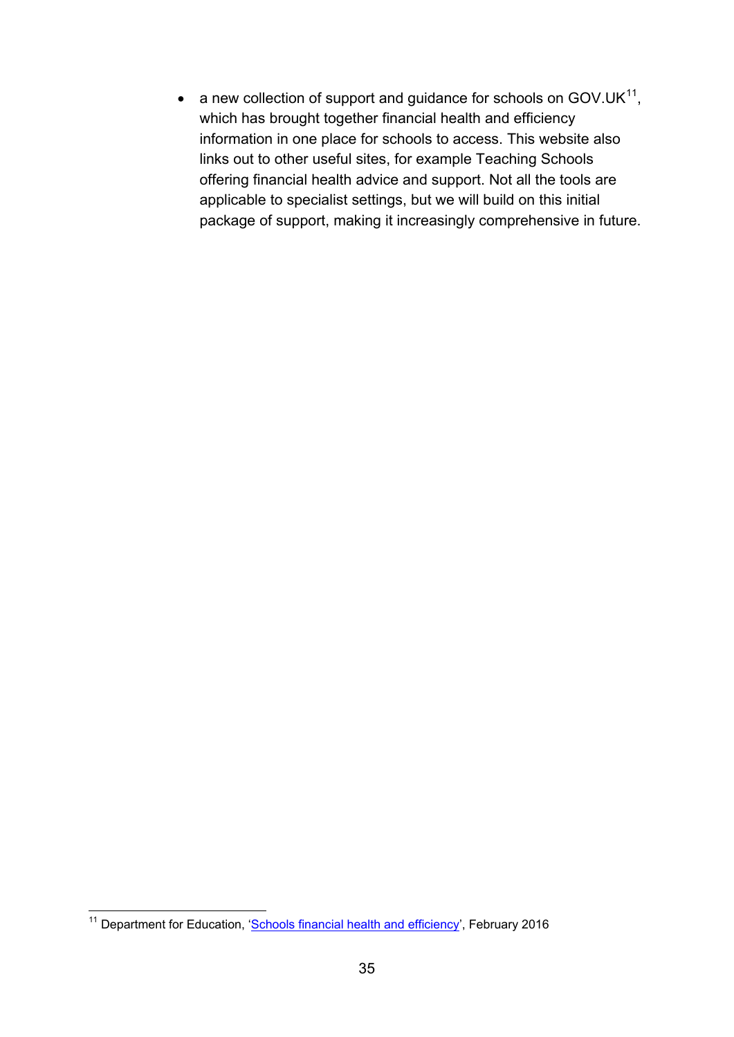- a new collection of support and guidance for schools on GOV.UK[11], which has brought together financial health and efficiency information in one place for schools to access. This website also links out to other useful sites, for example Teaching Schools offering financial health advice and support. Not all the tools are applicable to specialist settings, but we will build on this initial package of support, making it increasingly comprehensive in future.

---

[11] Department for Education, 'Schools financial health and efficiency', February 2016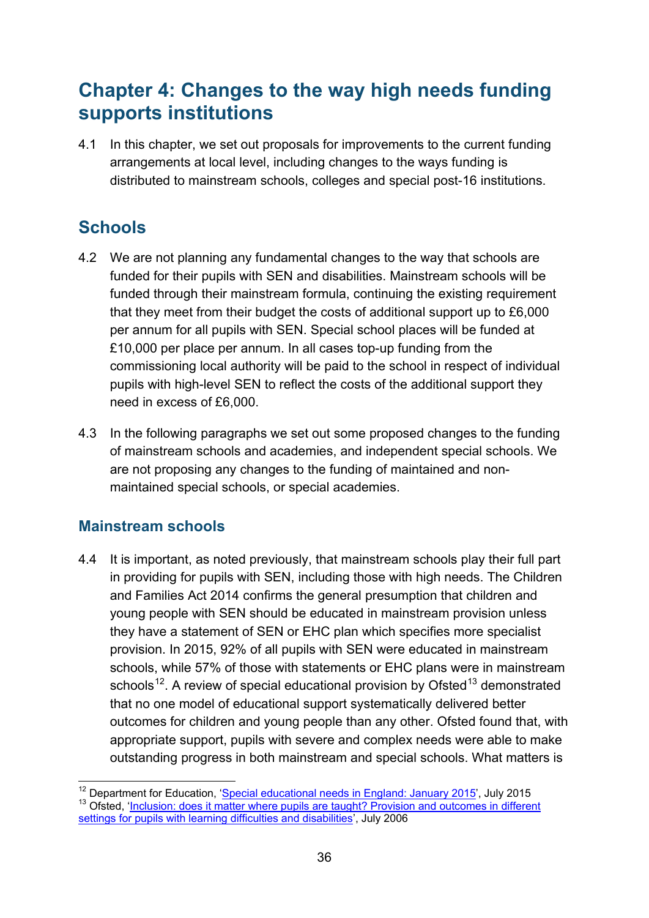# Chapter 4: Changes to the way high needs funding supports institutions

4.1 In this chapter, we set out proposals for improvements to the current funding arrangements at local level, including changes to the ways funding is distributed to mainstream schools, colleges and special post-16 institutions.

## Schools

4.2 We are not planning any fundamental changes to the way that schools are funded for their pupils with SEN and disabilities. Mainstream schools will be funded through their mainstream formula, continuing the existing requirement that they meet from their budget the costs of additional support up to £6,000 per annum for all pupils with SEN. Special school places will be funded at £10,000 per place per annum. In all cases top-up funding from the commissioning local authority will be paid to the school in respect of individual pupils with high-level SEN to reflect the costs of the additional support they need in excess of £6,000.

4.3 In the following paragraphs we set out some proposed changes to the funding of mainstream schools and academies, and independent special schools. We are not proposing any changes to the funding of maintained and non-maintained special schools, or special academies.

### Mainstream schools

4.4 It is important, as noted previously, that mainstream schools play their full part in providing for pupils with SEN, including those with high needs. The Children and Families Act 2014 confirms the general presumption that children and young people with SEN should be educated in mainstream provision unless they have a statement of SEN or EHC plan which specifies more specialist provision. In 2015, 92% of all pupils with SEN were educated in mainstream schools, while 57% of those with statements or EHC plans were in mainstream schools[12]. A review of special educational provision by Ofsted[13] demonstrated that no one model of educational support systematically delivered better outcomes for children and young people than any other. Ofsted found that, with appropriate support, pupils with severe and complex needs were able to make outstanding progress in both mainstream and special schools. What matters is

[12] Department for Education, 'Special educational needs in England: January 2015', July 2015

[13] Ofsted, 'Inclusion: does it matter where pupils are taught? Provision and outcomes in different settings for pupils with learning difficulties and disabilities', July 2006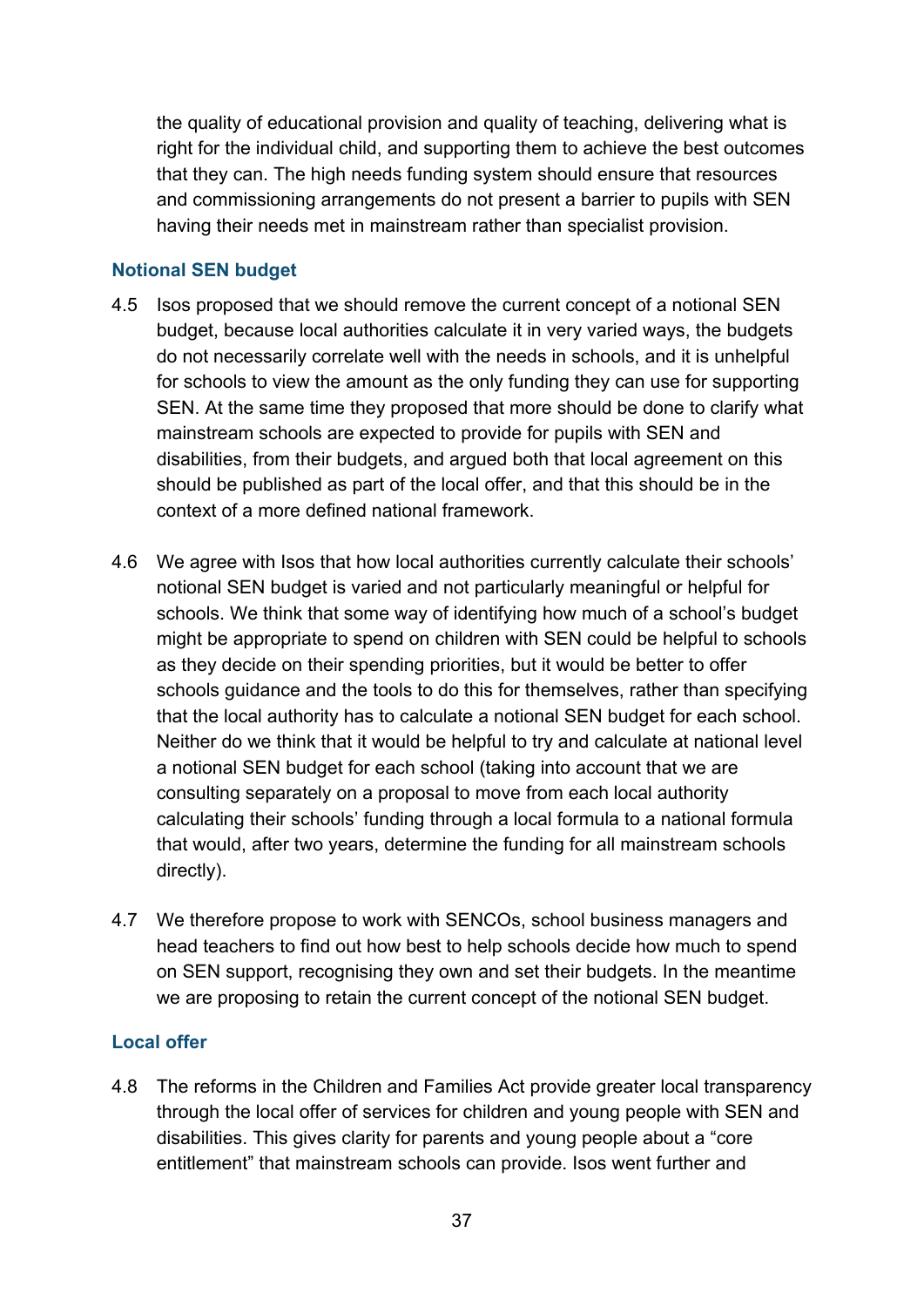the quality of educational provision and quality of teaching, delivering what is right for the individual child, and supporting them to achieve the best outcomes that they can. The high needs funding system should ensure that resources and commissioning arrangements do not present a barrier to pupils with SEN having their needs met in mainstream rather than specialist provision.

### Notional SEN budget

4.5 Isos proposed that we should remove the current concept of a notional SEN budget, because local authorities calculate it in very varied ways, the budgets do not necessarily correlate well with the needs in schools, and it is unhelpful for schools to view the amount as the only funding they can use for supporting SEN. At the same time they proposed that more should be done to clarify what mainstream schools are expected to provide for pupils with SEN and disabilities, from their budgets, and argued both that local agreement on this should be published as part of the local offer, and that this should be in the context of a more defined national framework.

4.6 We agree with Isos that how local authorities currently calculate their schools' notional SEN budget is varied and not particularly meaningful or helpful for schools. We think that some way of identifying how much of a school's budget might be appropriate to spend on children with SEN could be helpful to schools as they decide on their spending priorities, but it would be better to offer schools guidance and the tools to do this for themselves, rather than specifying that the local authority has to calculate a notional SEN budget for each school. Neither do we think that it would be helpful to try and calculate at national level a notional SEN budget for each school (taking into account that we are consulting separately on a proposal to move from each local authority calculating their schools' funding through a local formula to a national formula that would, after two years, determine the funding for all mainstream schools directly).

4.7 We therefore propose to work with SENCOs, school business managers and head teachers to find out how best to help schools decide how much to spend on SEN support, recognising they own and set their budgets. In the meantime we are proposing to retain the current concept of the notional SEN budget.

### Local offer

4.8 The reforms in the Children and Families Act provide greater local transparency through the local offer of services for children and young people with SEN and disabilities. This gives clarity for parents and young people about a "core entitlement" that mainstream schools can provide. Isos went further and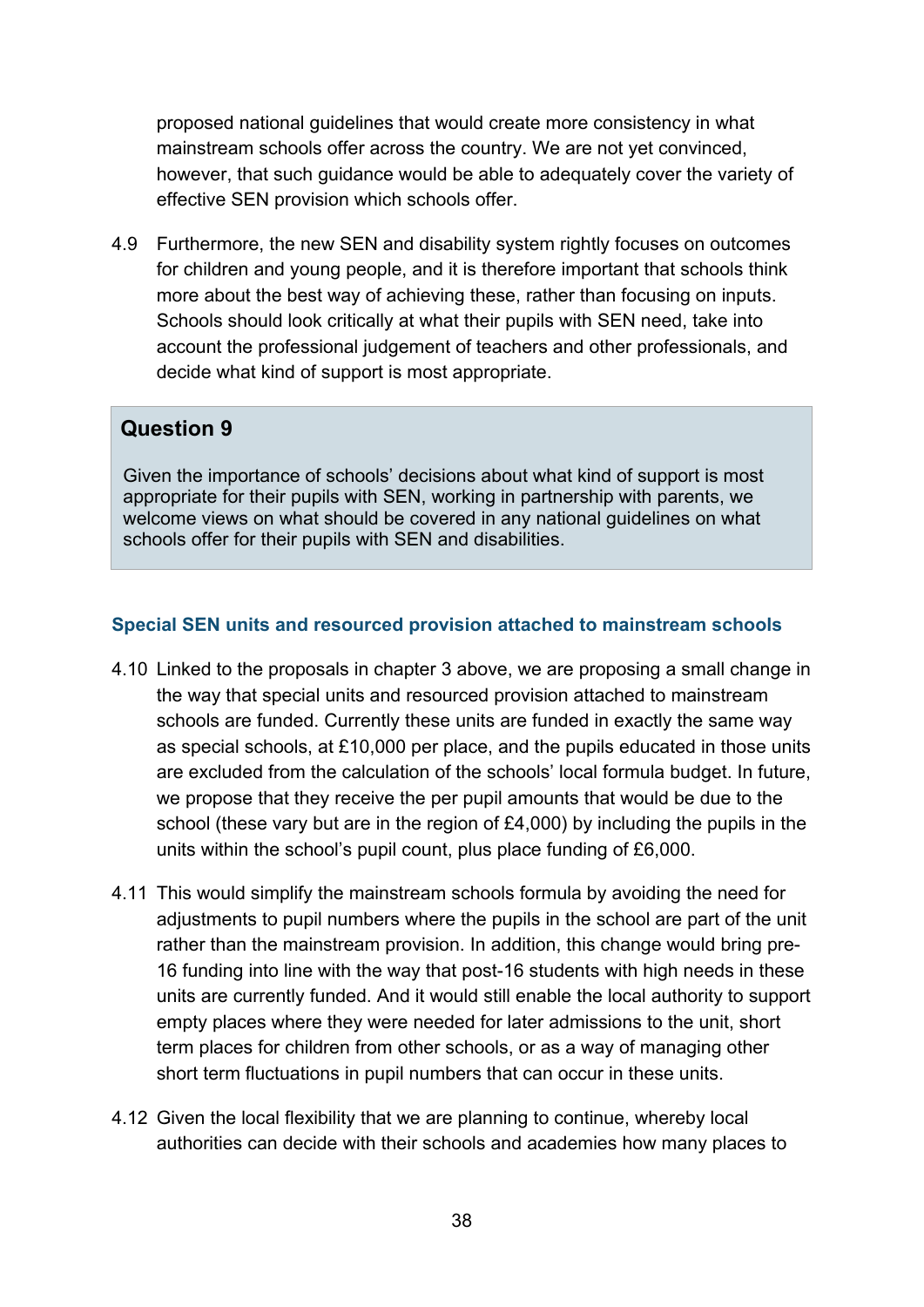proposed national guidelines that would create more consistency in what mainstream schools offer across the country. We are not yet convinced, however, that such guidance would be able to adequately cover the variety of effective SEN provision which schools offer.

4.9 Furthermore, the new SEN and disability system rightly focuses on outcomes for children and young people, and it is therefore important that schools think more about the best way of achieving these, rather than focusing on inputs. Schools should look critically at what their pupils with SEN need, take into account the professional judgement of teachers and other professionals, and decide what kind of support is most appropriate.

> **Question 9**
>
> Given the importance of schools' decisions about what kind of support is most appropriate for their pupils with SEN, working in partnership with parents, we welcome views on what should be covered in any national guidelines on what schools offer for their pupils with SEN and disabilities.

### Special SEN units and resourced provision attached to mainstream schools

4.10 Linked to the proposals in chapter 3 above, we are proposing a small change in the way that special units and resourced provision attached to mainstream schools are funded. Currently these units are funded in exactly the same way as special schools, at £10,000 per place, and the pupils educated in those units are excluded from the calculation of the schools' local formula budget. In future, we propose that they receive the per pupil amounts that would be due to the school (these vary but are in the region of £4,000) by including the pupils in the units within the school's pupil count, plus place funding of £6,000.

4.11 This would simplify the mainstream schools formula by avoiding the need for adjustments to pupil numbers where the pupils in the school are part of the unit rather than the mainstream provision. In addition, this change would bring pre-16 funding into line with the way that post-16 students with high needs in these units are currently funded. And it would still enable the local authority to support empty places where they were needed for later admissions to the unit, short term places for children from other schools, or as a way of managing other short term fluctuations in pupil numbers that can occur in these units.

4.12 Given the local flexibility that we are planning to continue, whereby local authorities can decide with their schools and academies how many places to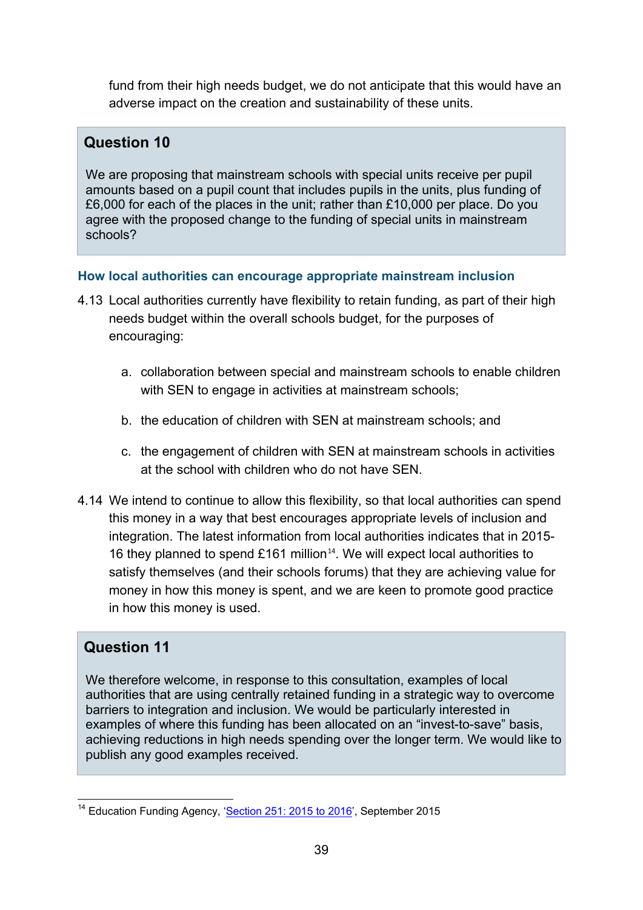fund from their high needs budget, we do not anticipate that this would have an adverse impact on the creation and sustainability of these units.

### Question 10

We are proposing that mainstream schools with special units receive per pupil amounts based on a pupil count that includes pupils in the units, plus funding of £6,000 for each of the places in the unit; rather than £10,000 per place. Do you agree with the proposed change to the funding of special units in mainstream schools?

### How local authorities can encourage appropriate mainstream inclusion

4.13 Local authorities currently have flexibility to retain funding, as part of their high needs budget within the overall schools budget, for the purposes of encouraging:

a. collaboration between special and mainstream schools to enable children with SEN to engage in activities at mainstream schools;

b. the education of children with SEN at mainstream schools; and

c. the engagement of children with SEN at mainstream schools in activities at the school with children who do not have SEN.

4.14 We intend to continue to allow this flexibility, so that local authorities can spend this money in a way that best encourages appropriate levels of inclusion and integration. The latest information from local authorities indicates that in 2015-16 they planned to spend £161 million[14]. We will expect local authorities to satisfy themselves (and their schools forums) that they are achieving value for money in how this money is spent, and we are keen to promote good practice in how this money is used.

### Question 11

We therefore welcome, in response to this consultation, examples of local authorities that are using centrally retained funding in a strategic way to overcome barriers to integration and inclusion. We would be particularly interested in examples of where this funding has been allocated on an "invest-to-save" basis, achieving reductions in high needs spending over the longer term. We would like to publish any good examples received.

---

[14] Education Funding Agency, 'Section 251: 2015 to 2016', September 2015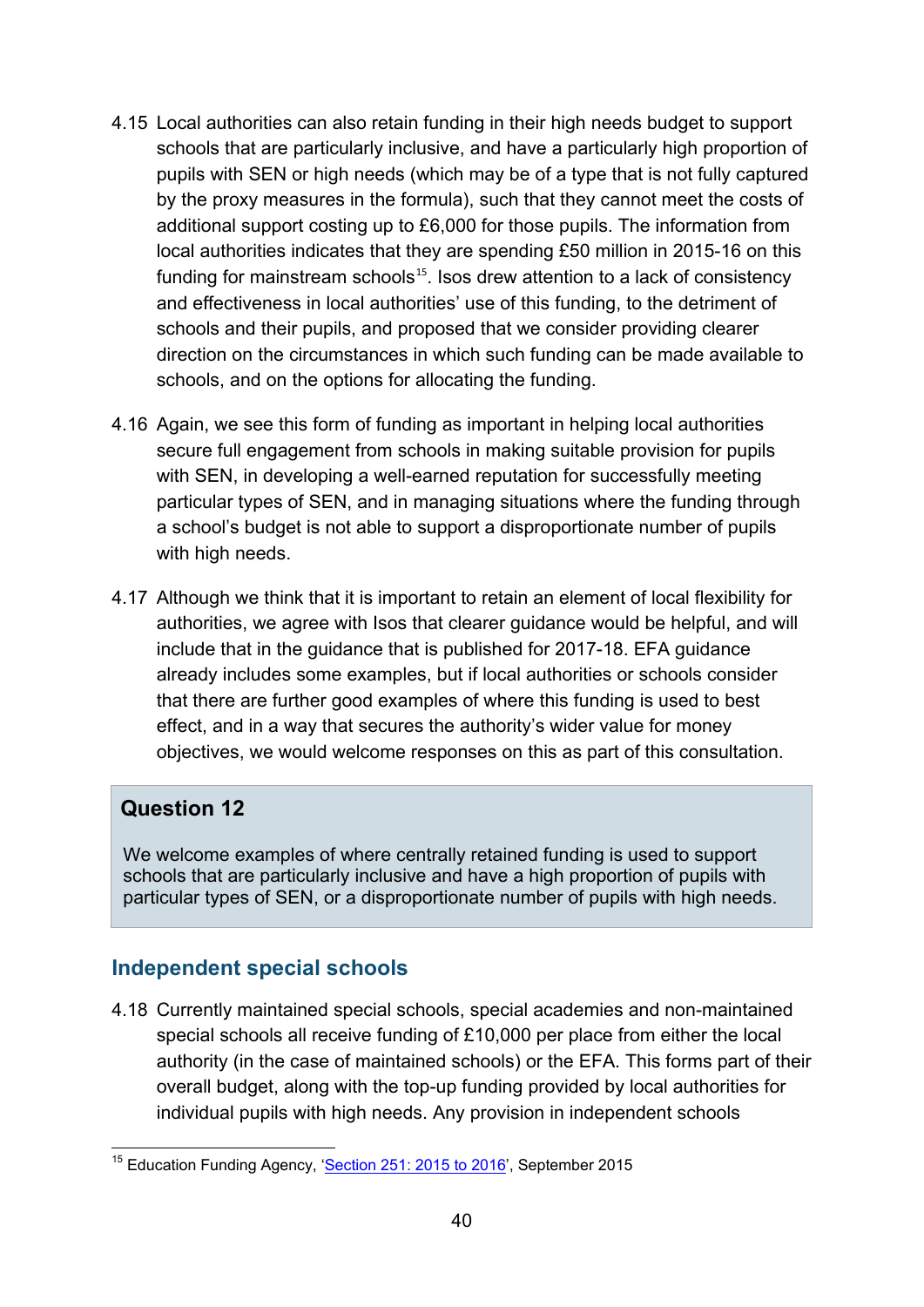4.15 Local authorities can also retain funding in their high needs budget to support schools that are particularly inclusive, and have a particularly high proportion of pupils with SEN or high needs (which may be of a type that is not fully captured by the proxy measures in the formula), such that they cannot meet the costs of additional support costing up to £6,000 for those pupils. The information from local authorities indicates that they are spending £50 million in 2015-16 on this funding for mainstream schools[15]. Isos drew attention to a lack of consistency and effectiveness in local authorities' use of this funding, to the detriment of schools and their pupils, and proposed that we consider providing clearer direction on the circumstances in which such funding can be made available to schools, and on the options for allocating the funding.

4.16 Again, we see this form of funding as important in helping local authorities secure full engagement from schools in making suitable provision for pupils with SEN, in developing a well-earned reputation for successfully meeting particular types of SEN, and in managing situations where the funding through a school's budget is not able to support a disproportionate number of pupils with high needs.

4.17 Although we think that it is important to retain an element of local flexibility for authorities, we agree with Isos that clearer guidance would be helpful, and will include that in the guidance that is published for 2017-18. EFA guidance already includes some examples, but if local authorities or schools consider that there are further good examples of where this funding is used to best effect, and in a way that secures the authority's wider value for money objectives, we would welcome responses on this as part of this consultation.

> **Question 12**
>
> We welcome examples of where centrally retained funding is used to support schools that are particularly inclusive and have a high proportion of pupils with particular types of SEN, or a disproportionate number of pupils with high needs.

## Independent special schools

4.18 Currently maintained special schools, special academies and non-maintained special schools all receive funding of £10,000 per place from either the local authority (in the case of maintained schools) or the EFA. This forms part of their overall budget, along with the top-up funding provided by local authorities for individual pupils with high needs. Any provision in independent schools

---

[15] Education Funding Agency, 'Section 251: 2015 to 2016', September 2015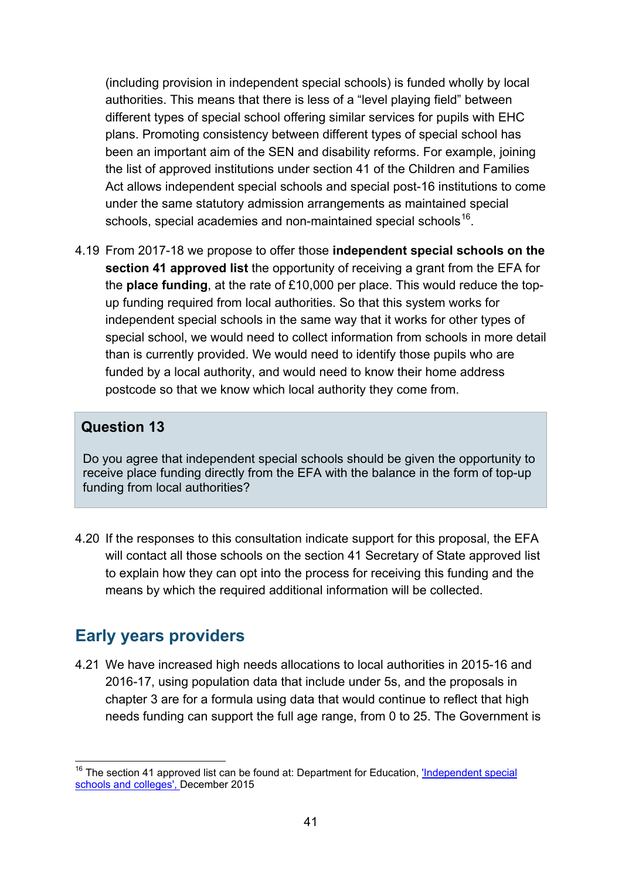(including provision in independent special schools) is funded wholly by local authorities. This means that there is less of a "level playing field" between different types of special school offering similar services for pupils with EHC plans. Promoting consistency between different types of special school has been an important aim of the SEN and disability reforms. For example, joining the list of approved institutions under section 41 of the Children and Families Act allows independent special schools and special post-16 institutions to come under the same statutory admission arrangements as maintained special schools, special academies and non-maintained special schools[16].

4.19 From 2017-18 we propose to offer those **independent special schools on the section 41 approved list** the opportunity of receiving a grant from the EFA for the **place funding**, at the rate of £10,000 per place. This would reduce the top-up funding required from local authorities. So that this system works for independent special schools in the same way that it works for other types of special school, we would need to collect information from schools in more detail than is currently provided. We would need to identify those pupils who are funded by a local authority, and would need to know their home address postcode so that we know which local authority they come from.

**Question 13**

Do you agree that independent special schools should be given the opportunity to receive place funding directly from the EFA with the balance in the form of top-up funding from local authorities?

4.20 If the responses to this consultation indicate support for this proposal, the EFA will contact all those schools on the section 41 Secretary of State approved list to explain how they can opt into the process for receiving this funding and the means by which the required additional information will be collected.

## Early years providers

4.21 We have increased high needs allocations to local authorities in 2015-16 and 2016-17, using population data that include under 5s, and the proposals in chapter 3 are for a formula using data that would continue to reflect that high needs funding can support the full age range, from 0 to 25. The Government is

[16] The section 41 approved list can be found at: Department for Education, 'Independent special schools and colleges', December 2015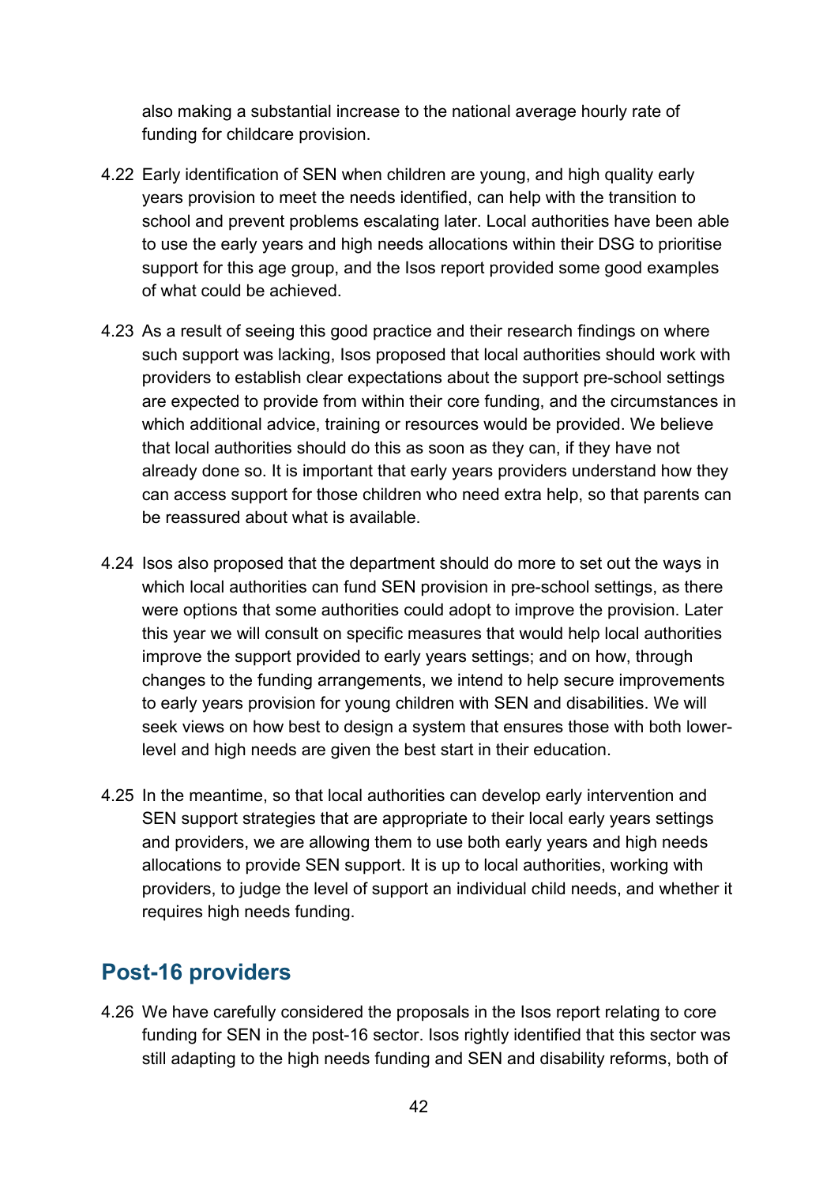also making a substantial increase to the national average hourly rate of funding for childcare provision.

4.22 Early identification of SEN when children are young, and high quality early years provision to meet the needs identified, can help with the transition to school and prevent problems escalating later. Local authorities have been able to use the early years and high needs allocations within their DSG to prioritise support for this age group, and the Isos report provided some good examples of what could be achieved.

4.23 As a result of seeing this good practice and their research findings on where such support was lacking, Isos proposed that local authorities should work with providers to establish clear expectations about the support pre-school settings are expected to provide from within their core funding, and the circumstances in which additional advice, training or resources would be provided. We believe that local authorities should do this as soon as they can, if they have not already done so. It is important that early years providers understand how they can access support for those children who need extra help, so that parents can be reassured about what is available.

4.24 Isos also proposed that the department should do more to set out the ways in which local authorities can fund SEN provision in pre-school settings, as there were options that some authorities could adopt to improve the provision. Later this year we will consult on specific measures that would help local authorities improve the support provided to early years settings; and on how, through changes to the funding arrangements, we intend to help secure improvements to early years provision for young children with SEN and disabilities. We will seek views on how best to design a system that ensures those with both lower-level and high needs are given the best start in their education.

4.25 In the meantime, so that local authorities can develop early intervention and SEN support strategies that are appropriate to their local early years settings and providers, we are allowing them to use both early years and high needs allocations to provide SEN support. It is up to local authorities, working with providers, to judge the level of support an individual child needs, and whether it requires high needs funding.

## Post-16 providers

4.26 We have carefully considered the proposals in the Isos report relating to core funding for SEN in the post-16 sector. Isos rightly identified that this sector was still adapting to the high needs funding and SEN and disability reforms, both of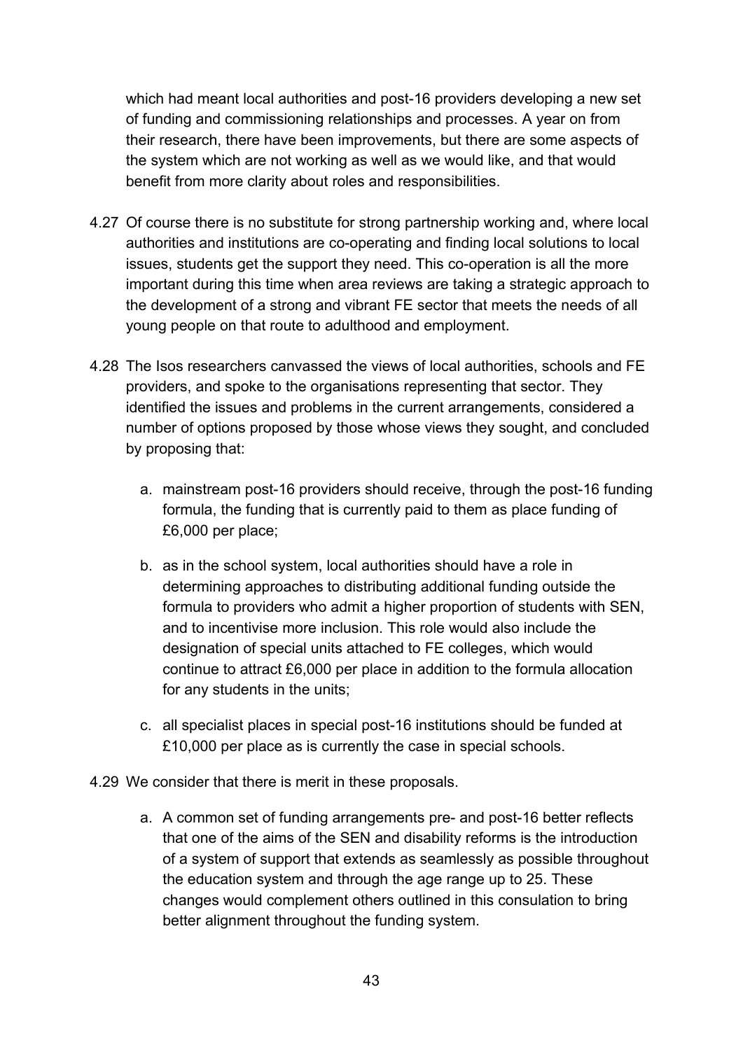which had meant local authorities and post-16 providers developing a new set of funding and commissioning relationships and processes. A year on from their research, there have been improvements, but there are some aspects of the system which are not working as well as we would like, and that would benefit from more clarity about roles and responsibilities.

4.27 Of course there is no substitute for strong partnership working and, where local authorities and institutions are co-operating and finding local solutions to local issues, students get the support they need. This co-operation is all the more important during this time when area reviews are taking a strategic approach to the development of a strong and vibrant FE sector that meets the needs of all young people on that route to adulthood and employment.

4.28 The Isos researchers canvassed the views of local authorities, schools and FE providers, and spoke to the organisations representing that sector. They identified the issues and problems in the current arrangements, considered a number of options proposed by those whose views they sought, and concluded by proposing that:

a. mainstream post-16 providers should receive, through the post-16 funding formula, the funding that is currently paid to them as place funding of £6,000 per place;

b. as in the school system, local authorities should have a role in determining approaches to distributing additional funding outside the formula to providers who admit a higher proportion of students with SEN, and to incentivise more inclusion. This role would also include the designation of special units attached to FE colleges, which would continue to attract £6,000 per place in addition to the formula allocation for any students in the units;

c. all specialist places in special post-16 institutions should be funded at £10,000 per place as is currently the case in special schools.

4.29 We consider that there is merit in these proposals.

a. A common set of funding arrangements pre- and post-16 better reflects that one of the aims of the SEN and disability reforms is the introduction of a system of support that extends as seamlessly as possible throughout the education system and through the age range up to 25. These changes would complement others outlined in this consulation to bring better alignment throughout the funding system.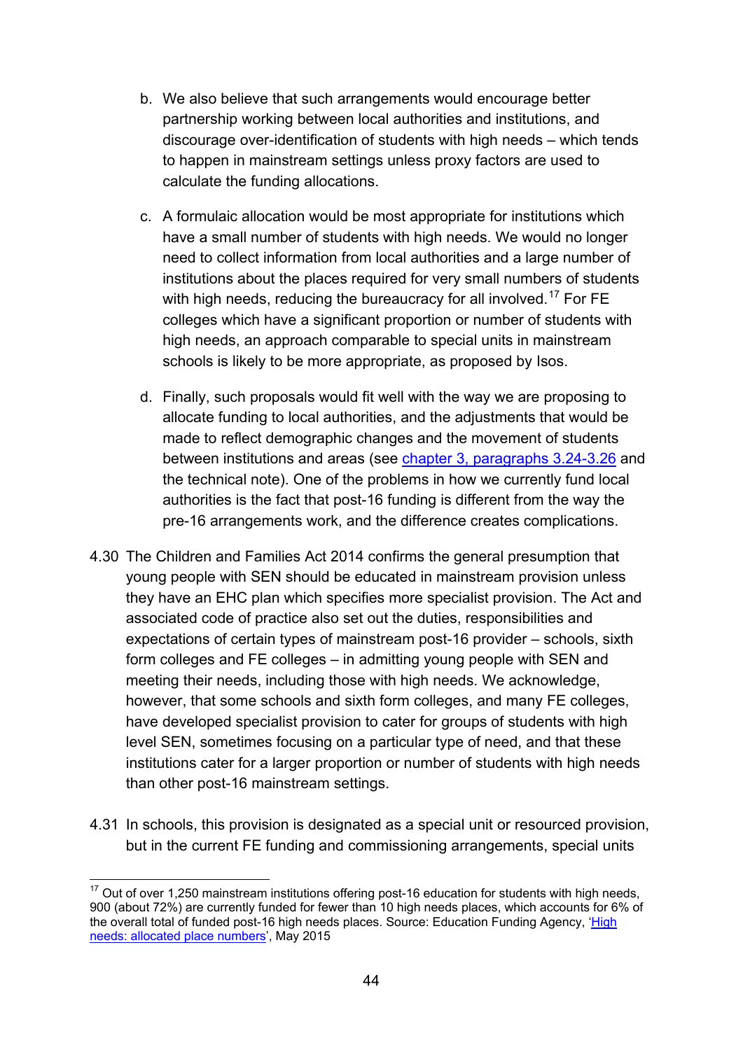b. We also believe that such arrangements would encourage better partnership working between local authorities and institutions, and discourage over-identification of students with high needs – which tends to happen in mainstream settings unless proxy factors are used to calculate the funding allocations.

c. A formulaic allocation would be most appropriate for institutions which have a small number of students with high needs. We would no longer need to collect information from local authorities and a large number of institutions about the places required for very small numbers of students with high needs, reducing the bureaucracy for all involved.[17] For FE colleges which have a significant proportion or number of students with high needs, an approach comparable to special units in mainstream schools is likely to be more appropriate, as proposed by Isos.

d. Finally, such proposals would fit well with the way we are proposing to allocate funding to local authorities, and the adjustments that would be made to reflect demographic changes and the movement of students between institutions and areas (see chapter 3, paragraphs 3.24-3.26 and the technical note). One of the problems in how we currently fund local authorities is the fact that post-16 funding is different from the way the pre-16 arrangements work, and the difference creates complications.

4.30 The Children and Families Act 2014 confirms the general presumption that young people with SEN should be educated in mainstream provision unless they have an EHC plan which specifies more specialist provision. The Act and associated code of practice also set out the duties, responsibilities and expectations of certain types of mainstream post-16 provider – schools, sixth form colleges and FE colleges – in admitting young people with SEN and meeting their needs, including those with high needs. We acknowledge, however, that some schools and sixth form colleges, and many FE colleges, have developed specialist provision to cater for groups of students with high level SEN, sometimes focusing on a particular type of need, and that these institutions cater for a larger proportion or number of students with high needs than other post-16 mainstream settings.

4.31 In schools, this provision is designated as a special unit or resourced provision, but in the current FE funding and commissioning arrangements, special units

[17] Out of over 1,250 mainstream institutions offering post-16 education for students with high needs, 900 (about 72%) are currently funded for fewer than 10 high needs places, which accounts for 6% of the overall total of funded post-16 high needs places. Source: Education Funding Agency, 'High needs: allocated place numbers', May 2015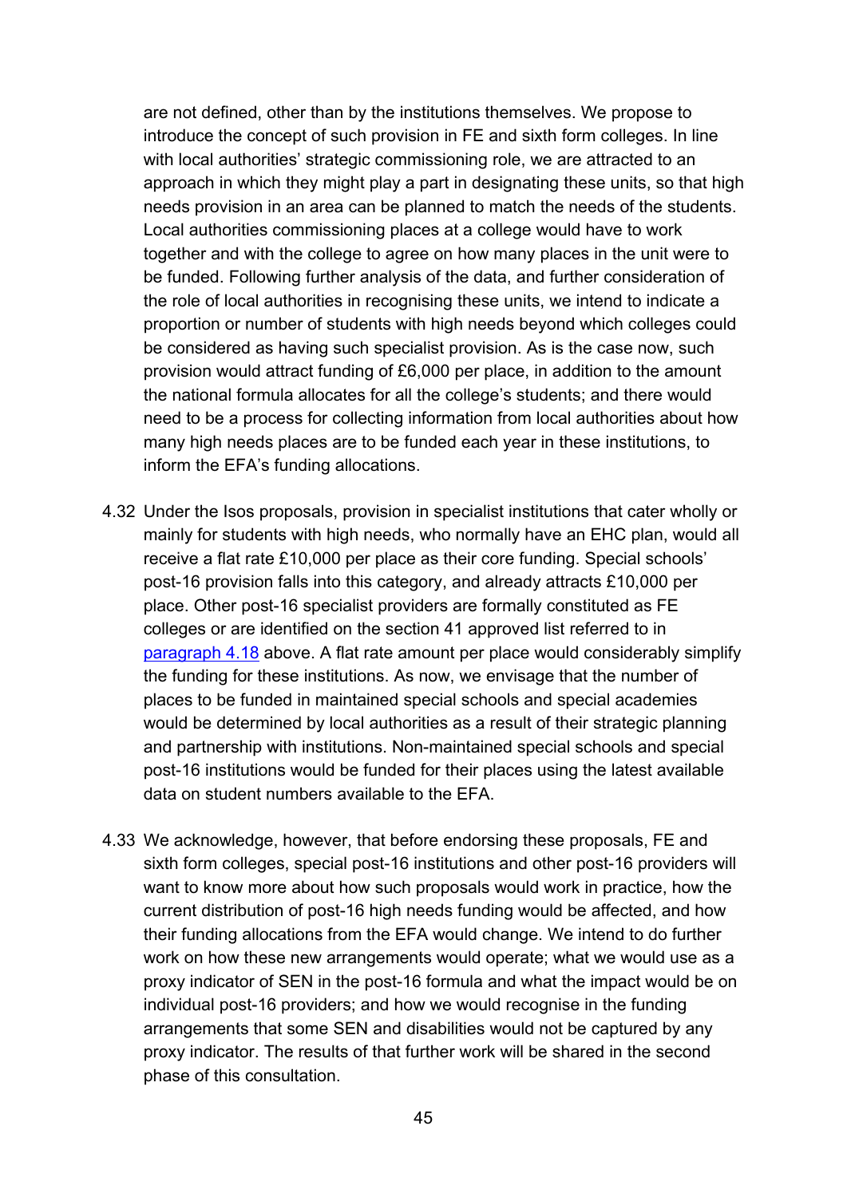are not defined, other than by the institutions themselves. We propose to introduce the concept of such provision in FE and sixth form colleges. In line with local authorities' strategic commissioning role, we are attracted to an approach in which they might play a part in designating these units, so that high needs provision in an area can be planned to match the needs of the students. Local authorities commissioning places at a college would have to work together and with the college to agree on how many places in the unit were to be funded. Following further analysis of the data, and further consideration of the role of local authorities in recognising these units, we intend to indicate a proportion or number of students with high needs beyond which colleges could be considered as having such specialist provision. As is the case now, such provision would attract funding of £6,000 per place, in addition to the amount the national formula allocates for all the college's students; and there would need to be a process for collecting information from local authorities about how many high needs places are to be funded each year in these institutions, to inform the EFA's funding allocations.

4.32 Under the Isos proposals, provision in specialist institutions that cater wholly or mainly for students with high needs, who normally have an EHC plan, would all receive a flat rate £10,000 per place as their core funding. Special schools' post-16 provision falls into this category, and already attracts £10,000 per place. Other post-16 specialist providers are formally constituted as FE colleges or are identified on the section 41 approved list referred to in [paragraph 4.18](#) above. A flat rate amount per place would considerably simplify the funding for these institutions. As now, we envisage that the number of places to be funded in maintained special schools and special academies would be determined by local authorities as a result of their strategic planning and partnership with institutions. Non-maintained special schools and special post-16 institutions would be funded for their places using the latest available data on student numbers available to the EFA.

4.33 We acknowledge, however, that before endorsing these proposals, FE and sixth form colleges, special post-16 institutions and other post-16 providers will want to know more about how such proposals would work in practice, how the current distribution of post-16 high needs funding would be affected, and how their funding allocations from the EFA would change. We intend to do further work on how these new arrangements would operate; what we would use as a proxy indicator of SEN in the post-16 formula and what the impact would be on individual post-16 providers; and how we would recognise in the funding arrangements that some SEN and disabilities would not be captured by any proxy indicator. The results of that further work will be shared in the second phase of this consultation.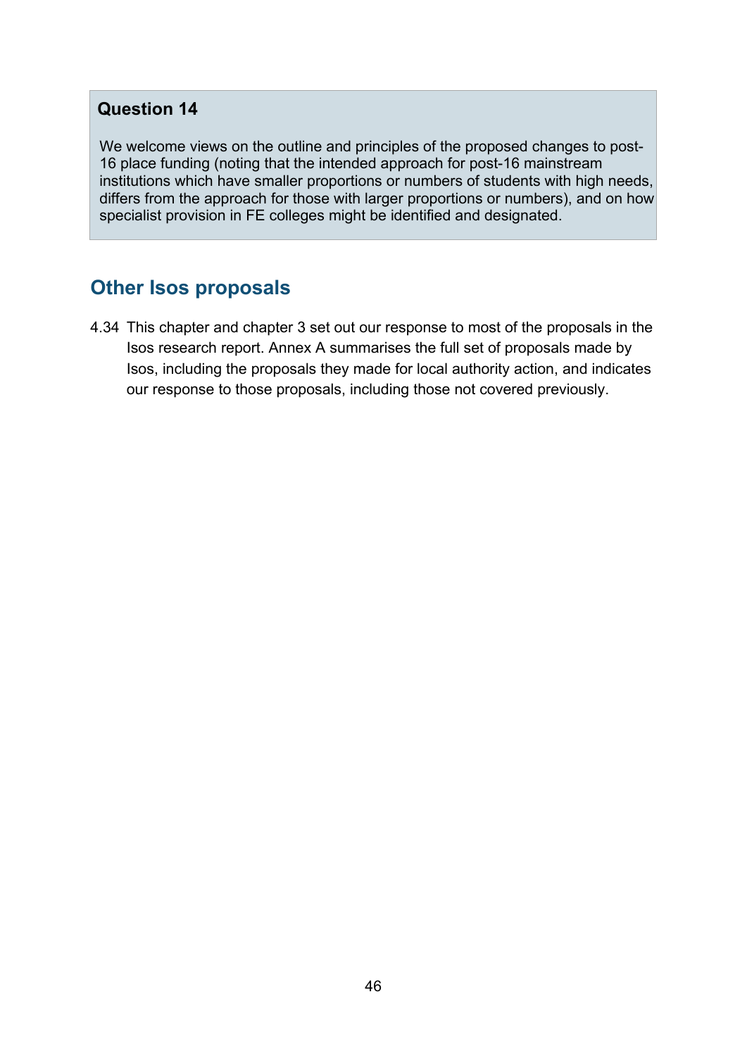**Question 14**

We welcome views on the outline and principles of the proposed changes to post-16 place funding (noting that the intended approach for post-16 mainstream institutions which have smaller proportions or numbers of students with high needs, differs from the approach for those with larger proportions or numbers), and on how specialist provision in FE colleges might be identified and designated.

## Other Isos proposals

4.34 This chapter and chapter 3 set out our response to most of the proposals in the Isos research report. Annex A summarises the full set of proposals made by Isos, including the proposals they made for local authority action, and indicates our response to those proposals, including those not covered previously.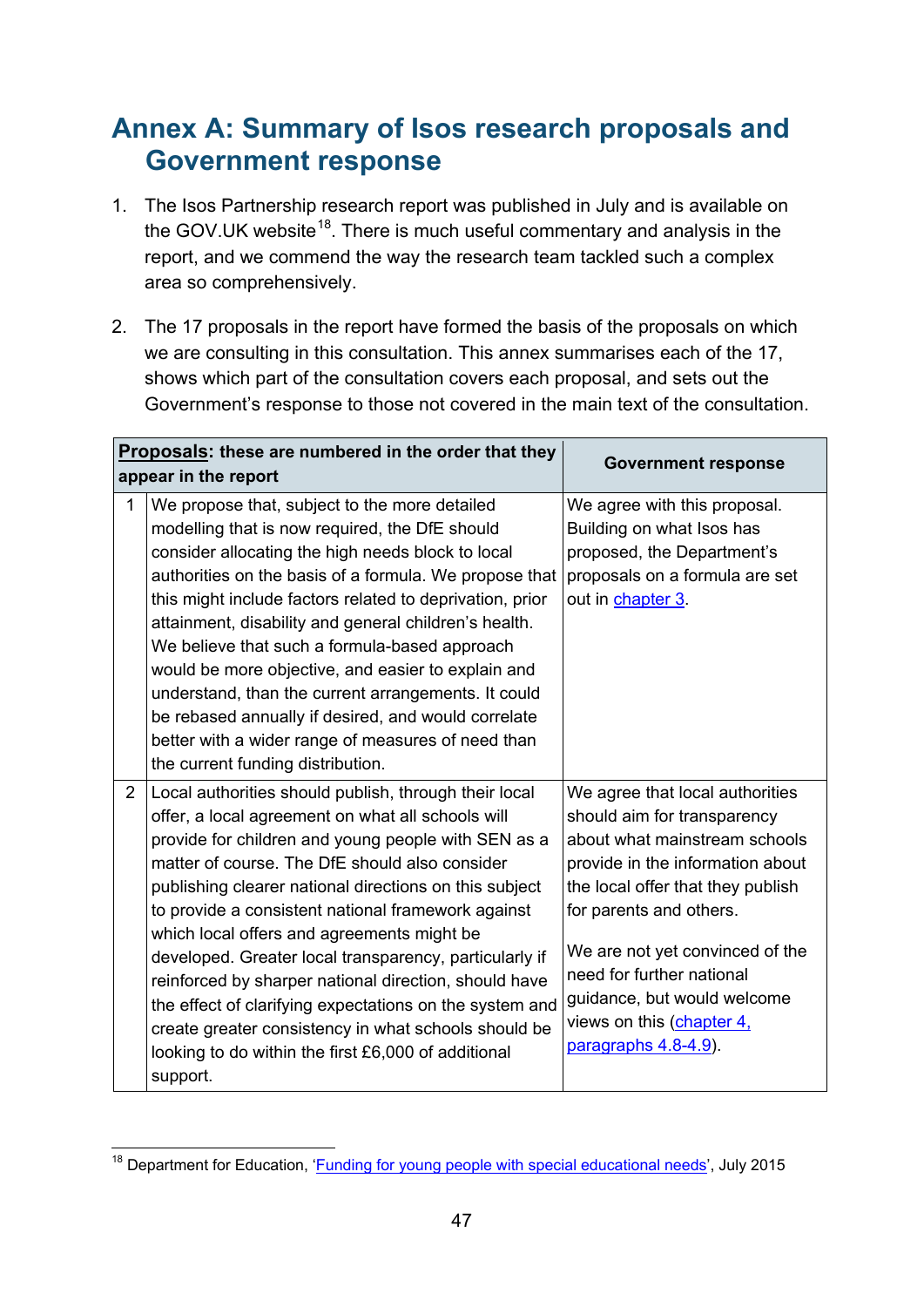# Annex A: Summary of Isos research proposals and Government response

1. The Isos Partnership research report was published in July and is available on the GOV.UK website[18]. There is much useful commentary and analysis in the report, and we commend the way the research team tackled such a complex area so comprehensively.

2. The 17 proposals in the report have formed the basis of the proposals on which we are consulting in this consultation. This annex summarises each of the 17, shows which part of the consultation covers each proposal, and sets out the Government's response to those not covered in the main text of the consultation.

| | **Proposals: these are numbered in the order that they appear in the report** | **Government response** |
|---|---|---|
| 1 | We propose that, subject to the more detailed modelling that is now required, the DfE should consider allocating the high needs block to local authorities on the basis of a formula. We propose that this might include factors related to deprivation, prior attainment, disability and general children's health. We believe that such a formula-based approach would be more objective, and easier to explain and understand, than the current arrangements. It could be rebased annually if desired, and would correlate better with a wider range of measures of need than the current funding distribution. | We agree with this proposal. Building on what Isos has proposed, the Department's proposals on a formula are set out in chapter 3. |
| 2 | Local authorities should publish, through their local offer, a local agreement on what all schools will provide for children and young people with SEN as a matter of course. The DfE should also consider publishing clearer national directions on this subject to provide a consistent national framework against which local offers and agreements might be developed. Greater local transparency, particularly if reinforced by sharper national direction, should have the effect of clarifying expectations on the system and create greater consistency in what schools should be looking to do within the first £6,000 of additional support. | We agree that local authorities should aim for transparency about what mainstream schools provide in the information about the local offer that they publish for parents and others.<br><br>We are not yet convinced of the need for further national guidance, but would welcome views on this (chapter 4, paragraphs 4.8-4.9). |

[18] Department for Education, 'Funding for young people with special educational needs', July 2015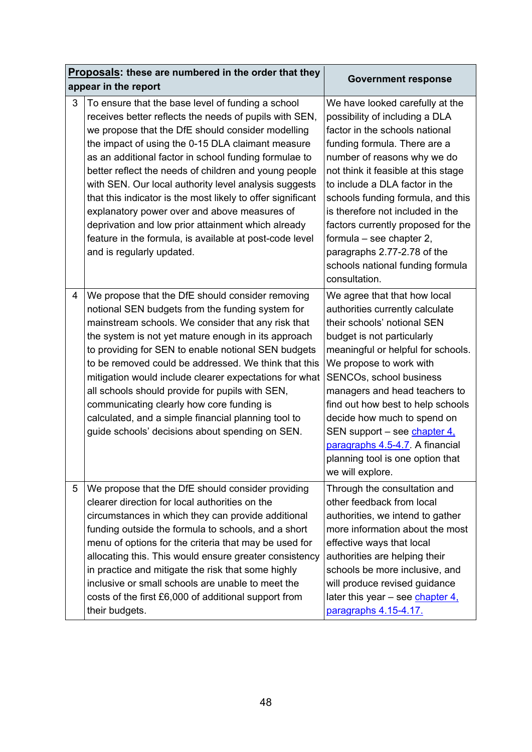| | **Proposals**: these are numbered in the order that they appear in the report | Government response |
|---|---|---|
| 3 | To ensure that the base level of funding a school receives better reflects the needs of pupils with SEN, we propose that the DfE should consider modelling the impact of using the 0-15 DLA claimant measure as an additional factor in school funding formulae to better reflect the needs of children and young people with SEN. Our local authority level analysis suggests that this indicator is the most likely to offer significant explanatory power over and above measures of deprivation and low prior attainment which already feature in the formula, is available at post-code level and is regularly updated. | We have looked carefully at the possibility of including a DLA factor in the schools national funding formula. There are a number of reasons why we do not think it feasible at this stage to include a DLA factor in the schools funding formula, and this is therefore not included in the factors currently proposed for the formula – see chapter 2, paragraphs 2.77-2.78 of the schools national funding formula consultation. |
| 4 | We propose that the DfE should consider removing notional SEN budgets from the funding system for mainstream schools. We consider that any risk that the system is not yet mature enough in its approach to providing for SEN to enable notional SEN budgets to be removed could be addressed. We think that this mitigation would include clearer expectations for what all schools should provide for pupils with SEN, communicating clearly how core funding is calculated, and a simple financial planning tool to guide schools' decisions about spending on SEN. | We agree that that how local authorities currently calculate their schools' notional SEN budget is not particularly meaningful or helpful for schools. We propose to work with SENCOs, school business managers and head teachers to find out how best to help schools decide how much to spend on SEN support – see chapter 4, paragraphs 4.5-4.7. A financial planning tool is one option that we will explore. |
| 5 | We propose that the DfE should consider providing clearer direction for local authorities on the circumstances in which they can provide additional funding outside the formula to schools, and a short menu of options for the criteria that may be used for allocating this. This would ensure greater consistency in practice and mitigate the risk that some highly inclusive or small schools are unable to meet the costs of the first £6,000 of additional support from their budgets. | Through the consultation and other feedback from local authorities, we intend to gather more information about the most effective ways that local authorities are helping their schools be more inclusive, and will produce revised guidance later this year – see chapter 4, paragraphs 4.15-4.17. |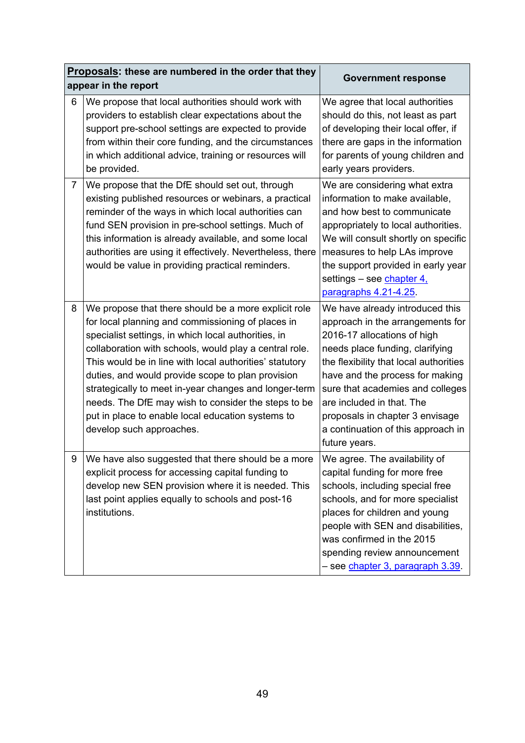| | **Proposals**: these are numbered in the order that they appear in the report | Government response |
|---|---|---|
| 6 | We propose that local authorities should work with providers to establish clear expectations about the support pre-school settings are expected to provide from within their core funding, and the circumstances in which additional advice, training or resources will be provided. | We agree that local authorities should do this, not least as part of developing their local offer, if there are gaps in the information for parents of young children and early years providers. |
| 7 | We propose that the DfE should set out, through existing published resources or webinars, a practical reminder of the ways in which local authorities can fund SEN provision in pre-school settings. Much of this information is already available, and some local authorities are using it effectively. Nevertheless, there would be value in providing practical reminders. | We are considering what extra information to make available, and how best to communicate appropriately to local authorities. We will consult shortly on specific measures to help LAs improve the support provided in early year settings – see chapter 4, paragraphs 4.21-4.25. |
| 8 | We propose that there should be a more explicit role for local planning and commissioning of places in specialist settings, in which local authorities, in collaboration with schools, would play a central role. This would be in line with local authorities' statutory duties, and would provide scope to plan provision strategically to meet in-year changes and longer-term needs. The DfE may wish to consider the steps to be put in place to enable local education systems to develop such approaches. | We have already introduced this approach in the arrangements for 2016-17 allocations of high needs place funding, clarifying the flexibility that local authorities have and the process for making sure that academies and colleges are included in that. The proposals in chapter 3 envisage a continuation of this approach in future years. |
| 9 | We have also suggested that there should be a more explicit process for accessing capital funding to develop new SEN provision where it is needed. This last point applies equally to schools and post-16 institutions. | We agree. The availability of capital funding for more free schools, including special free schools, and for more specialist places for children and young people with SEN and disabilities, was confirmed in the 2015 spending review announcement – see chapter 3, paragraph 3.39. |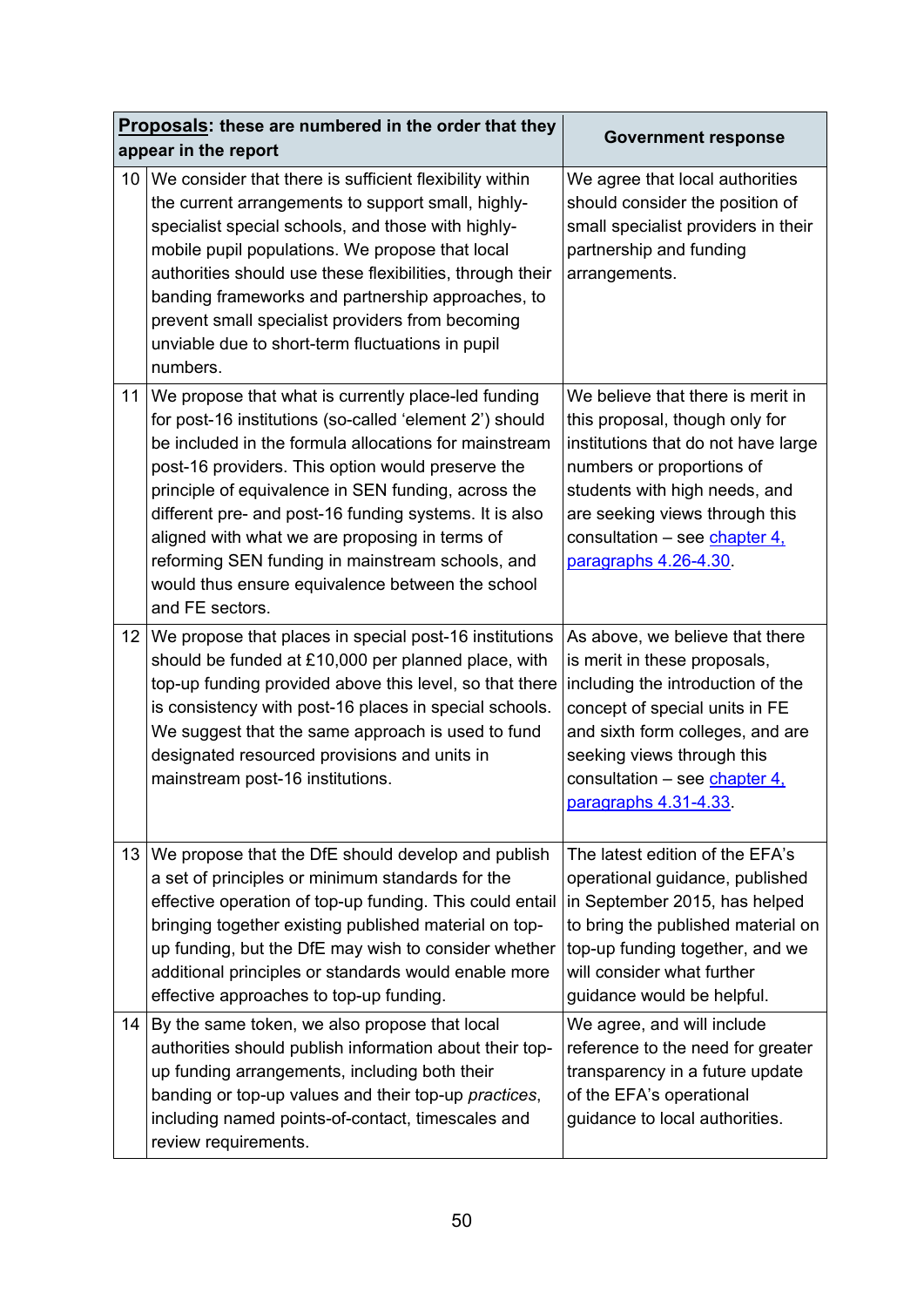| | **Proposals: these are numbered in the order that they appear in the report** | **Government response** |
|---|---|---|
| 10 | We consider that there is sufficient flexibility within the current arrangements to support small, highly-specialist special schools, and those with highly-mobile pupil populations. We propose that local authorities should use these flexibilities, through their banding frameworks and partnership approaches, to prevent small specialist providers from becoming unviable due to short-term fluctuations in pupil numbers. | We agree that local authorities should consider the position of small specialist providers in their partnership and funding arrangements. |
| 11 | We propose that what is currently place-led funding for post-16 institutions (so-called 'element 2') should be included in the formula allocations for mainstream post-16 providers. This option would preserve the principle of equivalence in SEN funding, across the different pre- and post-16 funding systems. It is also aligned with what we are proposing in terms of reforming SEN funding in mainstream schools, and would thus ensure equivalence between the school and FE sectors. | We believe that there is merit in this proposal, though only for institutions that do not have large numbers or proportions of students with high needs, and are seeking views through this consultation – see chapter 4, paragraphs 4.26-4.30. |
| 12 | We propose that places in special post-16 institutions should be funded at £10,000 per planned place, with top-up funding provided above this level, so that there is consistency with post-16 places in special schools. We suggest that the same approach is used to fund designated resourced provisions and units in mainstream post-16 institutions. | As above, we believe that there is merit in these proposals, including the introduction of the concept of special units in FE and sixth form colleges, and are seeking views through this consultation – see chapter 4, paragraphs 4.31-4.33. |
| 13 | We propose that the DfE should develop and publish a set of principles or minimum standards for the effective operation of top-up funding. This could entail bringing together existing published material on top-up funding, but the DfE may wish to consider whether additional principles or standards would enable more effective approaches to top-up funding. | The latest edition of the EFA's operational guidance, published in September 2015, has helped to bring the published material on top-up funding together, and we will consider what further guidance would be helpful. |
| 14 | By the same token, we also propose that local authorities should publish information about their top-up funding arrangements, including both their banding or top-up values and their top-up *practices*, including named points-of-contact, timescales and review requirements. | We agree, and will include reference to the need for greater transparency in a future update of the EFA's operational guidance to local authorities. |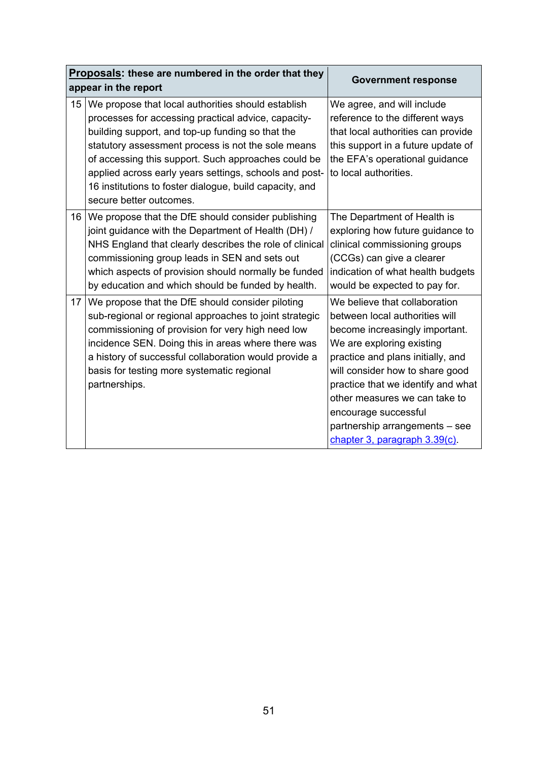| | **Proposals**: these are numbered in the order that they appear in the report | Government response |
|---|---|---|
| 15 | We propose that local authorities should establish processes for accessing practical advice, capacity-building support, and top-up funding so that the statutory assessment process is not the sole means of accessing this support. Such approaches could be applied across early years settings, schools and post-16 institutions to foster dialogue, build capacity, and secure better outcomes. | We agree, and will include reference to the different ways that local authorities can provide this support in a future update of the EFA's operational guidance to local authorities. |
| 16 | We propose that the DfE should consider publishing joint guidance with the Department of Health (DH) / NHS England that clearly describes the role of clinical commissioning group leads in SEN and sets out which aspects of provision should normally be funded by education and which should be funded by health. | The Department of Health is exploring how future guidance to clinical commissioning groups (CCGs) can give a clearer indication of what health budgets would be expected to pay for. |
| 17 | We propose that the DfE should consider piloting sub-regional or regional approaches to joint strategic commissioning of provision for very high need low incidence SEN. Doing this in areas where there was a history of successful collaboration would provide a basis for testing more systematic regional partnerships. | We believe that collaboration between local authorities will become increasingly important. We are exploring existing practice and plans initially, and will consider how to share good practice that we identify and what other measures we can take to encourage successful partnership arrangements – see chapter 3, paragraph 3.39(c). |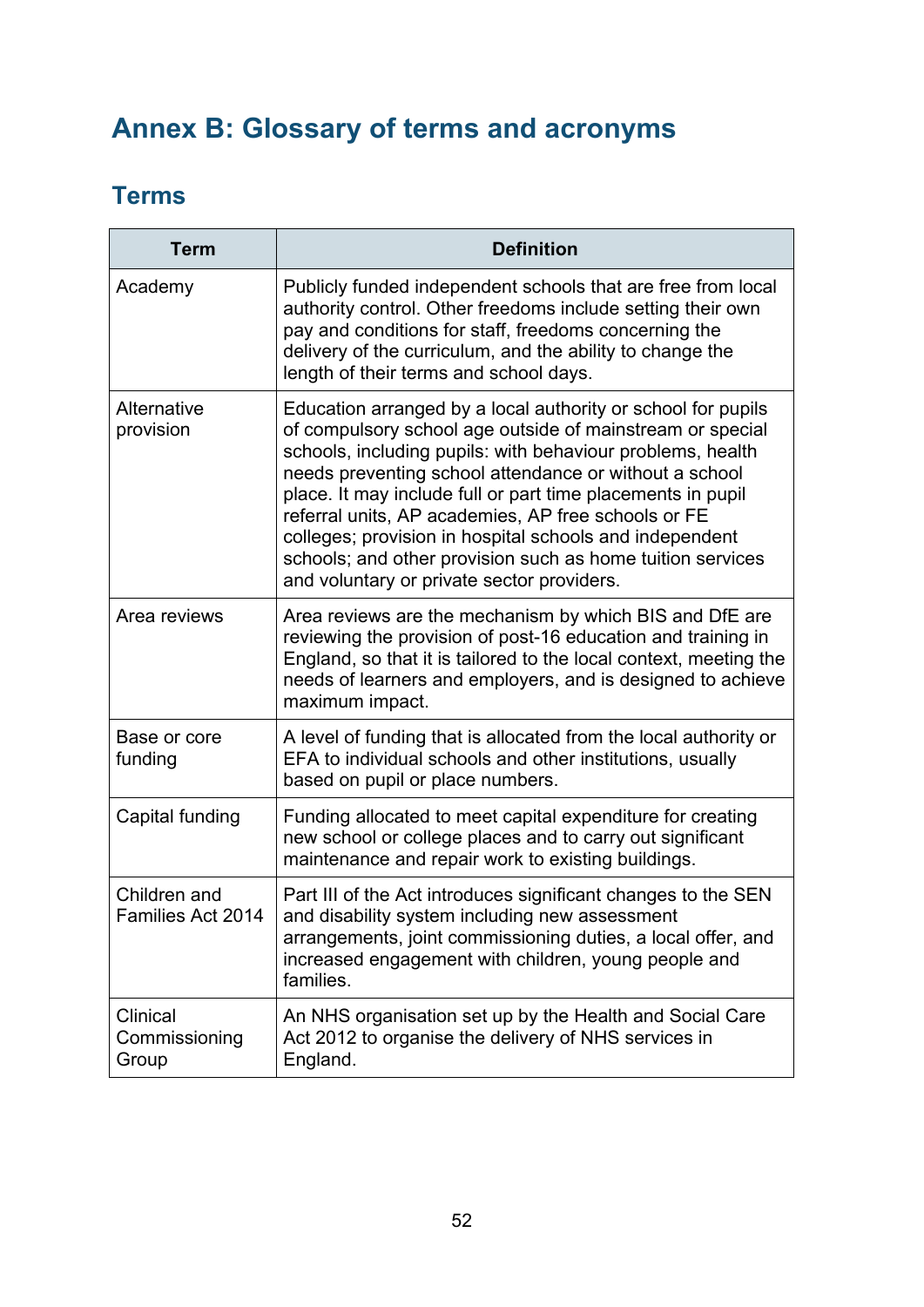# Annex B: Glossary of terms and acronyms

## Terms

| Term | Definition |
|---|---|
| Academy | Publicly funded independent schools that are free from local authority control. Other freedoms include setting their own pay and conditions for staff, freedoms concerning the delivery of the curriculum, and the ability to change the length of their terms and school days. |
| Alternative provision | Education arranged by a local authority or school for pupils of compulsory school age outside of mainstream or special schools, including pupils: with behaviour problems, health needs preventing school attendance or without a school place. It may include full or part time placements in pupil referral units, AP academies, AP free schools or FE colleges; provision in hospital schools and independent schools; and other provision such as home tuition services and voluntary or private sector providers. |
| Area reviews | Area reviews are the mechanism by which BIS and DfE are reviewing the provision of post-16 education and training in England, so that it is tailored to the local context, meeting the needs of learners and employers, and is designed to achieve maximum impact. |
| Base or core funding | A level of funding that is allocated from the local authority or EFA to individual schools and other institutions, usually based on pupil or place numbers. |
| Capital funding | Funding allocated to meet capital expenditure for creating new school or college places and to carry out significant maintenance and repair work to existing buildings. |
| Children and Families Act 2014 | Part III of the Act introduces significant changes to the SEN and disability system including new assessment arrangements, joint commissioning duties, a local offer, and increased engagement with children, young people and families. |
| Clinical Commissioning Group | An NHS organisation set up by the Health and Social Care Act 2012 to organise the delivery of NHS services in England. |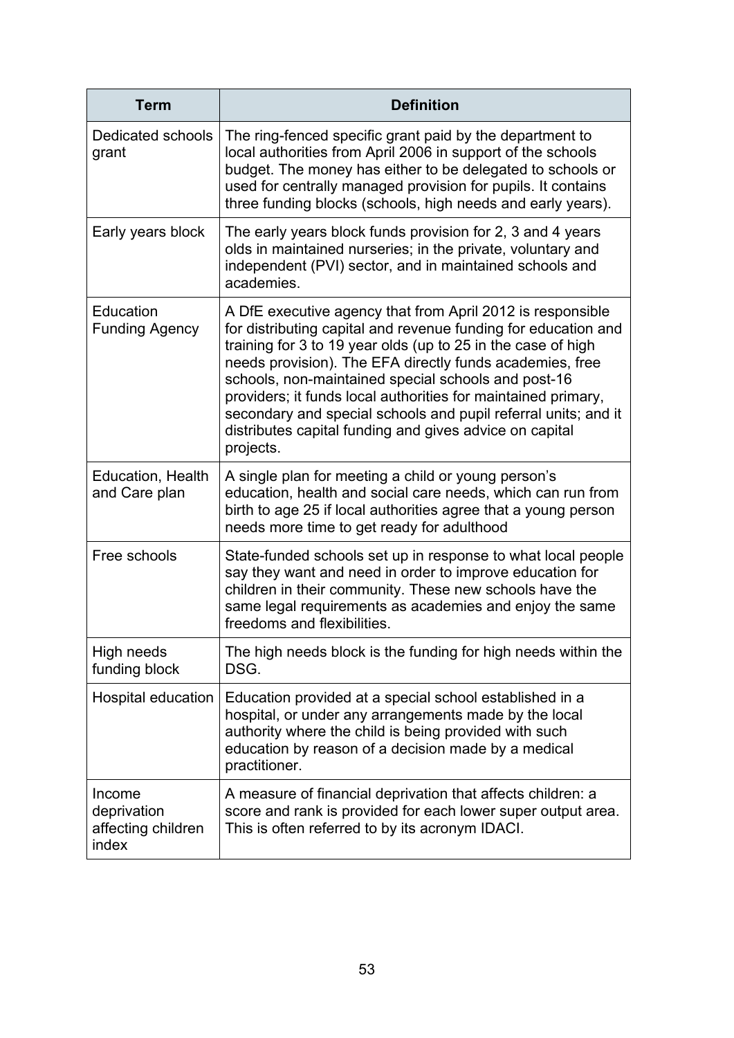| Term | Definition |
|---|---|
| Dedicated schools grant | The ring-fenced specific grant paid by the department to local authorities from April 2006 in support of the schools budget. The money has either to be delegated to schools or used for centrally managed provision for pupils. It contains three funding blocks (schools, high needs and early years). |
| Early years block | The early years block funds provision for 2, 3 and 4 years olds in maintained nurseries; in the private, voluntary and independent (PVI) sector, and in maintained schools and academies. |
| Education Funding Agency | A DfE executive agency that from April 2012 is responsible for distributing capital and revenue funding for education and training for 3 to 19 year olds (up to 25 in the case of high needs provision). The EFA directly funds academies, free schools, non-maintained special schools and post-16 providers; it funds local authorities for maintained primary, secondary and special schools and pupil referral units; and it distributes capital funding and gives advice on capital projects. |
| Education, Health and Care plan | A single plan for meeting a child or young person's education, health and social care needs, which can run from birth to age 25 if local authorities agree that a young person needs more time to get ready for adulthood |
| Free schools | State-funded schools set up in response to what local people say they want and need in order to improve education for children in their community. These new schools have the same legal requirements as academies and enjoy the same freedoms and flexibilities. |
| High needs funding block | The high needs block is the funding for high needs within the DSG. |
| Hospital education | Education provided at a special school established in a hospital, or under any arrangements made by the local authority where the child is being provided with such education by reason of a decision made by a medical practitioner. |
| Income deprivation affecting children index | A measure of financial deprivation that affects children: a score and rank is provided for each lower super output area. This is often referred to by its acronym IDACI. |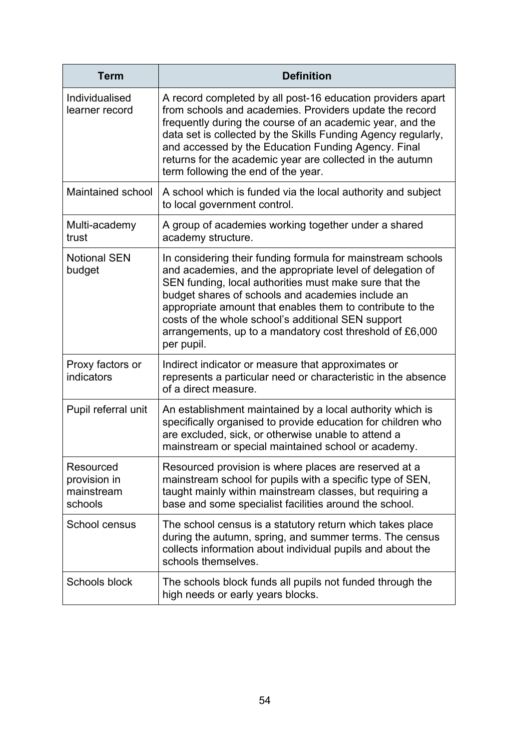| Term | Definition |
|---|---|
| Individualised learner record | A record completed by all post-16 education providers apart from schools and academies. Providers update the record frequently during the course of an academic year, and the data set is collected by the Skills Funding Agency regularly, and accessed by the Education Funding Agency. Final returns for the academic year are collected in the autumn term following the end of the year. |
| Maintained school | A school which is funded via the local authority and subject to local government control. |
| Multi-academy trust | A group of academies working together under a shared academy structure. |
| Notional SEN budget | In considering their funding formula for mainstream schools and academies, and the appropriate level of delegation of SEN funding, local authorities must make sure that the budget shares of schools and academies include an appropriate amount that enables them to contribute to the costs of the whole school's additional SEN support arrangements, up to a mandatory cost threshold of £6,000 per pupil. |
| Proxy factors or indicators | Indirect indicator or measure that approximates or represents a particular need or characteristic in the absence of a direct measure. |
| Pupil referral unit | An establishment maintained by a local authority which is specifically organised to provide education for children who are excluded, sick, or otherwise unable to attend a mainstream or special maintained school or academy. |
| Resourced provision in mainstream schools | Resourced provision is where places are reserved at a mainstream school for pupils with a specific type of SEN, taught mainly within mainstream classes, but requiring a base and some specialist facilities around the school. |
| School census | The school census is a statutory return which takes place during the autumn, spring, and summer terms. The census collects information about individual pupils and about the schools themselves. |
| Schools block | The schools block funds all pupils not funded through the high needs or early years blocks. |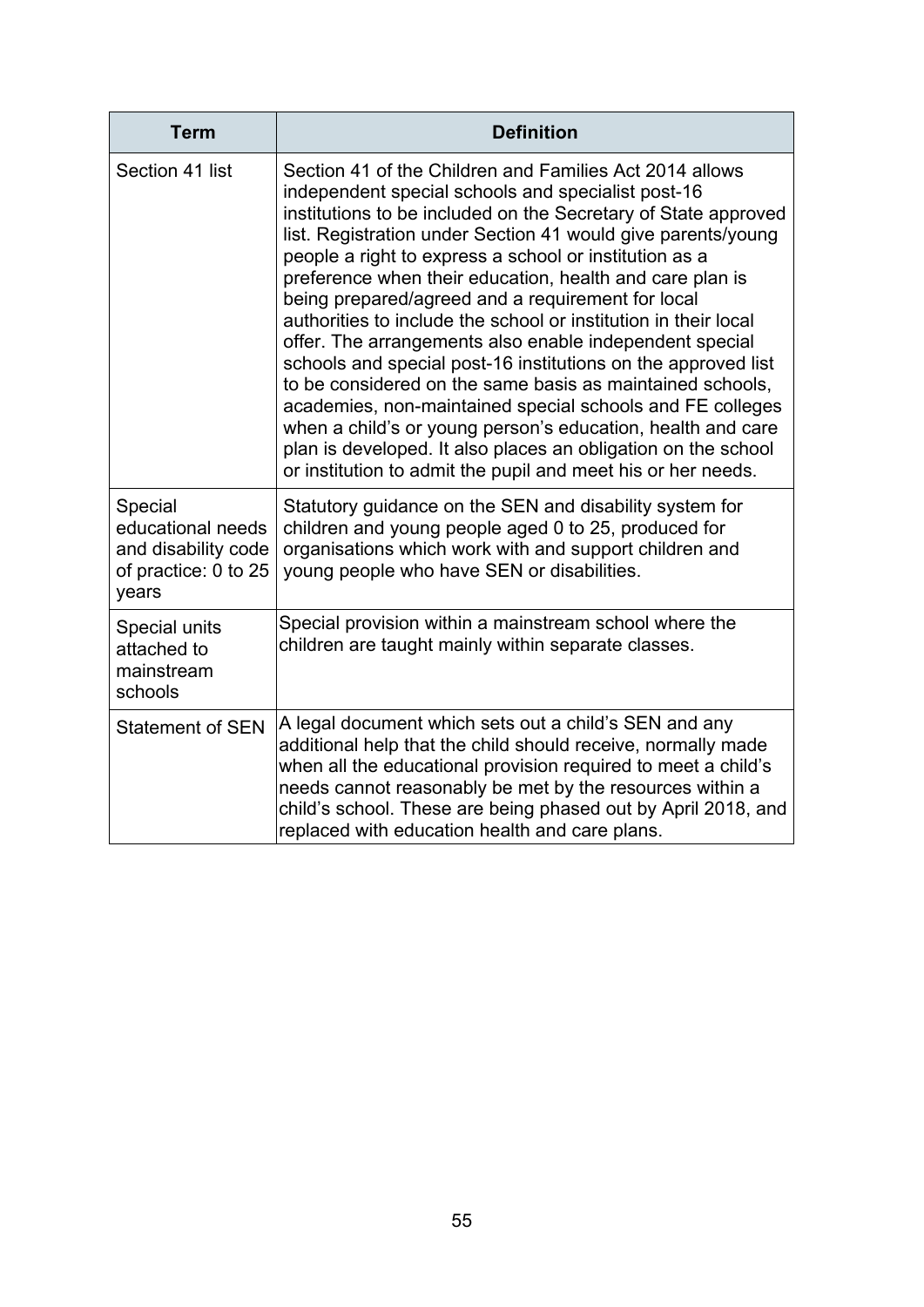| Term | Definition |
|---|---|
| Section 41 list | Section 41 of the Children and Families Act 2014 allows independent special schools and specialist post-16 institutions to be included on the Secretary of State approved list. Registration under Section 41 would give parents/young people a right to express a school or institution as a preference when their education, health and care plan is being prepared/agreed and a requirement for local authorities to include the school or institution in their local offer. The arrangements also enable independent special schools and special post-16 institutions on the approved list to be considered on the same basis as maintained schools, academies, non-maintained special schools and FE colleges when a child's or young person's education, health and care plan is developed. It also places an obligation on the school or institution to admit the pupil and meet his or her needs. |
| Special educational needs and disability code of practice: 0 to 25 years | Statutory guidance on the SEN and disability system for children and young people aged 0 to 25, produced for organisations which work with and support children and young people who have SEN or disabilities. |
| Special units attached to mainstream schools | Special provision within a mainstream school where the children are taught mainly within separate classes. |
| Statement of SEN | A legal document which sets out a child's SEN and any additional help that the child should receive, normally made when all the educational provision required to meet a child's needs cannot reasonably be met by the resources within a child's school. These are being phased out by April 2018, and replaced with education health and care plans. |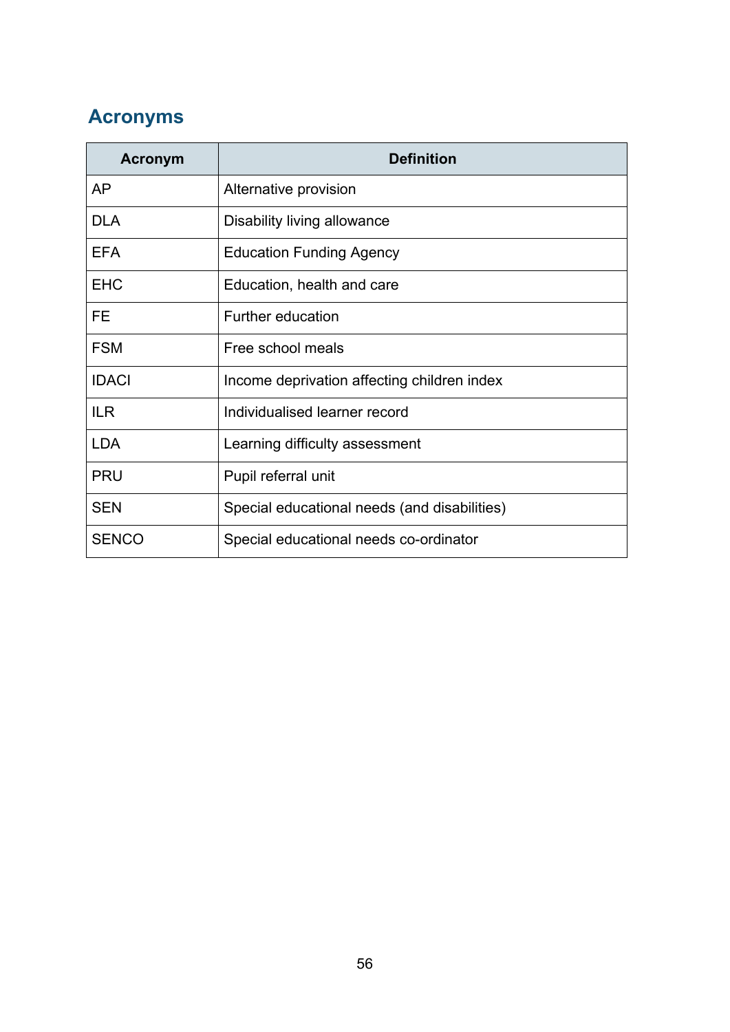## Acronyms

| Acronym | Definition |
|---|---|
| AP | Alternative provision |
| DLA | Disability living allowance |
| EFA | Education Funding Agency |
| EHC | Education, health and care |
| FE | Further education |
| FSM | Free school meals |
| IDACI | Income deprivation affecting children index |
| ILR | Individualised learner record |
| LDA | Learning difficulty assessment |
| PRU | Pupil referral unit |
| SEN | Special educational needs (and disabilities) |
| SENCO | Special educational needs co-ordinator |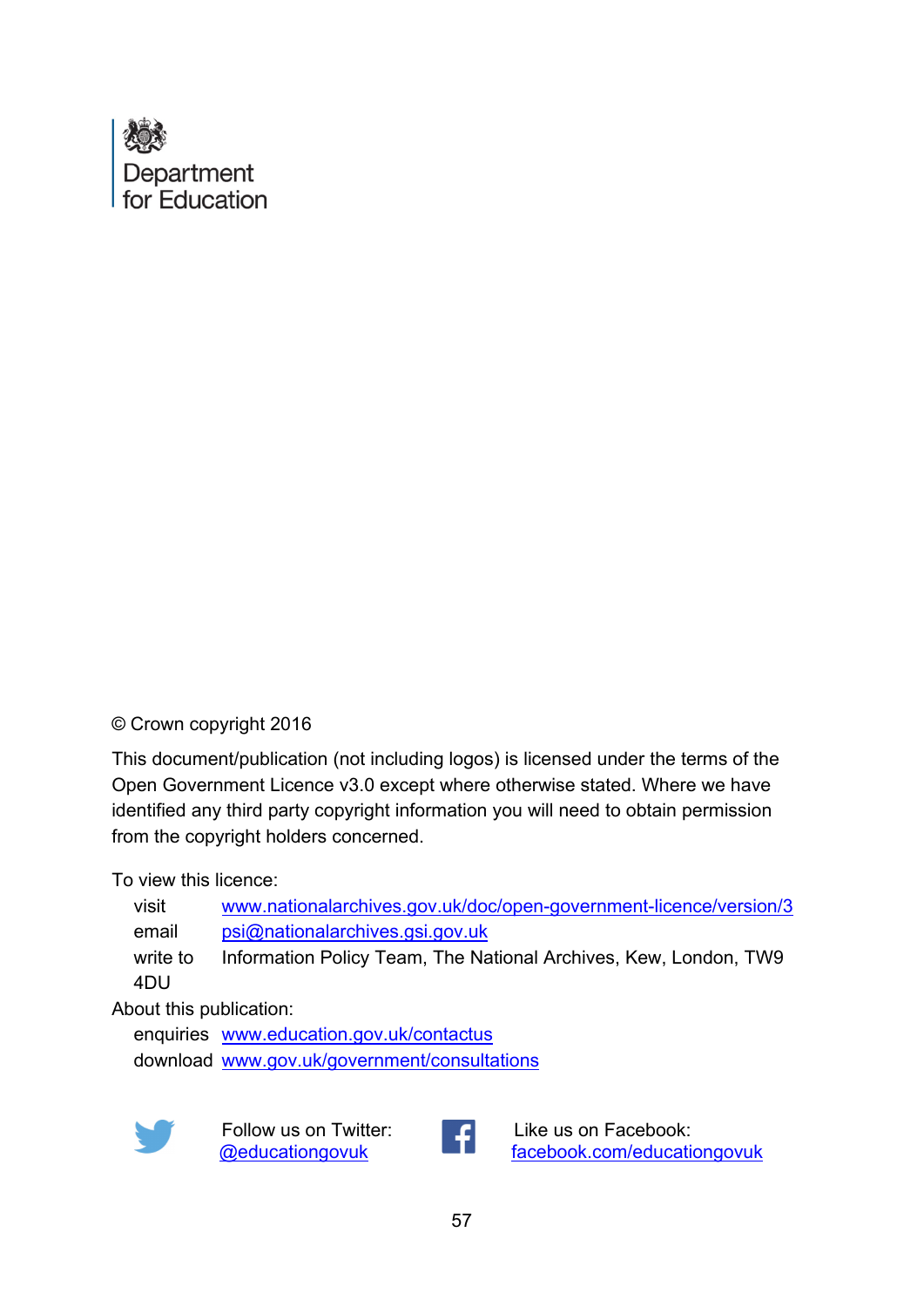Department for Education

© Crown copyright 2016

This document/publication (not including logos) is licensed under the terms of the Open Government Licence v3.0 except where otherwise stated. Where we have identified any third party copyright information you will need to obtain permission from the copyright holders concerned.

To view this licence:

visit www.nationalarchives.gov.uk/doc/open-government-licence/version/3
email psi@nationalarchives.gsi.gov.uk
write to Information Policy Team, The National Archives, Kew, London, TW9 4DU

About this publication:

enquiries www.education.gov.uk/contactus
download www.gov.uk/government/consultations

Follow us on Twitter: @educationgovuk

Like us on Facebook: facebook.com/educationgovuk